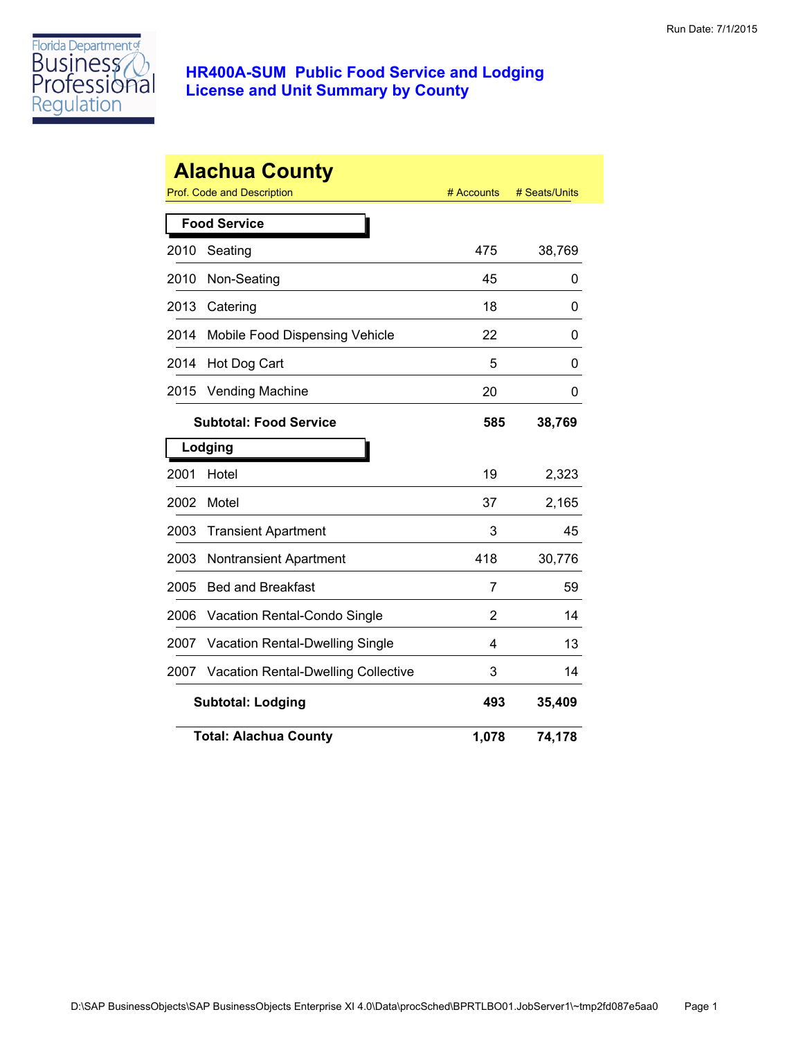Run Date: 7/1/2015

# HR400A-SUM Public Food Service and Lodging License and Unit Summary by County

## Alachua County

| Prof. Code and Description | | # Accounts | # Seats/Units |
|---|---|---|---|
| **Food Service** | | | |
| 2010 | Seating | 475 | 38,769 |
| 2010 | Non-Seating | 45 | 0 |
| 2013 | Catering | 18 | 0 |
| 2014 | Mobile Food Dispensing Vehicle | 22 | 0 |
| 2014 | Hot Dog Cart | 5 | 0 |
| 2015 | Vending Machine | 20 | 0 |
| | **Subtotal: Food Service** | **585** | **38,769** |
| **Lodging** | | | |
| 2001 | Hotel | 19 | 2,323 |
| 2002 | Motel | 37 | 2,165 |
| 2003 | Transient Apartment | 3 | 45 |
| 2003 | Nontransient Apartment | 418 | 30,776 |
| 2005 | Bed and Breakfast | 7 | 59 |
| 2006 | Vacation Rental-Condo Single | 2 | 14 |
| 2007 | Vacation Rental-Dwelling Single | 4 | 13 |
| 2007 | Vacation Rental-Dwelling Collective | 3 | 14 |
| | **Subtotal: Lodging** | **493** | **35,409** |
| | **Total: Alachua County** | **1,078** | **74,178** |

D:\SAP BusinessObjects\SAP BusinessObjects Enterprise XI 4.0\Data\procSched\BPRTLBO01.JobServer1\~tmp2fd087e5aa0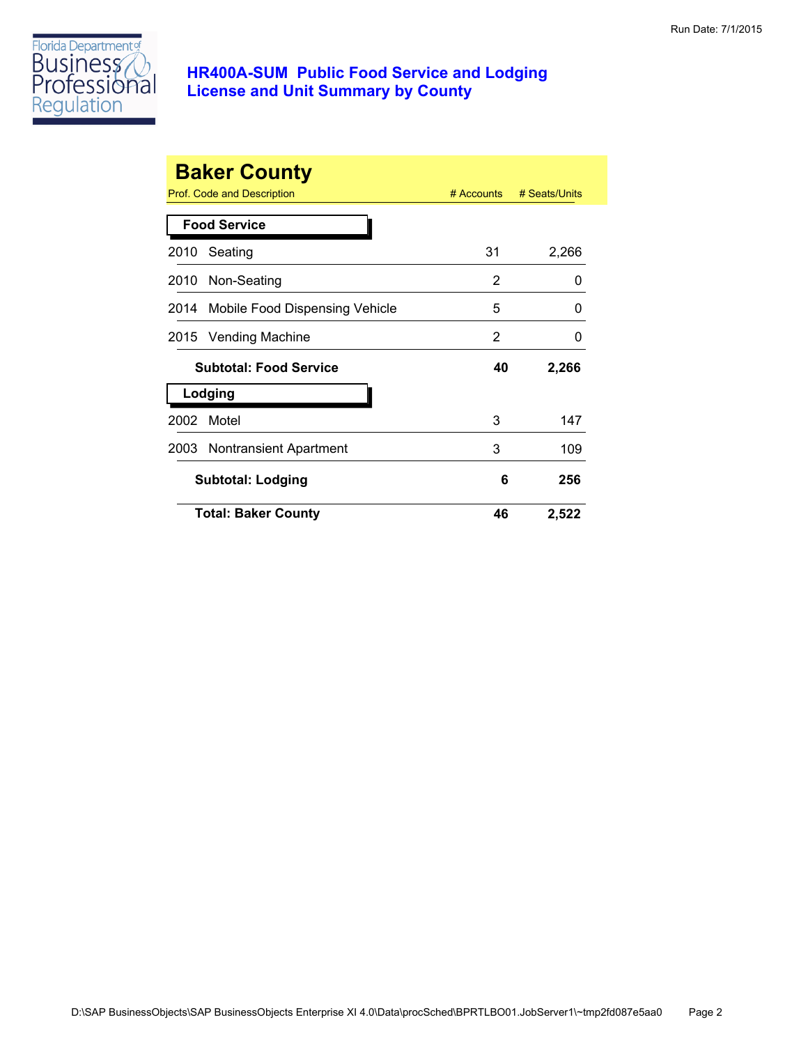# HR400A-SUM Public Food Service and Lodging License and Unit Summary by County

## Baker County

| Prof. Code and Description | | # Accounts | # Seats/Units |
|---|---|---|---|
| **Food Service** | | | |
| 2010 | Seating | 31 | 2,266 |
| 2010 | Non-Seating | 2 | 0 |
| 2014 | Mobile Food Dispensing Vehicle | 5 | 0 |
| 2015 | Vending Machine | 2 | 0 |
| **Subtotal: Food Service** | | **40** | **2,266** |
| **Lodging** | | | |
| 2002 | Motel | 3 | 147 |
| 2003 | Nontransient Apartment | 3 | 109 |
| **Subtotal: Lodging** | | **6** | **256** |
| **Total: Baker County** | | **46** | **2,522** |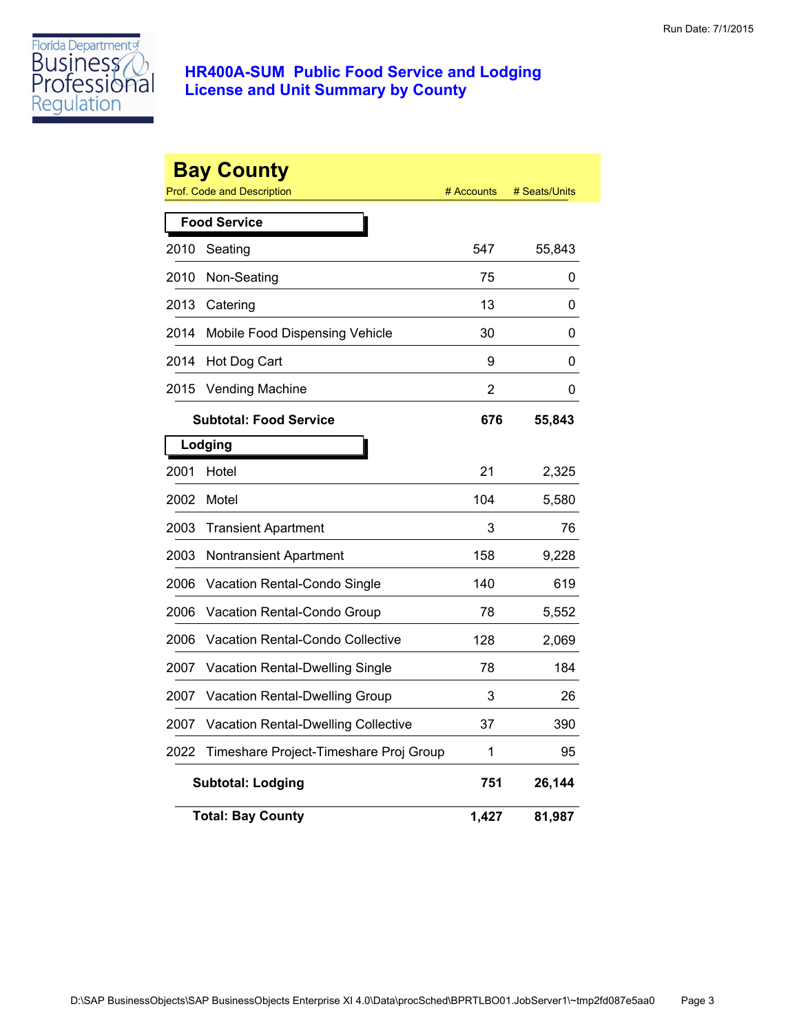Run Date: 7/1/2015

# HR400A-SUM Public Food Service and Lodging License and Unit Summary by County

## Bay County

| Prof. Code and Description | | # Accounts | # Seats/Units |
|---|---|---|---|
| **Food Service** | | | |
| 2010 | Seating | 547 | 55,843 |
| 2010 | Non-Seating | 75 | 0 |
| 2013 | Catering | 13 | 0 |
| 2014 | Mobile Food Dispensing Vehicle | 30 | 0 |
| 2014 | Hot Dog Cart | 9 | 0 |
| 2015 | Vending Machine | 2 | 0 |
| | **Subtotal: Food Service** | **676** | **55,843** |
| **Lodging** | | | |
| 2001 | Hotel | 21 | 2,325 |
| 2002 | Motel | 104 | 5,580 |
| 2003 | Transient Apartment | 3 | 76 |
| 2003 | Nontransient Apartment | 158 | 9,228 |
| 2006 | Vacation Rental-Condo Single | 140 | 619 |
| 2006 | Vacation Rental-Condo Group | 78 | 5,552 |
| 2006 | Vacation Rental-Condo Collective | 128 | 2,069 |
| 2007 | Vacation Rental-Dwelling Single | 78 | 184 |
| 2007 | Vacation Rental-Dwelling Group | 3 | 26 |
| 2007 | Vacation Rental-Dwelling Collective | 37 | 390 |
| 2022 | Timeshare Project-Timeshare Proj Group | 1 | 95 |
| | **Subtotal: Lodging** | **751** | **26,144** |
| | **Total: Bay County** | **1,427** | **81,987** |

D:\SAP BusinessObjects\SAP BusinessObjects Enterprise XI 4.0\Data\procSched\BPRTLBO01.JobServer1\~tmp2fd087e5aa0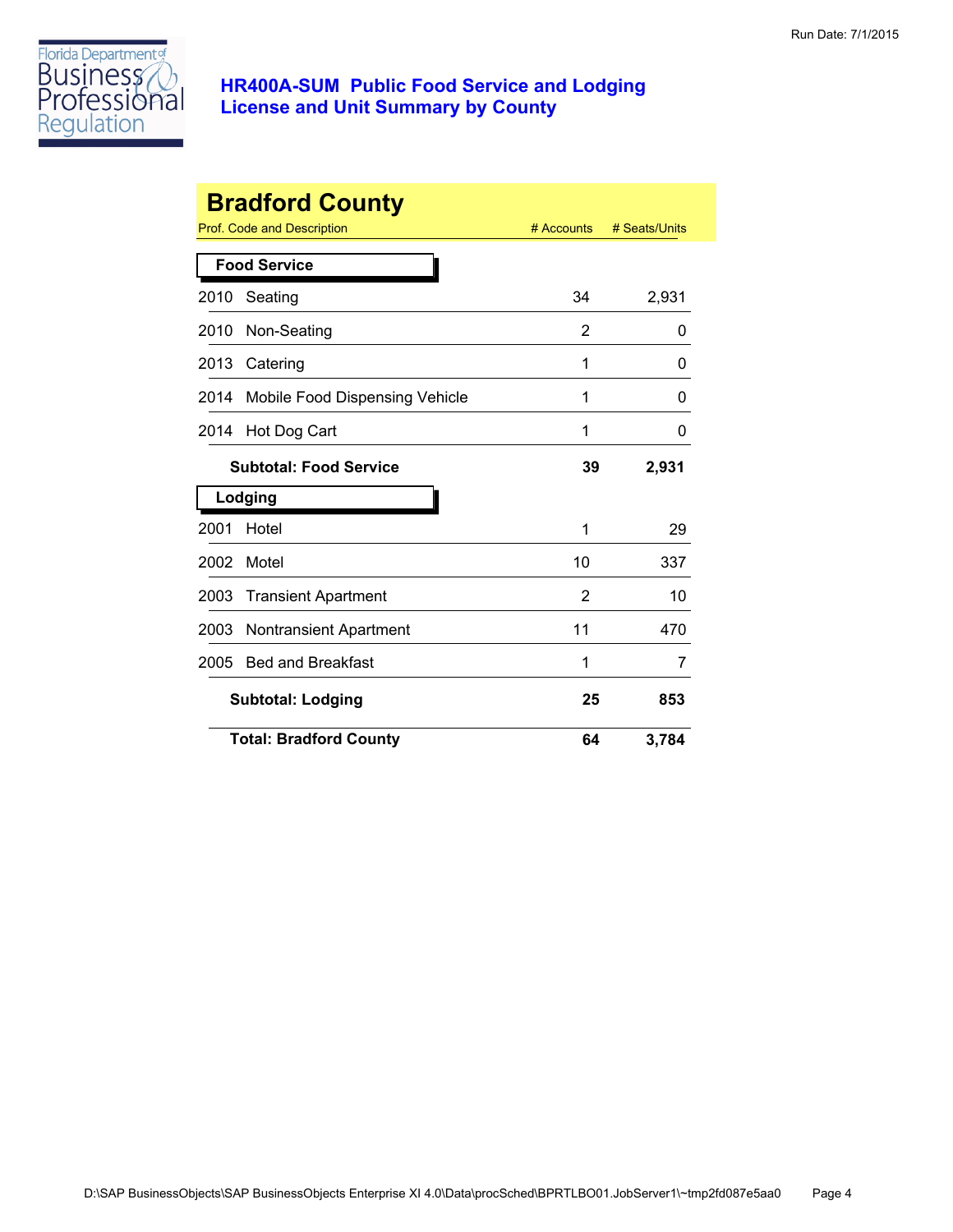# HR400A-SUM Public Food Service and Lodging License and Unit Summary by County

## Bradford County

| Prof. Code and Description | # Accounts | # Seats/Units |
|---|---|---|
| **Food Service** | | |
| 2010 Seating | 34 | 2,931 |
| 2010 Non-Seating | 2 | 0 |
| 2013 Catering | 1 | 0 |
| 2014 Mobile Food Dispensing Vehicle | 1 | 0 |
| 2014 Hot Dog Cart | 1 | 0 |
| **Subtotal: Food Service** | **39** | **2,931** |
| **Lodging** | | |
| 2001 Hotel | 1 | 29 |
| 2002 Motel | 10 | 337 |
| 2003 Transient Apartment | 2 | 10 |
| 2003 Nontransient Apartment | 11 | 470 |
| 2005 Bed and Breakfast | 1 | 7 |
| **Subtotal: Lodging** | **25** | **853** |
| **Total: Bradford County** | **64** | **3,784** |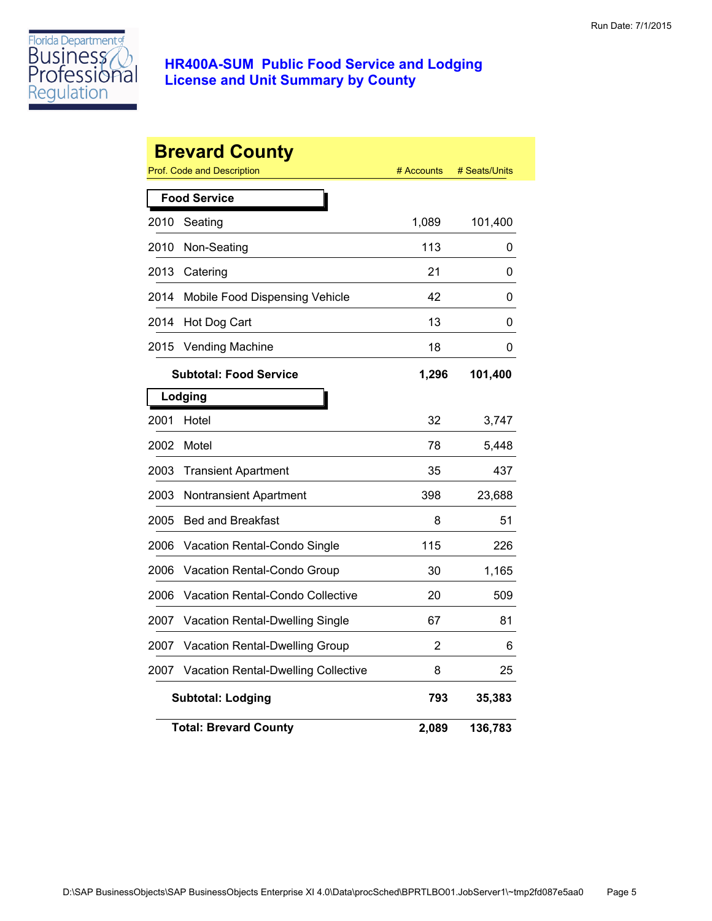# HR400A-SUM Public Food Service and Lodging License and Unit Summary by County

## Brevard County

| Prof. Code and Description | | # Accounts | # Seats/Units |
|---|---|---|---|
| **Food Service** | | | |
| 2010 | Seating | 1,089 | 101,400 |
| 2010 | Non-Seating | 113 | 0 |
| 2013 | Catering | 21 | 0 |
| 2014 | Mobile Food Dispensing Vehicle | 42 | 0 |
| 2014 | Hot Dog Cart | 13 | 0 |
| 2015 | Vending Machine | 18 | 0 |
| | **Subtotal: Food Service** | **1,296** | **101,400** |
| **Lodging** | | | |
| 2001 | Hotel | 32 | 3,747 |
| 2002 | Motel | 78 | 5,448 |
| 2003 | Transient Apartment | 35 | 437 |
| 2003 | Nontransient Apartment | 398 | 23,688 |
| 2005 | Bed and Breakfast | 8 | 51 |
| 2006 | Vacation Rental-Condo Single | 115 | 226 |
| 2006 | Vacation Rental-Condo Group | 30 | 1,165 |
| 2006 | Vacation Rental-Condo Collective | 20 | 509 |
| 2007 | Vacation Rental-Dwelling Single | 67 | 81 |
| 2007 | Vacation Rental-Dwelling Group | 2 | 6 |
| 2007 | Vacation Rental-Dwelling Collective | 8 | 25 |
| | **Subtotal: Lodging** | **793** | **35,383** |
| | **Total: Brevard County** | **2,089** | **136,783** |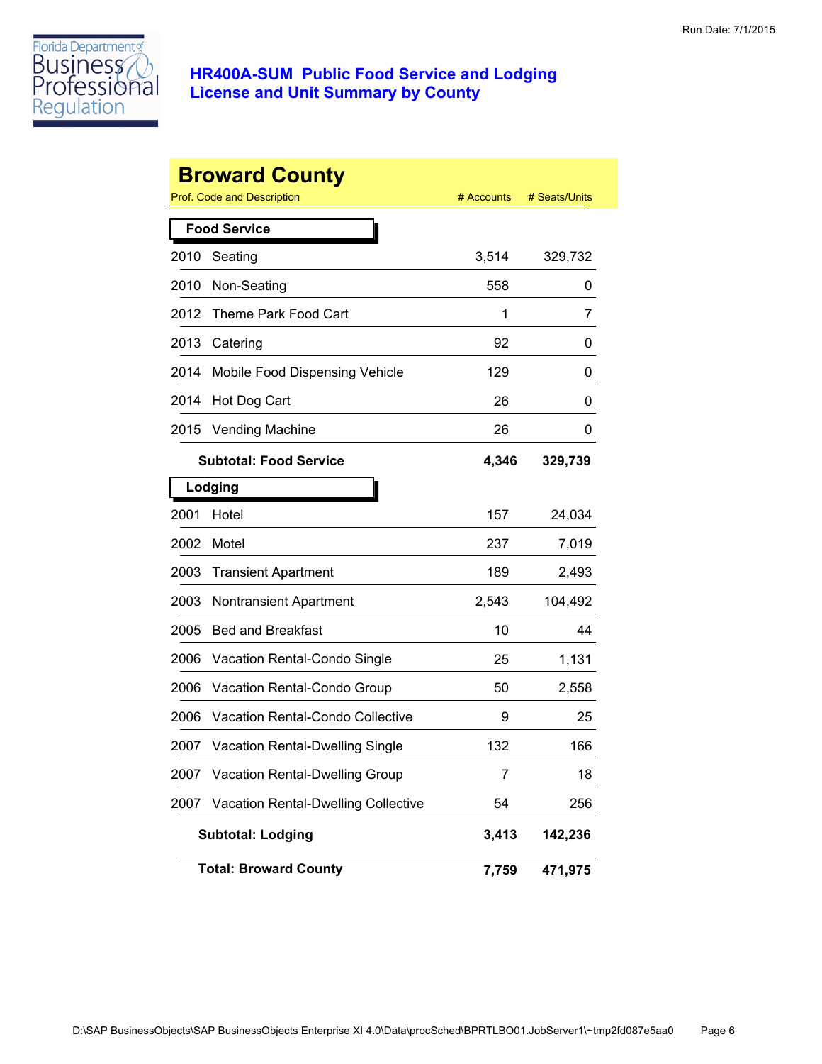# HR400A-SUM Public Food Service and Lodging License and Unit Summary by County

Run Date: 7/1/2015

## Broward County

| Prof. Code and Description | | # Accounts | # Seats/Units |
|---|---|---|---|
| **Food Service** | | | |
| 2010 | Seating | 3,514 | 329,732 |
| 2010 | Non-Seating | 558 | 0 |
| 2012 | Theme Park Food Cart | 1 | 7 |
| 2013 | Catering | 92 | 0 |
| 2014 | Mobile Food Dispensing Vehicle | 129 | 0 |
| 2014 | Hot Dog Cart | 26 | 0 |
| 2015 | Vending Machine | 26 | 0 |
| | **Subtotal: Food Service** | **4,346** | **329,739** |
| **Lodging** | | | |
| 2001 | Hotel | 157 | 24,034 |
| 2002 | Motel | 237 | 7,019 |
| 2003 | Transient Apartment | 189 | 2,493 |
| 2003 | Nontransient Apartment | 2,543 | 104,492 |
| 2005 | Bed and Breakfast | 10 | 44 |
| 2006 | Vacation Rental-Condo Single | 25 | 1,131 |
| 2006 | Vacation Rental-Condo Group | 50 | 2,558 |
| 2006 | Vacation Rental-Condo Collective | 9 | 25 |
| 2007 | Vacation Rental-Dwelling Single | 132 | 166 |
| 2007 | Vacation Rental-Dwelling Group | 7 | 18 |
| 2007 | Vacation Rental-Dwelling Collective | 54 | 256 |
| | **Subtotal: Lodging** | **3,413** | **142,236** |
| | **Total: Broward County** | **7,759** | **471,975** |

D:\SAP BusinessObjects\SAP BusinessObjects Enterprise XI 4.0\Data\procSched\BPRTLBO01.JobServer1\~tmp2fd087e5aa0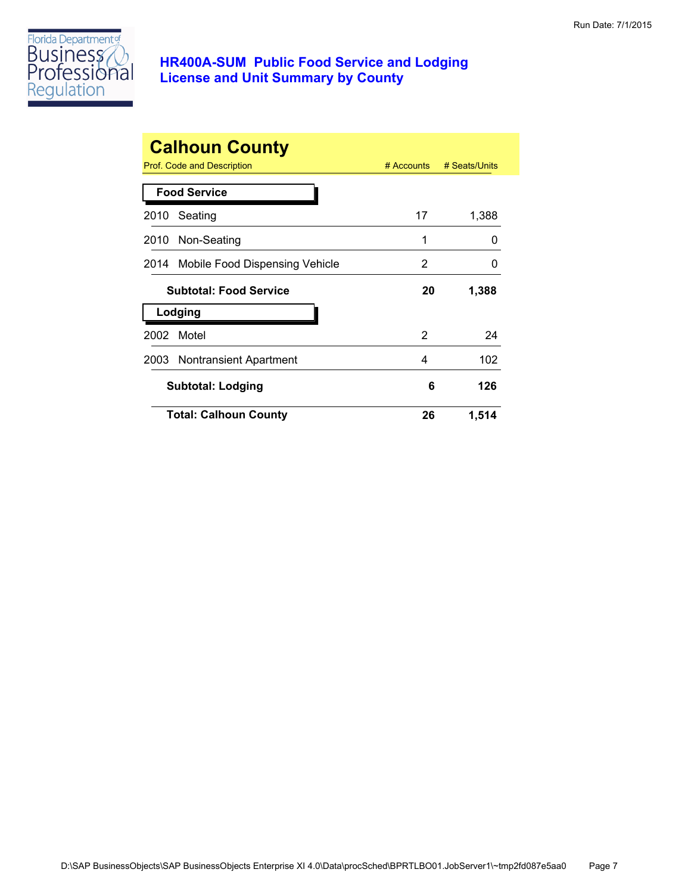# HR400A-SUM Public Food Service and Lodging License and Unit Summary by County

## Calhoun County

| Prof. Code and Description | # Accounts | # Seats/Units |
|---|---|---|
| **Food Service** | | |
| 2010 Seating | 17 | 1,388 |
| 2010 Non-Seating | 1 | 0 |
| 2014 Mobile Food Dispensing Vehicle | 2 | 0 |
| **Subtotal: Food Service** | **20** | **1,388** |
| **Lodging** | | |
| 2002 Motel | 2 | 24 |
| 2003 Nontransient Apartment | 4 | 102 |
| **Subtotal: Lodging** | **6** | **126** |
| **Total: Calhoun County** | **26** | **1,514** |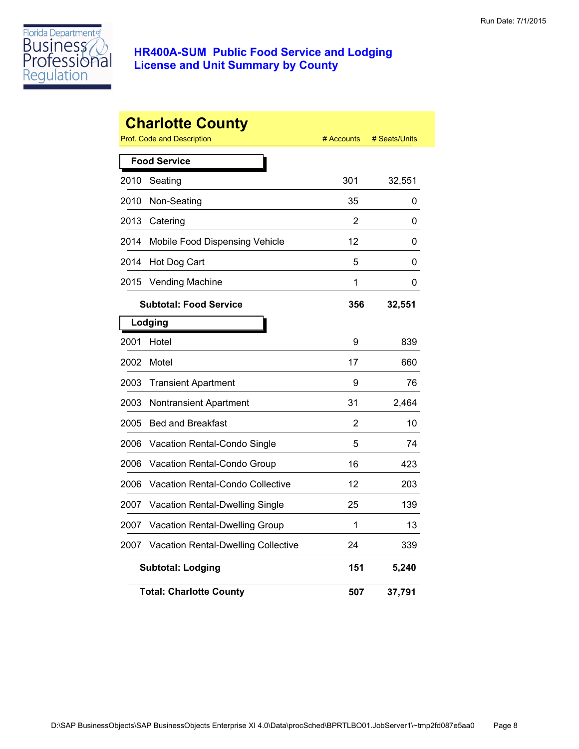# HR400A-SUM Public Food Service and Lodging License and Unit Summary by County

Run Date: 7/1/2015

## Charlotte County

| Prof. Code and Description | | # Accounts | # Seats/Units |
|---|---|---|---|
| **Food Service** | | | |
| 2010 | Seating | 301 | 32,551 |
| 2010 | Non-Seating | 35 | 0 |
| 2013 | Catering | 2 | 0 |
| 2014 | Mobile Food Dispensing Vehicle | 12 | 0 |
| 2014 | Hot Dog Cart | 5 | 0 |
| 2015 | Vending Machine | 1 | 0 |
| **Subtotal: Food Service** | | **356** | **32,551** |
| **Lodging** | | | |
| 2001 | Hotel | 9 | 839 |
| 2002 | Motel | 17 | 660 |
| 2003 | Transient Apartment | 9 | 76 |
| 2003 | Nontransient Apartment | 31 | 2,464 |
| 2005 | Bed and Breakfast | 2 | 10 |
| 2006 | Vacation Rental-Condo Single | 5 | 74 |
| 2006 | Vacation Rental-Condo Group | 16 | 423 |
| 2006 | Vacation Rental-Condo Collective | 12 | 203 |
| 2007 | Vacation Rental-Dwelling Single | 25 | 139 |
| 2007 | Vacation Rental-Dwelling Group | 1 | 13 |
| 2007 | Vacation Rental-Dwelling Collective | 24 | 339 |
| **Subtotal: Lodging** | | **151** | **5,240** |
| **Total: Charlotte County** | | **507** | **37,791** |

D:\SAP BusinessObjects\SAP BusinessObjects Enterprise XI 4.0\Data\procSched\BPRTLBO01.JobServer1\~tmp2fd087e5aa0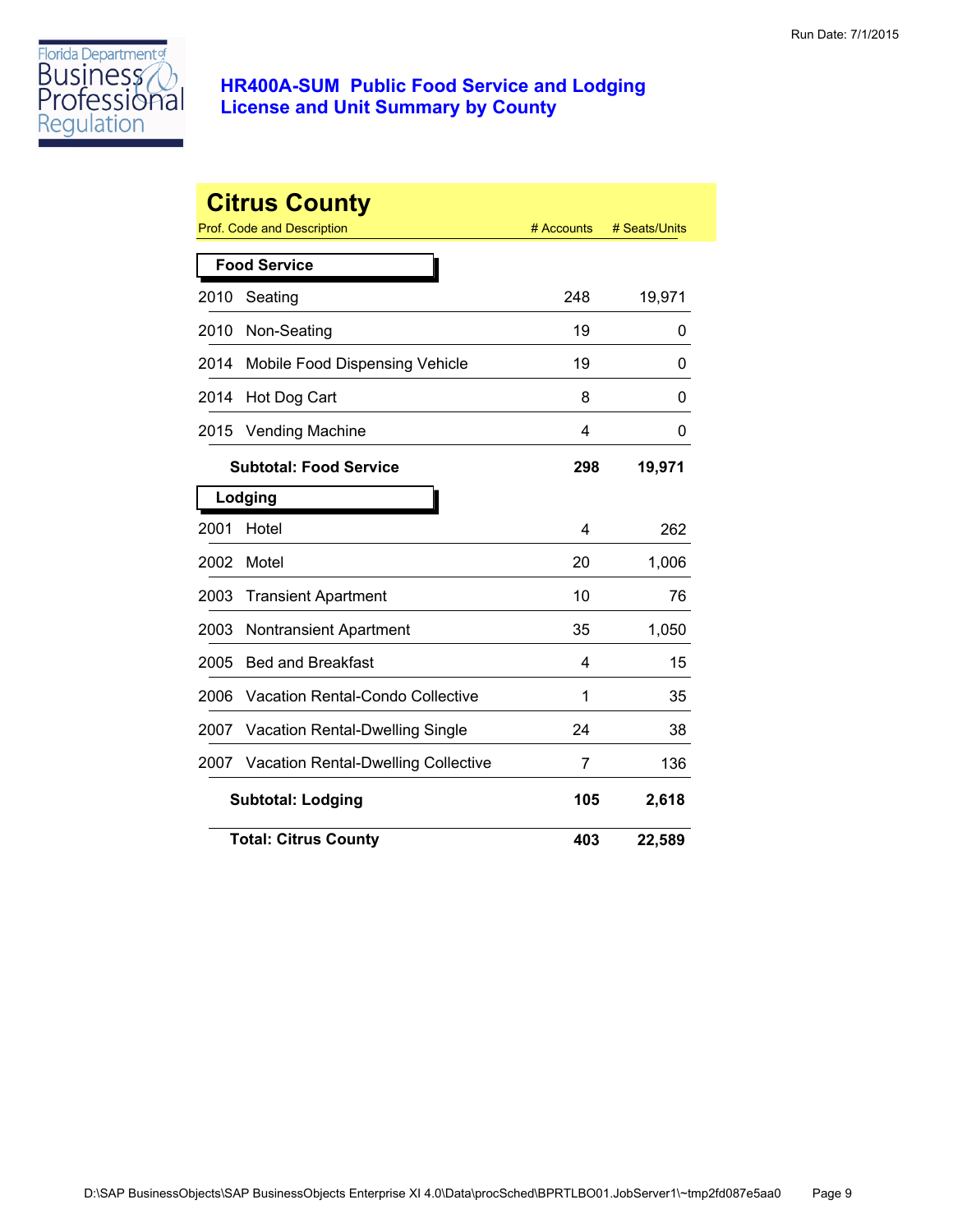# HR400A-SUM Public Food Service and Lodging License and Unit Summary by County

## Citrus County

| Prof. Code and Description | | # Accounts | # Seats/Units |
|---|---|---|---|
| **Food Service** | | | |
| 2010 | Seating | 248 | 19,971 |
| 2010 | Non-Seating | 19 | 0 |
| 2014 | Mobile Food Dispensing Vehicle | 19 | 0 |
| 2014 | Hot Dog Cart | 8 | 0 |
| 2015 | Vending Machine | 4 | 0 |
| | **Subtotal: Food Service** | **298** | **19,971** |
| **Lodging** | | | |
| 2001 | Hotel | 4 | 262 |
| 2002 | Motel | 20 | 1,006 |
| 2003 | Transient Apartment | 10 | 76 |
| 2003 | Nontransient Apartment | 35 | 1,050 |
| 2005 | Bed and Breakfast | 4 | 15 |
| 2006 | Vacation Rental-Condo Collective | 1 | 35 |
| 2007 | Vacation Rental-Dwelling Single | 24 | 38 |
| 2007 | Vacation Rental-Dwelling Collective | 7 | 136 |
| | **Subtotal: Lodging** | **105** | **2,618** |
| | **Total: Citrus County** | **403** | **22,589** |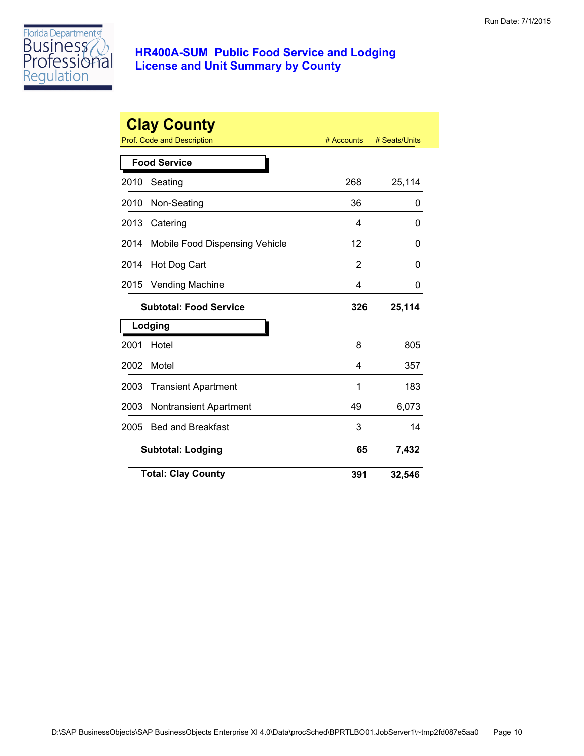Run Date: 7/1/2015

# HR400A-SUM Public Food Service and Lodging License and Unit Summary by County

## Clay County

| Prof. Code and Description | | # Accounts | # Seats/Units |
|---|---|---|---|
| **Food Service** | | | |
| 2010 | Seating | 268 | 25,114 |
| 2010 | Non-Seating | 36 | 0 |
| 2013 | Catering | 4 | 0 |
| 2014 | Mobile Food Dispensing Vehicle | 12 | 0 |
| 2014 | Hot Dog Cart | 2 | 0 |
| 2015 | Vending Machine | 4 | 0 |
| | **Subtotal: Food Service** | **326** | **25,114** |
| **Lodging** | | | |
| 2001 | Hotel | 8 | 805 |
| 2002 | Motel | 4 | 357 |
| 2003 | Transient Apartment | 1 | 183 |
| 2003 | Nontransient Apartment | 49 | 6,073 |
| 2005 | Bed and Breakfast | 3 | 14 |
| | **Subtotal: Lodging** | **65** | **7,432** |
| | **Total: Clay County** | **391** | **32,546** |

D:\SAP BusinessObjects\SAP BusinessObjects Enterprise XI 4.0\Data\procSched\BPRTLBO01.JobServer1\~tmp2fd087e5aa0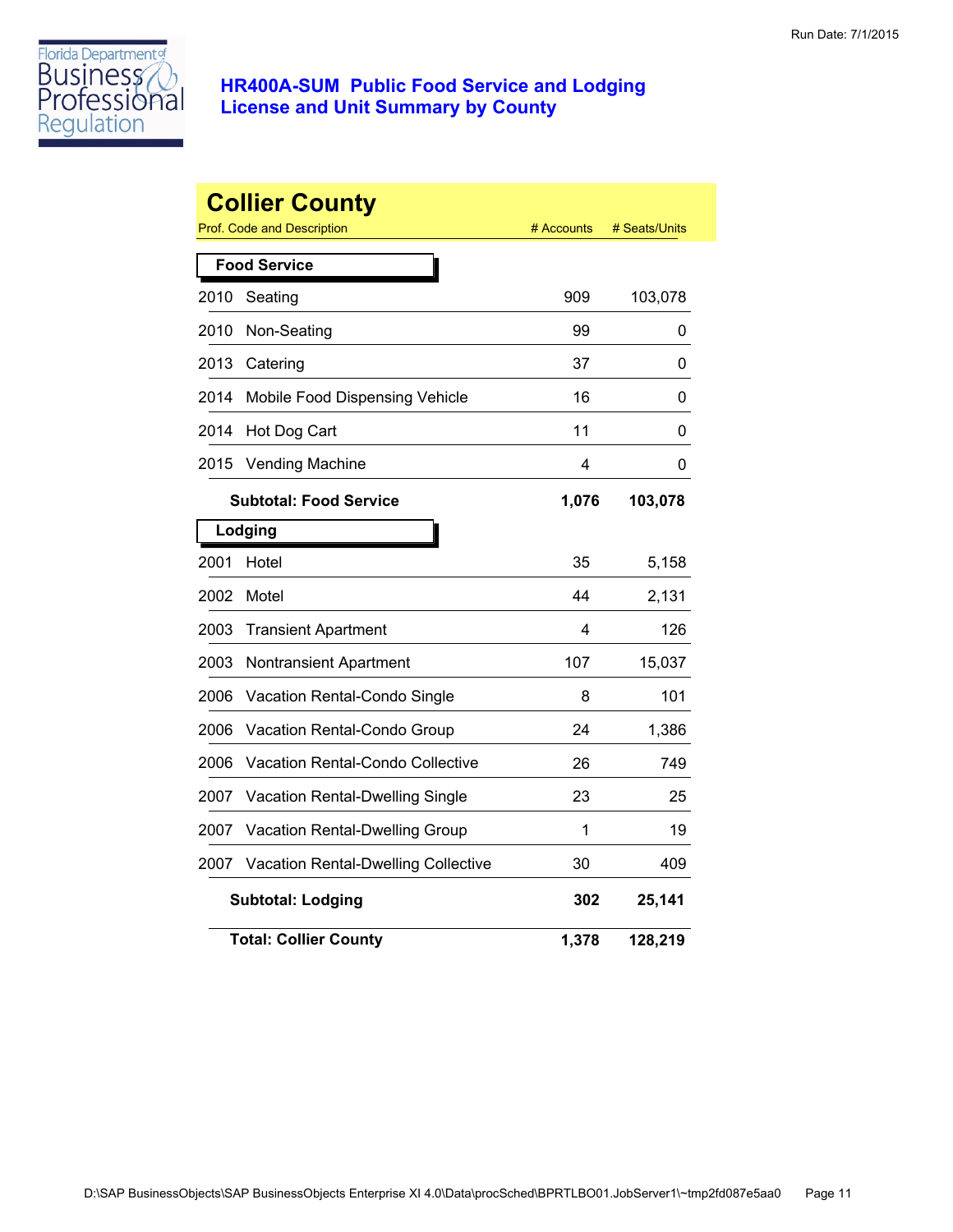# HR400A-SUM Public Food Service and Lodging License and Unit Summary by County

## Collier County

| Prof. Code and Description | | # Accounts | # Seats/Units |
|---|---|---|---|
| **Food Service** | | | |
| 2010 | Seating | 909 | 103,078 |
| 2010 | Non-Seating | 99 | 0 |
| 2013 | Catering | 37 | 0 |
| 2014 | Mobile Food Dispensing Vehicle | 16 | 0 |
| 2014 | Hot Dog Cart | 11 | 0 |
| 2015 | Vending Machine | 4 | 0 |
| | **Subtotal: Food Service** | **1,076** | **103,078** |
| **Lodging** | | | |
| 2001 | Hotel | 35 | 5,158 |
| 2002 | Motel | 44 | 2,131 |
| 2003 | Transient Apartment | 4 | 126 |
| 2003 | Nontransient Apartment | 107 | 15,037 |
| 2006 | Vacation Rental-Condo Single | 8 | 101 |
| 2006 | Vacation Rental-Condo Group | 24 | 1,386 |
| 2006 | Vacation Rental-Condo Collective | 26 | 749 |
| 2007 | Vacation Rental-Dwelling Single | 23 | 25 |
| 2007 | Vacation Rental-Dwelling Group | 1 | 19 |
| 2007 | Vacation Rental-Dwelling Collective | 30 | 409 |
| | **Subtotal: Lodging** | **302** | **25,141** |
| | **Total: Collier County** | **1,378** | **128,219** |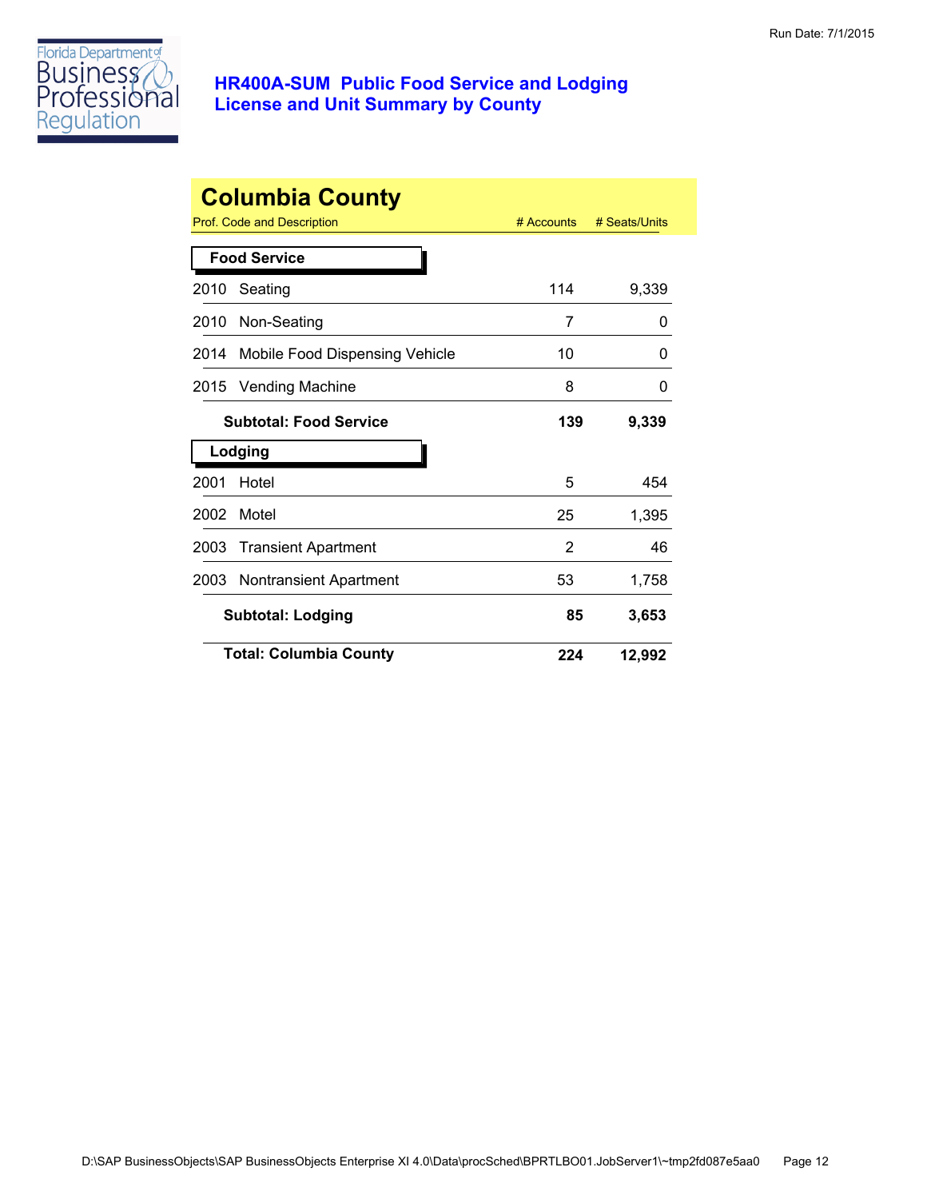# HR400A-SUM Public Food Service and Lodging License and Unit Summary by County

## Columbia County

| Prof. Code and Description | # Accounts | # Seats/Units |
|---|---|---|
| **Food Service** | | |
| 2010 Seating | 114 | 9,339 |
| 2010 Non-Seating | 7 | 0 |
| 2014 Mobile Food Dispensing Vehicle | 10 | 0 |
| 2015 Vending Machine | 8 | 0 |
| **Subtotal: Food Service** | **139** | **9,339** |
| **Lodging** | | |
| 2001 Hotel | 5 | 454 |
| 2002 Motel | 25 | 1,395 |
| 2003 Transient Apartment | 2 | 46 |
| 2003 Nontransient Apartment | 53 | 1,758 |
| **Subtotal: Lodging** | **85** | **3,653** |
| **Total: Columbia County** | **224** | **12,992** |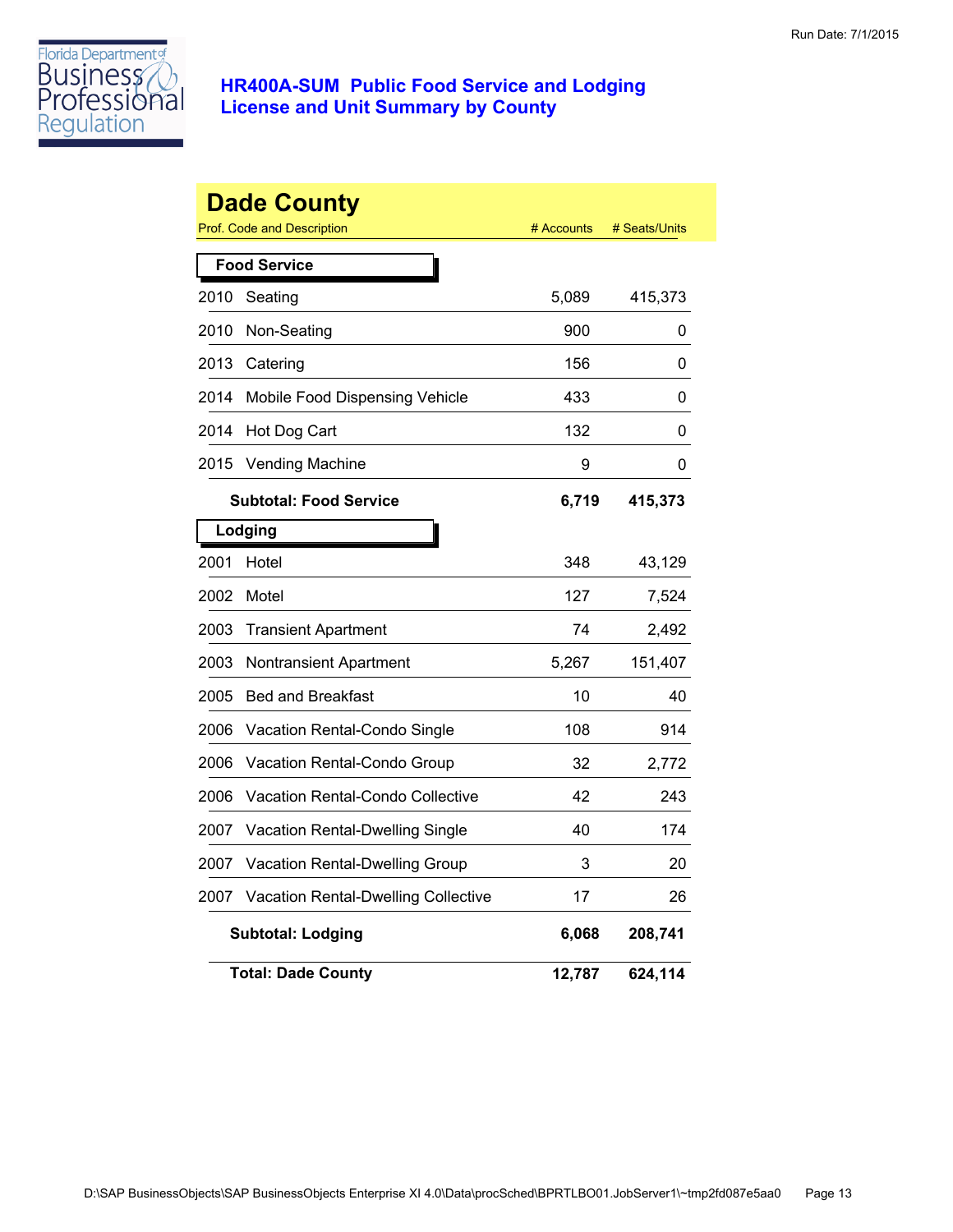# HR400A-SUM Public Food Service and Lodging License and Unit Summary by County

Run Date: 7/1/2015

## Dade County

| Prof. Code and Description | | # Accounts | # Seats/Units |
|---|---|---|---|
| **Food Service** | | | |
| 2010 | Seating | 5,089 | 415,373 |
| 2010 | Non-Seating | 900 | 0 |
| 2013 | Catering | 156 | 0 |
| 2014 | Mobile Food Dispensing Vehicle | 433 | 0 |
| 2014 | Hot Dog Cart | 132 | 0 |
| 2015 | Vending Machine | 9 | 0 |
| **Subtotal: Food Service** | | **6,719** | **415,373** |
| **Lodging** | | | |
| 2001 | Hotel | 348 | 43,129 |
| 2002 | Motel | 127 | 7,524 |
| 2003 | Transient Apartment | 74 | 2,492 |
| 2003 | Nontransient Apartment | 5,267 | 151,407 |
| 2005 | Bed and Breakfast | 10 | 40 |
| 2006 | Vacation Rental-Condo Single | 108 | 914 |
| 2006 | Vacation Rental-Condo Group | 32 | 2,772 |
| 2006 | Vacation Rental-Condo Collective | 42 | 243 |
| 2007 | Vacation Rental-Dwelling Single | 40 | 174 |
| 2007 | Vacation Rental-Dwelling Group | 3 | 20 |
| 2007 | Vacation Rental-Dwelling Collective | 17 | 26 |
| **Subtotal: Lodging** | | **6,068** | **208,741** |
| **Total: Dade County** | | **12,787** | **624,114** |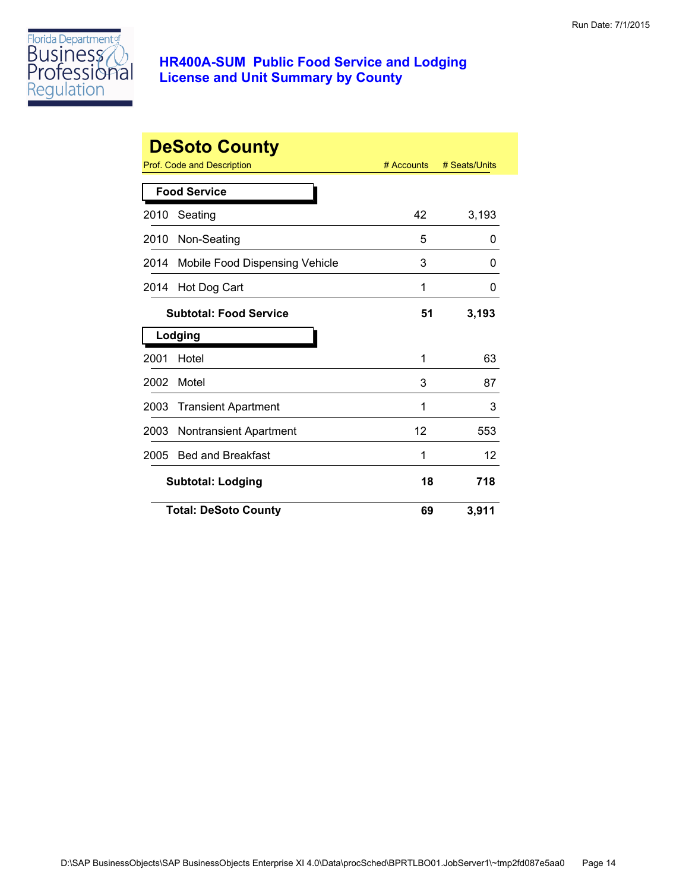# HR400A-SUM Public Food Service and Lodging License and Unit Summary by County

## DeSoto County

| Prof. Code and Description | # Accounts | # Seats/Units |
|---|---|---|
| **Food Service** | | |
| 2010 Seating | 42 | 3,193 |
| 2010 Non-Seating | 5 | 0 |
| 2014 Mobile Food Dispensing Vehicle | 3 | 0 |
| 2014 Hot Dog Cart | 1 | 0 |
| **Subtotal: Food Service** | **51** | **3,193** |
| **Lodging** | | |
| 2001 Hotel | 1 | 63 |
| 2002 Motel | 3 | 87 |
| 2003 Transient Apartment | 1 | 3 |
| 2003 Nontransient Apartment | 12 | 553 |
| 2005 Bed and Breakfast | 1 | 12 |
| **Subtotal: Lodging** | **18** | **718** |
| **Total: DeSoto County** | **69** | **3,911** |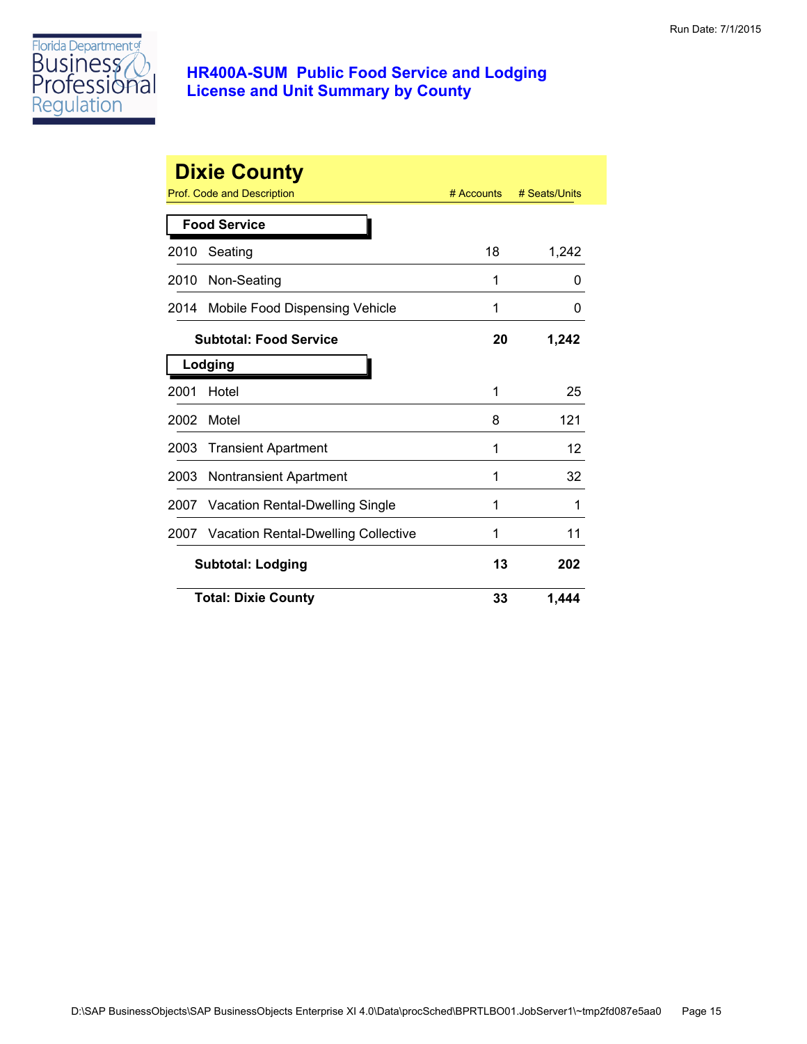# HR400A-SUM Public Food Service and Lodging License and Unit Summary by County

Run Date: 7/1/2015

## Dixie County

| Prof. Code and Description | | # Accounts | # Seats/Units |
|---|---|---|---|
| **Food Service** | | | |
| 2010 | Seating | 18 | 1,242 |
| 2010 | Non-Seating | 1 | 0 |
| 2014 | Mobile Food Dispensing Vehicle | 1 | 0 |
| | **Subtotal: Food Service** | **20** | **1,242** |
| **Lodging** | | | |
| 2001 | Hotel | 1 | 25 |
| 2002 | Motel | 8 | 121 |
| 2003 | Transient Apartment | 1 | 12 |
| 2003 | Nontransient Apartment | 1 | 32 |
| 2007 | Vacation Rental-Dwelling Single | 1 | 1 |
| 2007 | Vacation Rental-Dwelling Collective | 1 | 11 |
| | **Subtotal: Lodging** | **13** | **202** |
| | **Total: Dixie County** | **33** | **1,444** |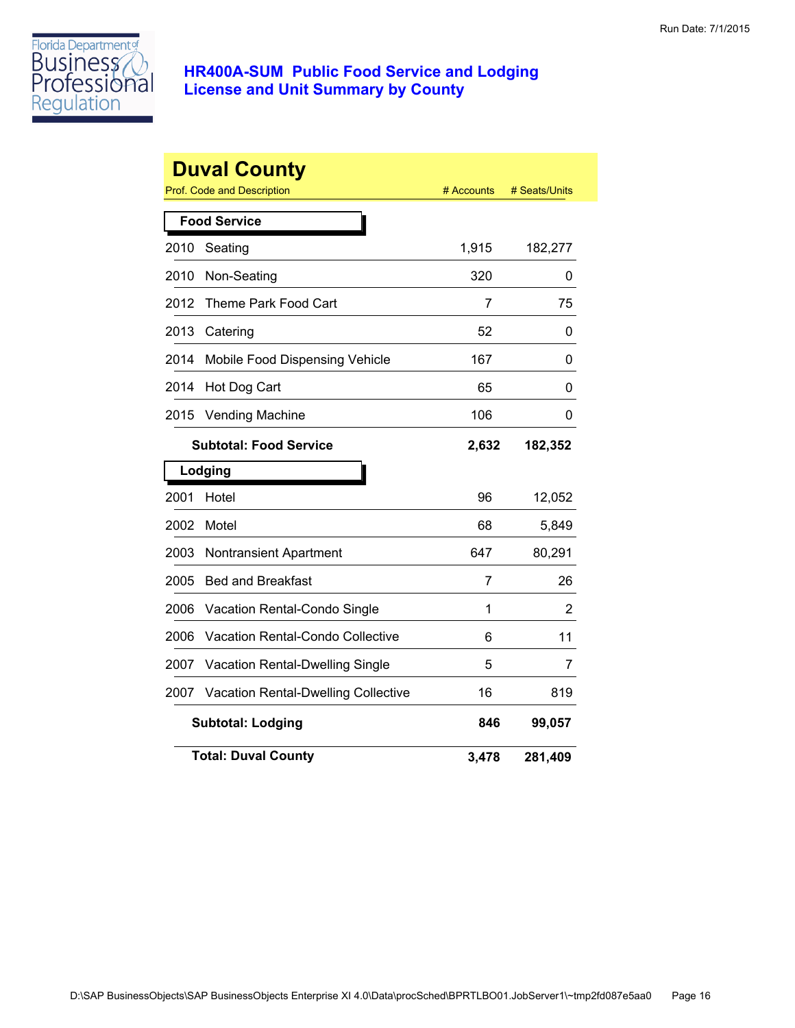# HR400A-SUM Public Food Service and Lodging License and Unit Summary by County

Run Date: 7/1/2015

## Duval County

| Prof. Code and Description | | # Accounts | # Seats/Units |
|---|---|---|---|
| **Food Service** | | | |
| 2010 | Seating | 1,915 | 182,277 |
| 2010 | Non-Seating | 320 | 0 |
| 2012 | Theme Park Food Cart | 7 | 75 |
| 2013 | Catering | 52 | 0 |
| 2014 | Mobile Food Dispensing Vehicle | 167 | 0 |
| 2014 | Hot Dog Cart | 65 | 0 |
| 2015 | Vending Machine | 106 | 0 |
| | **Subtotal: Food Service** | **2,632** | **182,352** |
| **Lodging** | | | |
| 2001 | Hotel | 96 | 12,052 |
| 2002 | Motel | 68 | 5,849 |
| 2003 | Nontransient Apartment | 647 | 80,291 |
| 2005 | Bed and Breakfast | 7 | 26 |
| 2006 | Vacation Rental-Condo Single | 1 | 2 |
| 2006 | Vacation Rental-Condo Collective | 6 | 11 |
| 2007 | Vacation Rental-Dwelling Single | 5 | 7 |
| 2007 | Vacation Rental-Dwelling Collective | 16 | 819 |
| | **Subtotal: Lodging** | **846** | **99,057** |
| | **Total: Duval County** | **3,478** | **281,409** |

D:\SAP BusinessObjects\SAP BusinessObjects Enterprise XI 4.0\Data\procSched\BPRTLBO01.JobServer1\~tmp2fd087e5aa0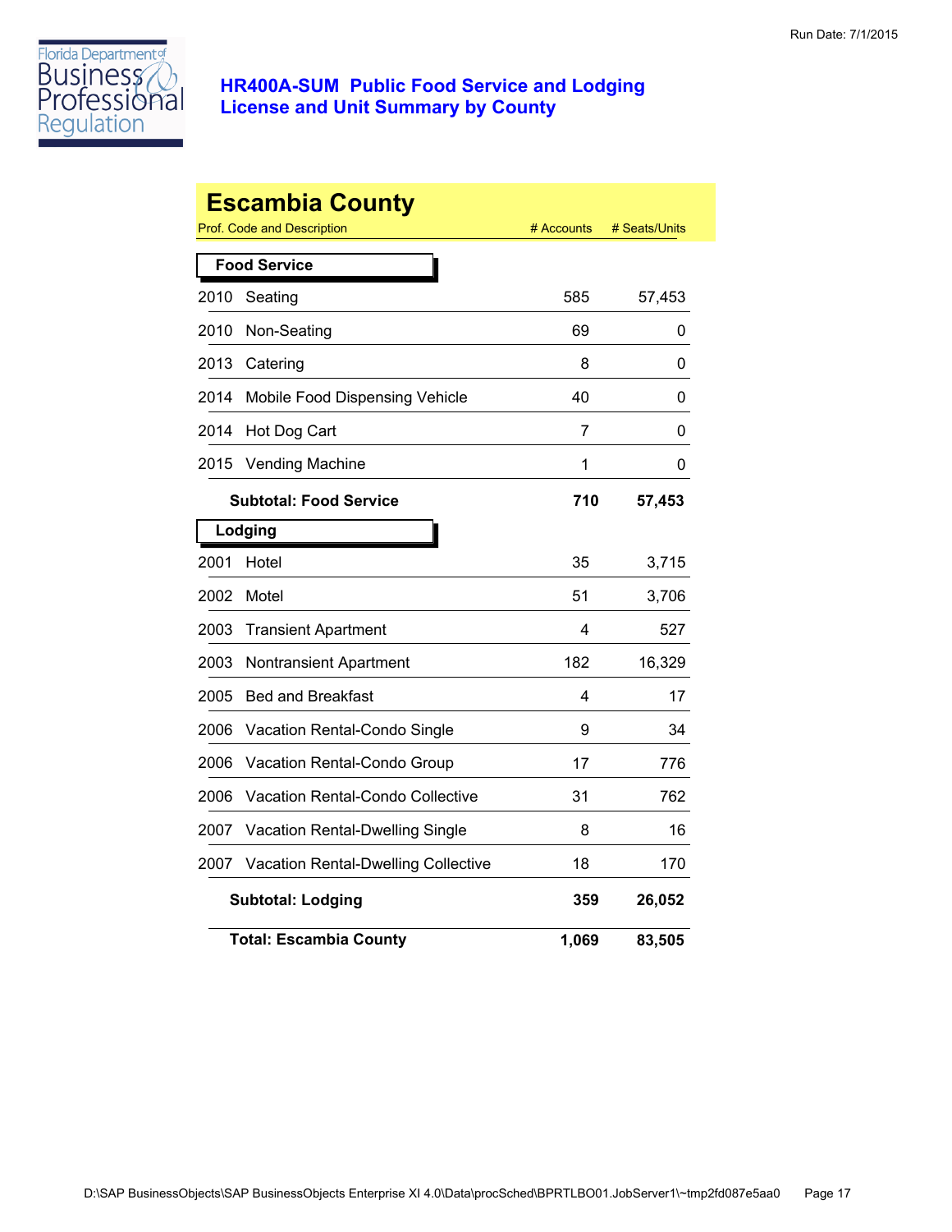# HR400A-SUM Public Food Service and Lodging License and Unit Summary by County

## Escambia County

| Prof. Code and Description | | # Accounts | # Seats/Units |
|---|---|---|---|
| **Food Service** | | | |
| 2010 | Seating | 585 | 57,453 |
| 2010 | Non-Seating | 69 | 0 |
| 2013 | Catering | 8 | 0 |
| 2014 | Mobile Food Dispensing Vehicle | 40 | 0 |
| 2014 | Hot Dog Cart | 7 | 0 |
| 2015 | Vending Machine | 1 | 0 |
| | **Subtotal: Food Service** | **710** | **57,453** |
| **Lodging** | | | |
| 2001 | Hotel | 35 | 3,715 |
| 2002 | Motel | 51 | 3,706 |
| 2003 | Transient Apartment | 4 | 527 |
| 2003 | Nontransient Apartment | 182 | 16,329 |
| 2005 | Bed and Breakfast | 4 | 17 |
| 2006 | Vacation Rental-Condo Single | 9 | 34 |
| 2006 | Vacation Rental-Condo Group | 17 | 776 |
| 2006 | Vacation Rental-Condo Collective | 31 | 762 |
| 2007 | Vacation Rental-Dwelling Single | 8 | 16 |
| 2007 | Vacation Rental-Dwelling Collective | 18 | 170 |
| | **Subtotal: Lodging** | **359** | **26,052** |
| | **Total: Escambia County** | **1,069** | **83,505** |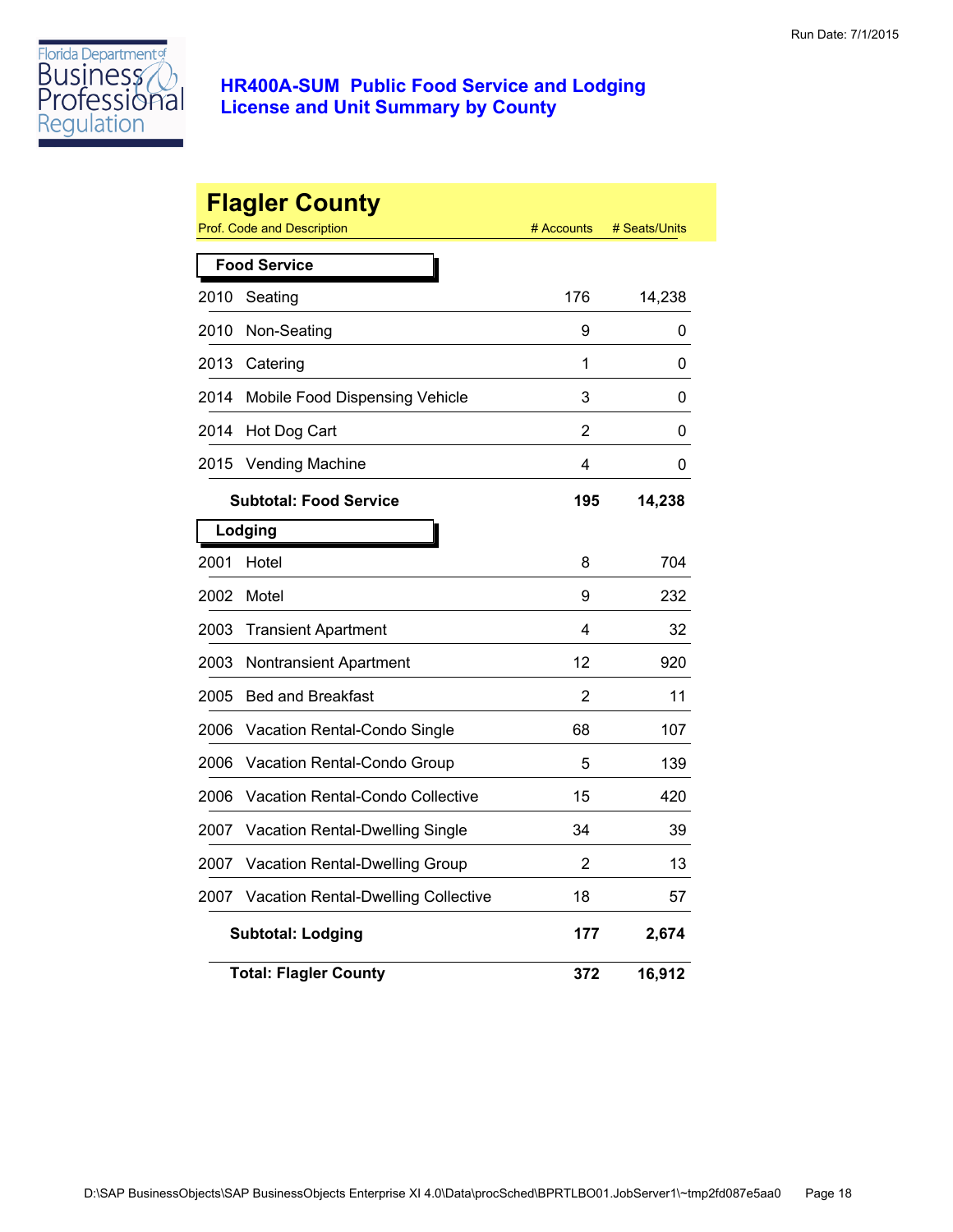# HR400A-SUM Public Food Service and Lodging License and Unit Summary by County

## Flagler County

| Prof. Code and Description | # Accounts | # Seats/Units |
|---|---|---|
| **Food Service** | | |
| 2010 Seating | 176 | 14,238 |
| 2010 Non-Seating | 9 | 0 |
| 2013 Catering | 1 | 0 |
| 2014 Mobile Food Dispensing Vehicle | 3 | 0 |
| 2014 Hot Dog Cart | 2 | 0 |
| 2015 Vending Machine | 4 | 0 |
| **Subtotal: Food Service** | **195** | **14,238** |
| **Lodging** | | |
| 2001 Hotel | 8 | 704 |
| 2002 Motel | 9 | 232 |
| 2003 Transient Apartment | 4 | 32 |
| 2003 Nontransient Apartment | 12 | 920 |
| 2005 Bed and Breakfast | 2 | 11 |
| 2006 Vacation Rental-Condo Single | 68 | 107 |
| 2006 Vacation Rental-Condo Group | 5 | 139 |
| 2006 Vacation Rental-Condo Collective | 15 | 420 |
| 2007 Vacation Rental-Dwelling Single | 34 | 39 |
| 2007 Vacation Rental-Dwelling Group | 2 | 13 |
| 2007 Vacation Rental-Dwelling Collective | 18 | 57 |
| **Subtotal: Lodging** | **177** | **2,674** |
| **Total: Flagler County** | **372** | **16,912** |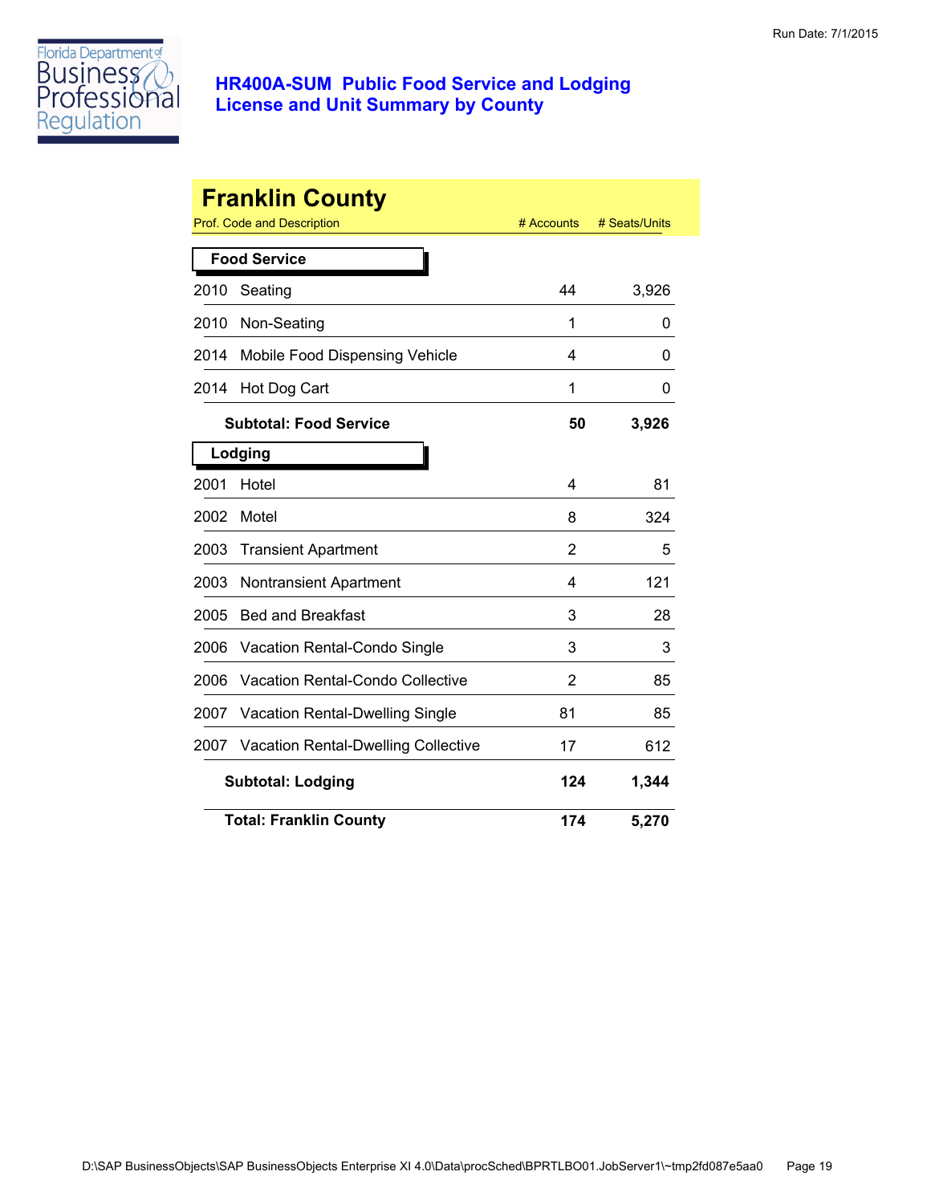# HR400A-SUM Public Food Service and Lodging License and Unit Summary by County

## Franklin County

| Prof. Code and Description | | # Accounts | # Seats/Units |
|---|---|---|---|
| **Food Service** | | | |
| 2010 | Seating | 44 | 3,926 |
| 2010 | Non-Seating | 1 | 0 |
| 2014 | Mobile Food Dispensing Vehicle | 4 | 0 |
| 2014 | Hot Dog Cart | 1 | 0 |
| | **Subtotal: Food Service** | **50** | **3,926** |
| **Lodging** | | | |
| 2001 | Hotel | 4 | 81 |
| 2002 | Motel | 8 | 324 |
| 2003 | Transient Apartment | 2 | 5 |
| 2003 | Nontransient Apartment | 4 | 121 |
| 2005 | Bed and Breakfast | 3 | 28 |
| 2006 | Vacation Rental-Condo Single | 3 | 3 |
| 2006 | Vacation Rental-Condo Collective | 2 | 85 |
| 2007 | Vacation Rental-Dwelling Single | 81 | 85 |
| 2007 | Vacation Rental-Dwelling Collective | 17 | 612 |
| | **Subtotal: Lodging** | **124** | **1,344** |
| | **Total: Franklin County** | **174** | **5,270** |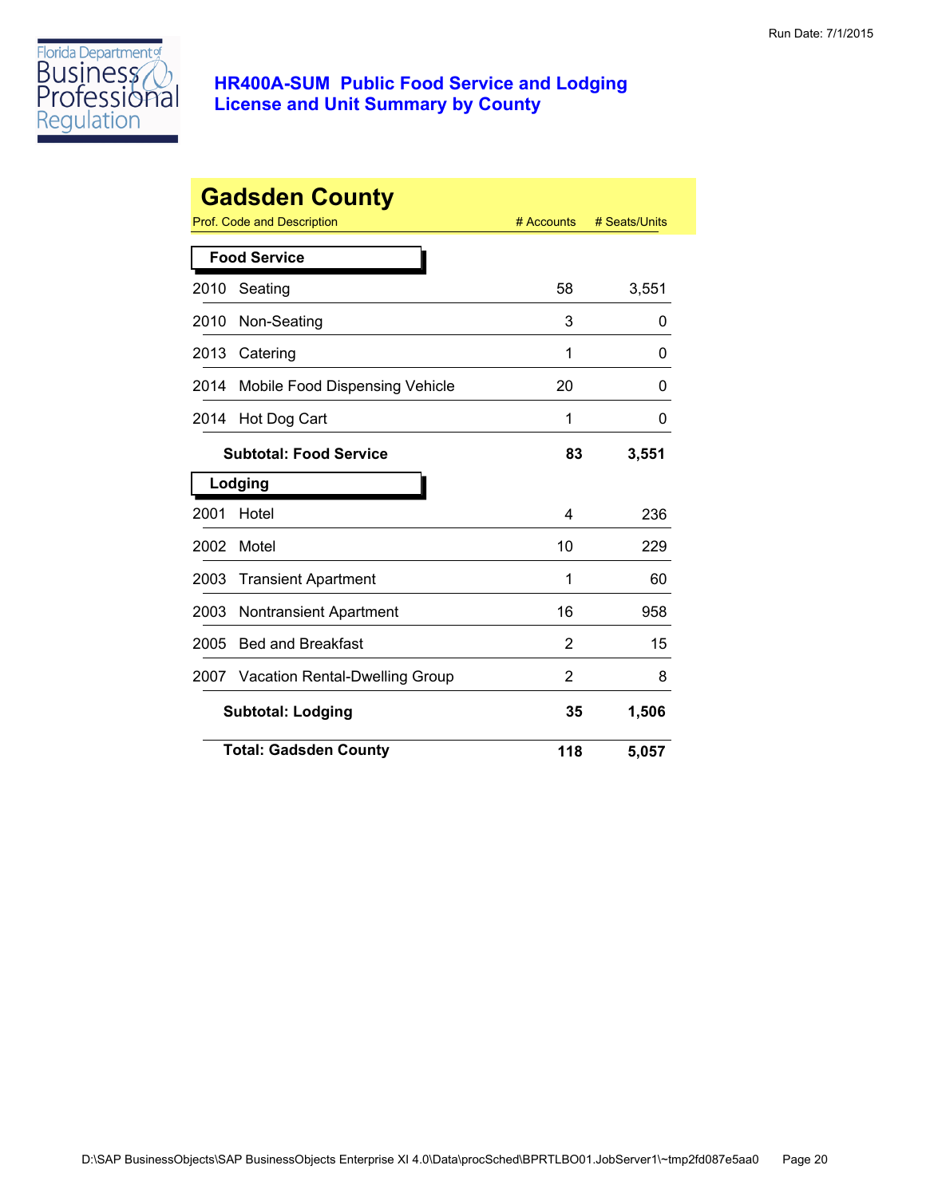# HR400A-SUM Public Food Service and Lodging License and Unit Summary by County

Run Date: 7/1/2015

## Gadsden County

| Prof. Code and Description | | # Accounts | # Seats/Units |
|---|---|---|---|
| **Food Service** | | | |
| 2010 | Seating | 58 | 3,551 |
| 2010 | Non-Seating | 3 | 0 |
| 2013 | Catering | 1 | 0 |
| 2014 | Mobile Food Dispensing Vehicle | 20 | 0 |
| 2014 | Hot Dog Cart | 1 | 0 |
| | **Subtotal: Food Service** | **83** | **3,551** |
| **Lodging** | | | |
| 2001 | Hotel | 4 | 236 |
| 2002 | Motel | 10 | 229 |
| 2003 | Transient Apartment | 1 | 60 |
| 2003 | Nontransient Apartment | 16 | 958 |
| 2005 | Bed and Breakfast | 2 | 15 |
| 2007 | Vacation Rental-Dwelling Group | 2 | 8 |
| | **Subtotal: Lodging** | **35** | **1,506** |
| | **Total: Gadsden County** | **118** | **5,057** |

D:\SAP BusinessObjects\SAP BusinessObjects Enterprise XI 4.0\Data\procSched\BPRTLBO01.JobServer1\~tmp2fd087e5aa0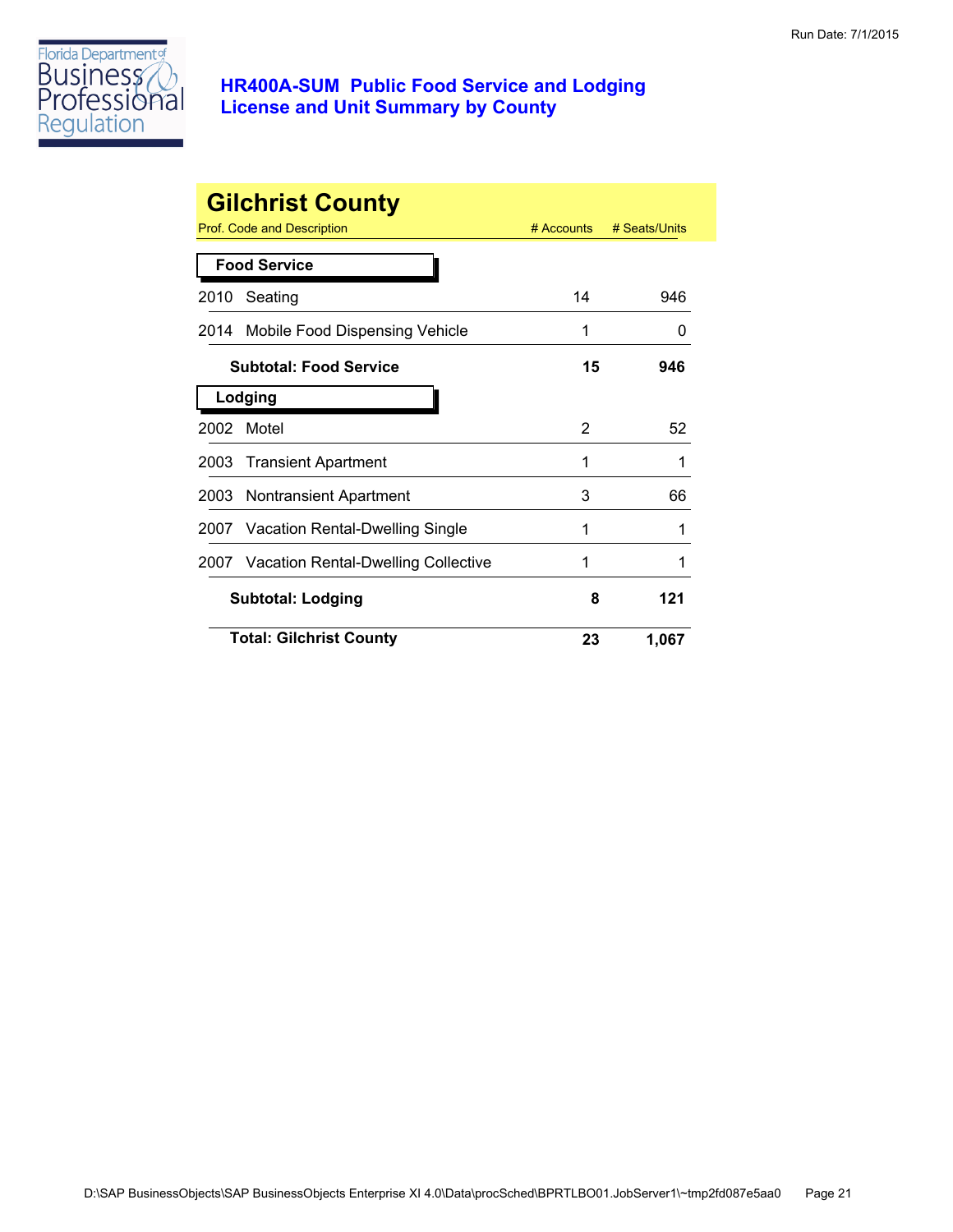# HR400A-SUM Public Food Service and Lodging License and Unit Summary by County

## Gilchrist County

| Prof. Code and Description | | # Accounts | # Seats/Units |
|---|---|---|---|
| **Food Service** | | | |
| 2010 | Seating | 14 | 946 |
| 2014 | Mobile Food Dispensing Vehicle | 1 | 0 |
| | **Subtotal: Food Service** | **15** | **946** |
| **Lodging** | | | |
| 2002 | Motel | 2 | 52 |
| 2003 | Transient Apartment | 1 | 1 |
| 2003 | Nontransient Apartment | 3 | 66 |
| 2007 | Vacation Rental-Dwelling Single | 1 | 1 |
| 2007 | Vacation Rental-Dwelling Collective | 1 | 1 |
| | **Subtotal: Lodging** | **8** | **121** |
| | **Total: Gilchrist County** | **23** | **1,067** |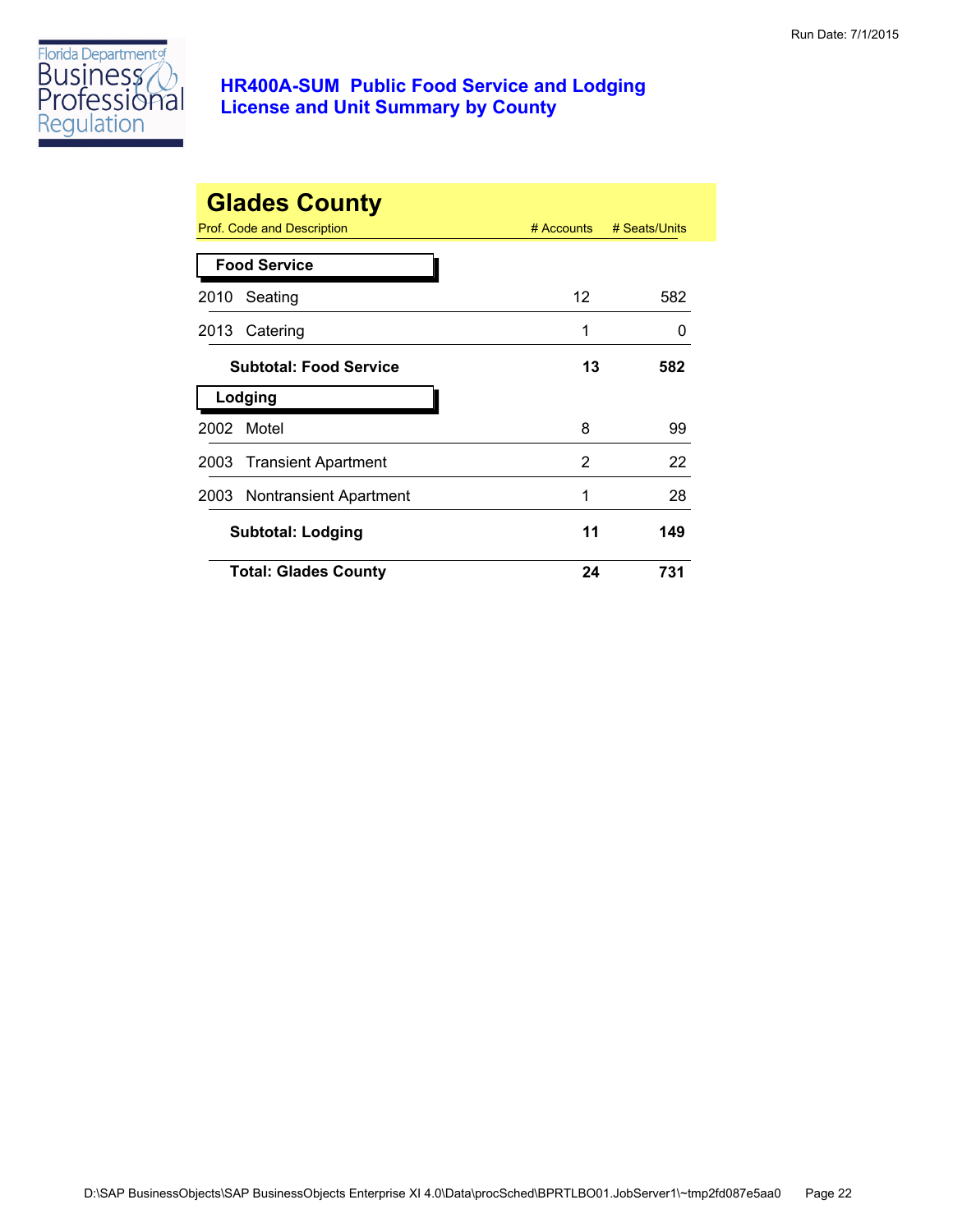# HR400A-SUM Public Food Service and Lodging License and Unit Summary by County

Run Date: 7/1/2015

## Glades County

| Prof. Code and Description | # Accounts | # Seats/Units |
|---|---|---|
| **Food Service** | | |
| 2010 Seating | 12 | 582 |
| 2013 Catering | 1 | 0 |
| **Subtotal: Food Service** | **13** | **582** |
| **Lodging** | | |
| 2002 Motel | 8 | 99 |
| 2003 Transient Apartment | 2 | 22 |
| 2003 Nontransient Apartment | 1 | 28 |
| **Subtotal: Lodging** | **11** | **149** |
| **Total: Glades County** | **24** | **731** |

D:\SAP BusinessObjects\SAP BusinessObjects Enterprise XI 4.0\Data\procSched\BPRTLBO01.JobServer1\~tmp2fd087e5aa0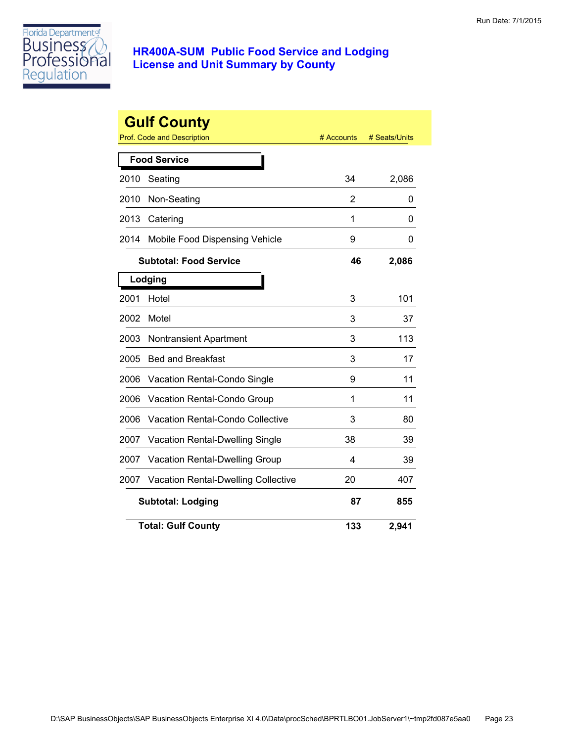# HR400A-SUM Public Food Service and Lodging License and Unit Summary by County

## Gulf County

| Prof. Code and Description | | # Accounts | # Seats/Units |
|---|---|---|---|
| **Food Service** | | | |
| 2010 | Seating | 34 | 2,086 |
| 2010 | Non-Seating | 2 | 0 |
| 2013 | Catering | 1 | 0 |
| 2014 | Mobile Food Dispensing Vehicle | 9 | 0 |
| | **Subtotal: Food Service** | **46** | **2,086** |
| **Lodging** | | | |
| 2001 | Hotel | 3 | 101 |
| 2002 | Motel | 3 | 37 |
| 2003 | Nontransient Apartment | 3 | 113 |
| 2005 | Bed and Breakfast | 3 | 17 |
| 2006 | Vacation Rental-Condo Single | 9 | 11 |
| 2006 | Vacation Rental-Condo Group | 1 | 11 |
| 2006 | Vacation Rental-Condo Collective | 3 | 80 |
| 2007 | Vacation Rental-Dwelling Single | 38 | 39 |
| 2007 | Vacation Rental-Dwelling Group | 4 | 39 |
| 2007 | Vacation Rental-Dwelling Collective | 20 | 407 |
| | **Subtotal: Lodging** | **87** | **855** |
| | **Total: Gulf County** | **133** | **2,941** |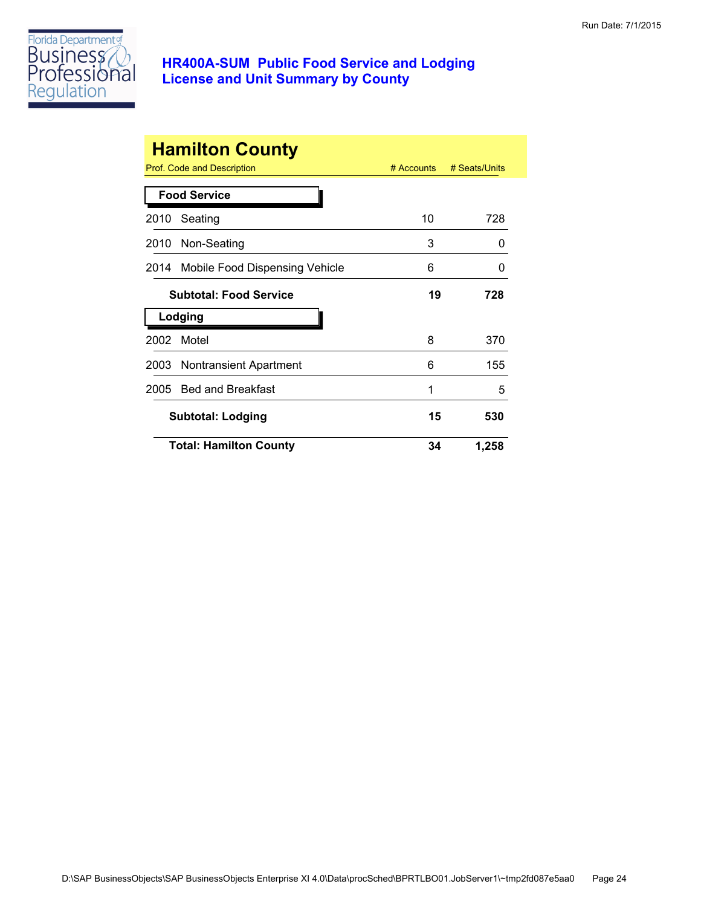# HR400A-SUM Public Food Service and Lodging License and Unit Summary by County

Run Date: 7/1/2015

## Hamilton County

| Prof. Code and Description | # Accounts | # Seats/Units |
|---|---|---|
| **Food Service** | | |
| 2010 Seating | 10 | 728 |
| 2010 Non-Seating | 3 | 0 |
| 2014 Mobile Food Dispensing Vehicle | 6 | 0 |
| **Subtotal: Food Service** | **19** | **728** |
| **Lodging** | | |
| 2002 Motel | 8 | 370 |
| 2003 Nontransient Apartment | 6 | 155 |
| 2005 Bed and Breakfast | 1 | 5 |
| **Subtotal: Lodging** | **15** | **530** |
| **Total: Hamilton County** | **34** | **1,258** |

D:\SAP BusinessObjects\SAP BusinessObjects Enterprise XI 4.0\Data\procSched\BPRTLBO01.JobServer1\~tmp2fd087e5aa0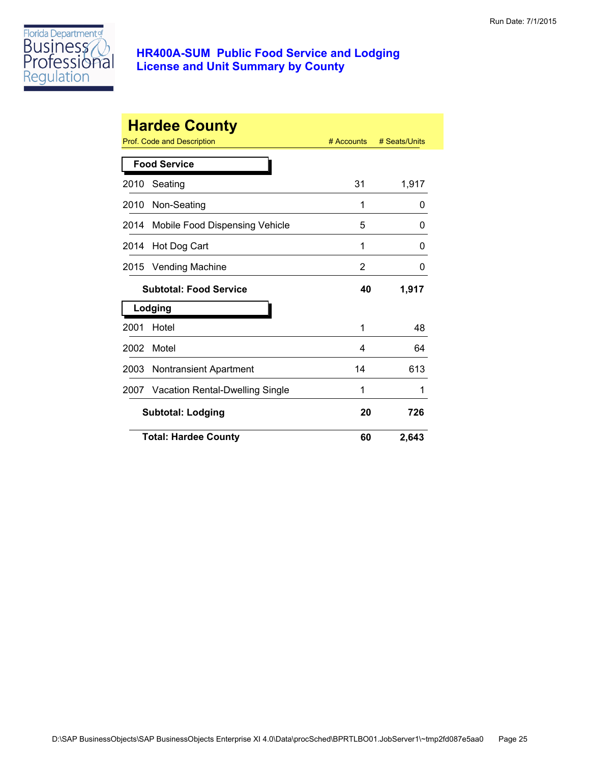# HR400A-SUM Public Food Service and Lodging License and Unit Summary by County

Run Date: 7/1/2015

## Hardee County

| Prof. Code and Description | | # Accounts | # Seats/Units |
|---|---|---|---|
| **Food Service** | | | |
| 2010 | Seating | 31 | 1,917 |
| 2010 | Non-Seating | 1 | 0 |
| 2014 | Mobile Food Dispensing Vehicle | 5 | 0 |
| 2014 | Hot Dog Cart | 1 | 0 |
| 2015 | Vending Machine | 2 | 0 |
| | **Subtotal: Food Service** | **40** | **1,917** |
| **Lodging** | | | |
| 2001 | Hotel | 1 | 48 |
| 2002 | Motel | 4 | 64 |
| 2003 | Nontransient Apartment | 14 | 613 |
| 2007 | Vacation Rental-Dwelling Single | 1 | 1 |
| | **Subtotal: Lodging** | **20** | **726** |
| | **Total: Hardee County** | **60** | **2,643** |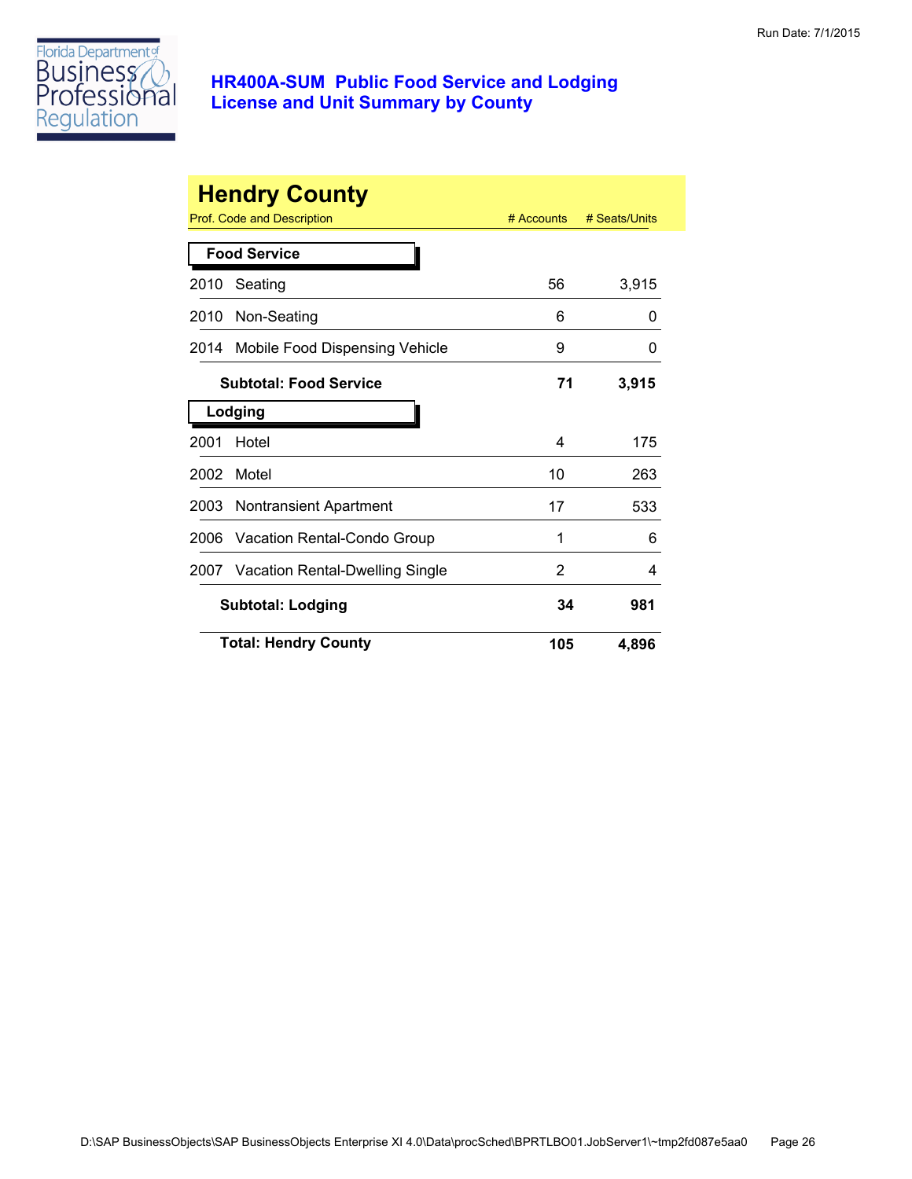# HR400A-SUM Public Food Service and Lodging License and Unit Summary by County

Run Date: 7/1/2015

## Hendry County

| Prof. Code and Description | | # Accounts | # Seats/Units |
|---|---|---|---|
| **Food Service** | | | |
| 2010 | Seating | 56 | 3,915 |
| 2010 | Non-Seating | 6 | 0 |
| 2014 | Mobile Food Dispensing Vehicle | 9 | 0 |
| | **Subtotal: Food Service** | **71** | **3,915** |
| **Lodging** | | | |
| 2001 | Hotel | 4 | 175 |
| 2002 | Motel | 10 | 263 |
| 2003 | Nontransient Apartment | 17 | 533 |
| 2006 | Vacation Rental-Condo Group | 1 | 6 |
| 2007 | Vacation Rental-Dwelling Single | 2 | 4 |
| | **Subtotal: Lodging** | **34** | **981** |
| | **Total: Hendry County** | **105** | **4,896** |

D:\SAP BusinessObjects\SAP BusinessObjects Enterprise XI 4.0\Data\procSched\BPRTLBO01.JobServer1\~tmp2fd087e5aa0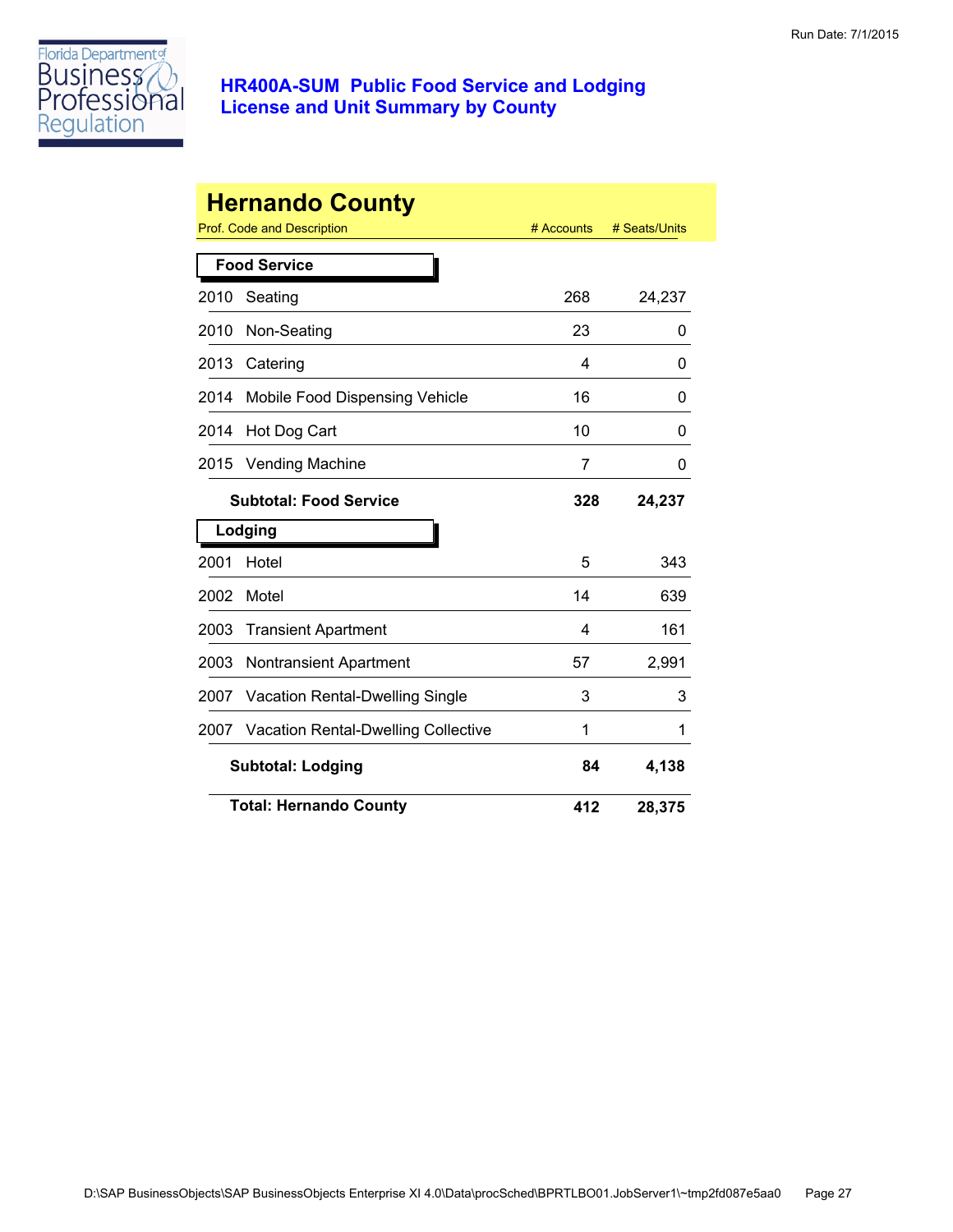# HR400A-SUM Public Food Service and Lodging License and Unit Summary by County

Run Date: 7/1/2015

## Hernando County

| Prof. Code and Description | | # Accounts | # Seats/Units |
|---|---|---|---|
| **Food Service** | | | |
| 2010 | Seating | 268 | 24,237 |
| 2010 | Non-Seating | 23 | 0 |
| 2013 | Catering | 4 | 0 |
| 2014 | Mobile Food Dispensing Vehicle | 16 | 0 |
| 2014 | Hot Dog Cart | 10 | 0 |
| 2015 | Vending Machine | 7 | 0 |
| | **Subtotal: Food Service** | **328** | **24,237** |
| **Lodging** | | | |
| 2001 | Hotel | 5 | 343 |
| 2002 | Motel | 14 | 639 |
| 2003 | Transient Apartment | 4 | 161 |
| 2003 | Nontransient Apartment | 57 | 2,991 |
| 2007 | Vacation Rental-Dwelling Single | 3 | 3 |
| 2007 | Vacation Rental-Dwelling Collective | 1 | 1 |
| | **Subtotal: Lodging** | **84** | **4,138** |
| | **Total: Hernando County** | **412** | **28,375** |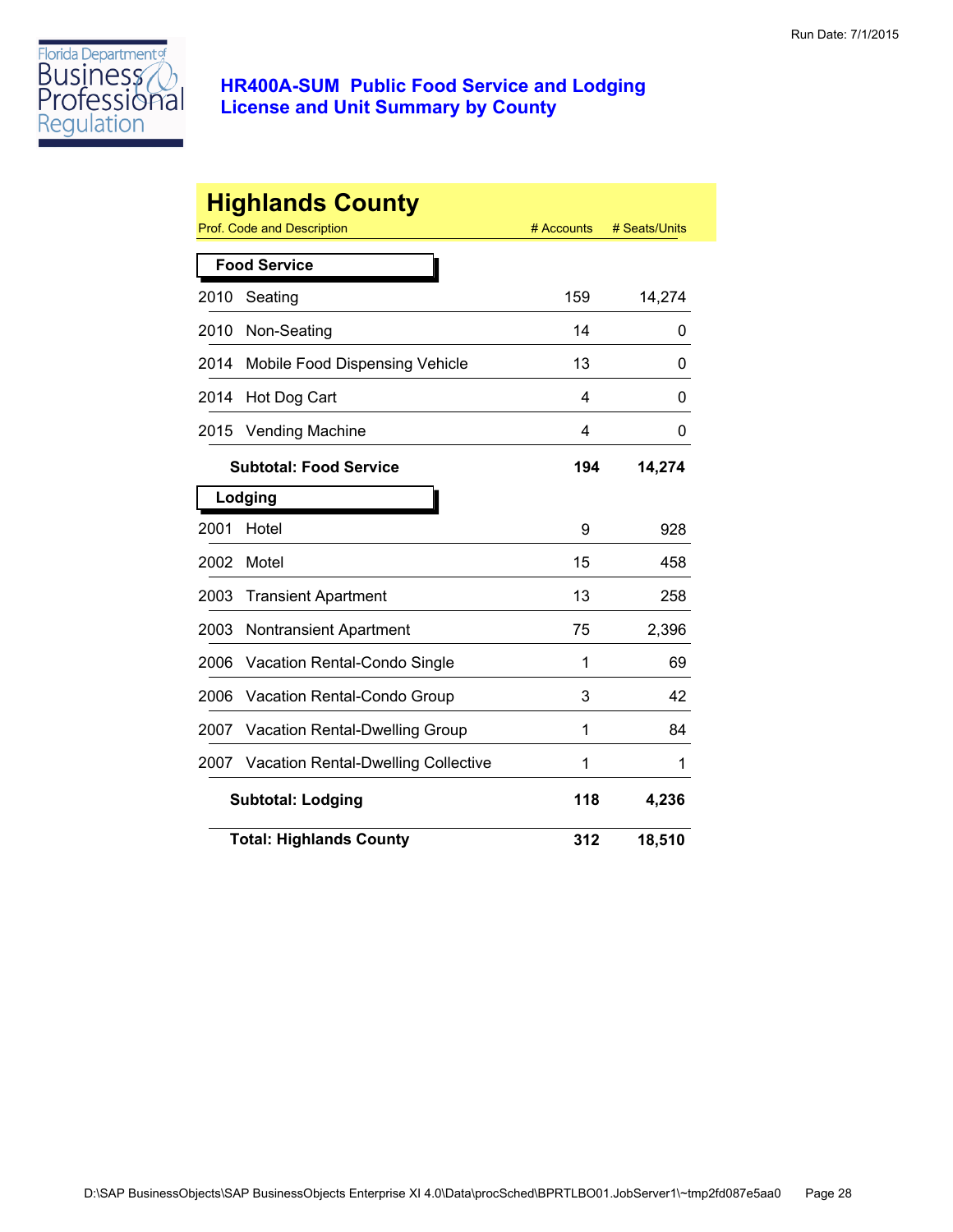# HR400A-SUM Public Food Service and Lodging License and Unit Summary by County

Run Date: 7/1/2015

## Highlands County

| Prof. Code and Description | | # Accounts | # Seats/Units |
|---|---|---|---|
| **Food Service** | | | |
| 2010 | Seating | 159 | 14,274 |
| 2010 | Non-Seating | 14 | 0 |
| 2014 | Mobile Food Dispensing Vehicle | 13 | 0 |
| 2014 | Hot Dog Cart | 4 | 0 |
| 2015 | Vending Machine | 4 | 0 |
| | **Subtotal: Food Service** | **194** | **14,274** |
| **Lodging** | | | |
| 2001 | Hotel | 9 | 928 |
| 2002 | Motel | 15 | 458 |
| 2003 | Transient Apartment | 13 | 258 |
| 2003 | Nontransient Apartment | 75 | 2,396 |
| 2006 | Vacation Rental-Condo Single | 1 | 69 |
| 2006 | Vacation Rental-Condo Group | 3 | 42 |
| 2007 | Vacation Rental-Dwelling Group | 1 | 84 |
| 2007 | Vacation Rental-Dwelling Collective | 1 | 1 |
| | **Subtotal: Lodging** | **118** | **4,236** |
| | **Total: Highlands County** | **312** | **18,510** |

D:\SAP BusinessObjects\SAP BusinessObjects Enterprise XI 4.0\Data\procSched\BPRTLBO01.JobServer1\~tmp2fd087e5aa0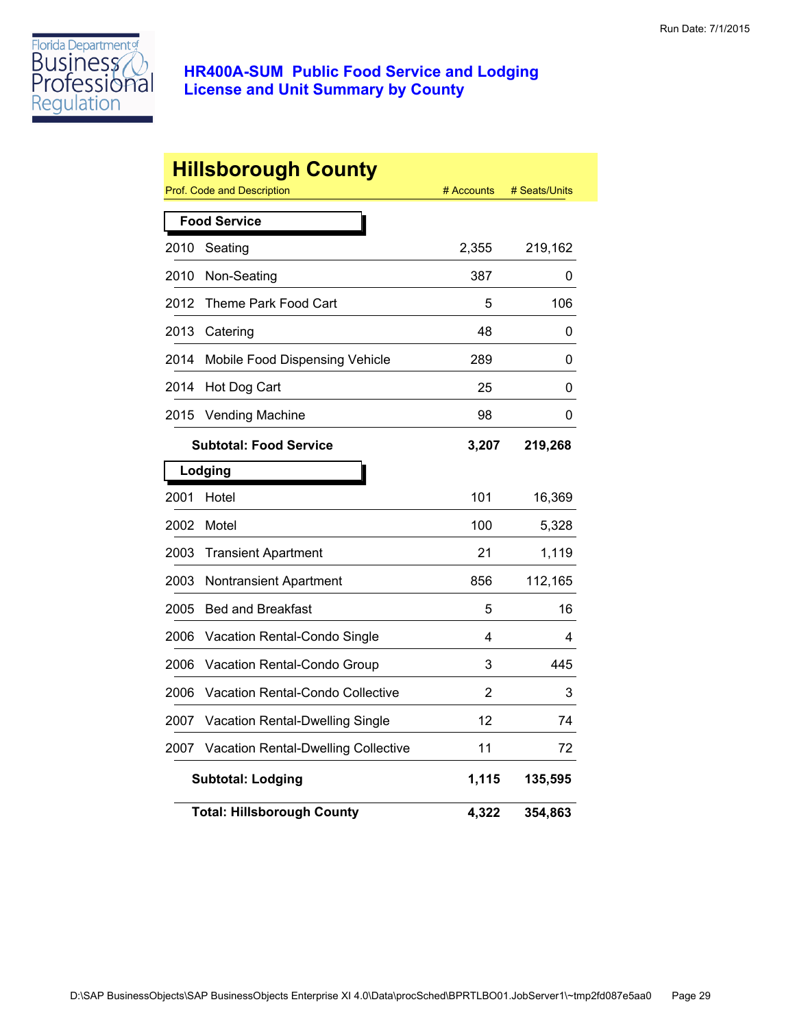Florida Department of Business & Professional Regulation

## HR400A-SUM Public Food Service and Lodging License and Unit Summary by County

Run Date: 7/1/2015

# Hillsborough County

| Prof. Code and Description | | # Accounts | # Seats/Units |
|---|---|---|---|
| **Food Service** | | | |
| 2010 | Seating | 2,355 | 219,162 |
| 2010 | Non-Seating | 387 | 0 |
| 2012 | Theme Park Food Cart | 5 | 106 |
| 2013 | Catering | 48 | 0 |
| 2014 | Mobile Food Dispensing Vehicle | 289 | 0 |
| 2014 | Hot Dog Cart | 25 | 0 |
| 2015 | Vending Machine | 98 | 0 |
| | **Subtotal: Food Service** | **3,207** | **219,268** |
| **Lodging** | | | |
| 2001 | Hotel | 101 | 16,369 |
| 2002 | Motel | 100 | 5,328 |
| 2003 | Transient Apartment | 21 | 1,119 |
| 2003 | Nontransient Apartment | 856 | 112,165 |
| 2005 | Bed and Breakfast | 5 | 16 |
| 2006 | Vacation Rental-Condo Single | 4 | 4 |
| 2006 | Vacation Rental-Condo Group | 3 | 445 |
| 2006 | Vacation Rental-Condo Collective | 2 | 3 |
| 2007 | Vacation Rental-Dwelling Single | 12 | 74 |
| 2007 | Vacation Rental-Dwelling Collective | 11 | 72 |
| | **Subtotal: Lodging** | **1,115** | **135,595** |
| | **Total: Hillsborough County** | **4,322** | **354,863** |

D:\SAP BusinessObjects\SAP BusinessObjects Enterprise XI 4.0\Data\procSched\BPRTLBO01.JobServer1\~tmp2fd087e5aa0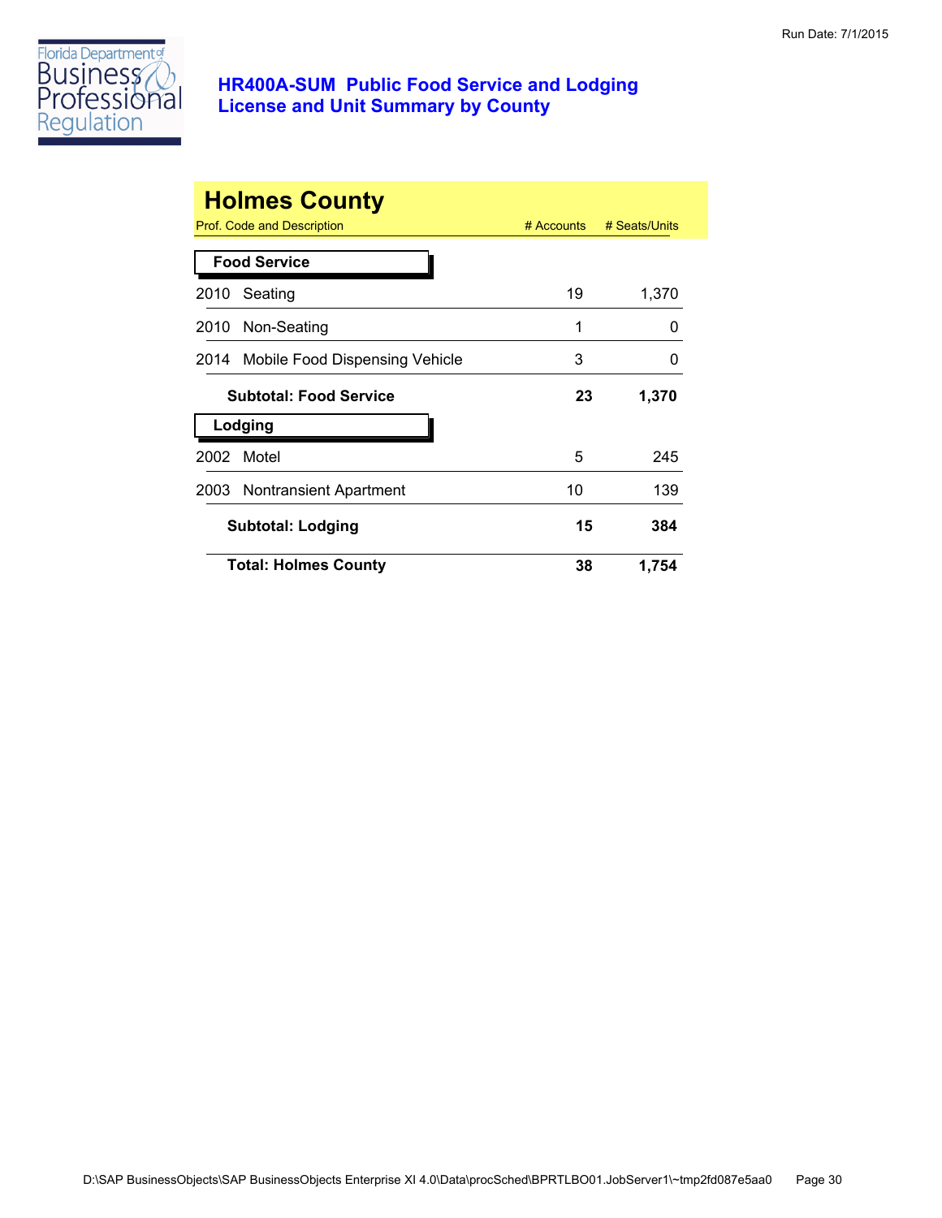# HR400A-SUM Public Food Service and Lodging License and Unit Summary by County

## Holmes County

| Prof. Code and Description | | # Accounts | # Seats/Units |
|---|---|---|---|
| **Food Service** | | | |
| 2010 | Seating | 19 | 1,370 |
| 2010 | Non-Seating | 1 | 0 |
| 2014 | Mobile Food Dispensing Vehicle | 3 | 0 |
| | **Subtotal: Food Service** | **23** | **1,370** |
| **Lodging** | | | |
| 2002 | Motel | 5 | 245 |
| 2003 | Nontransient Apartment | 10 | 139 |
| | **Subtotal: Lodging** | **15** | **384** |
| | **Total: Holmes County** | **38** | **1,754** |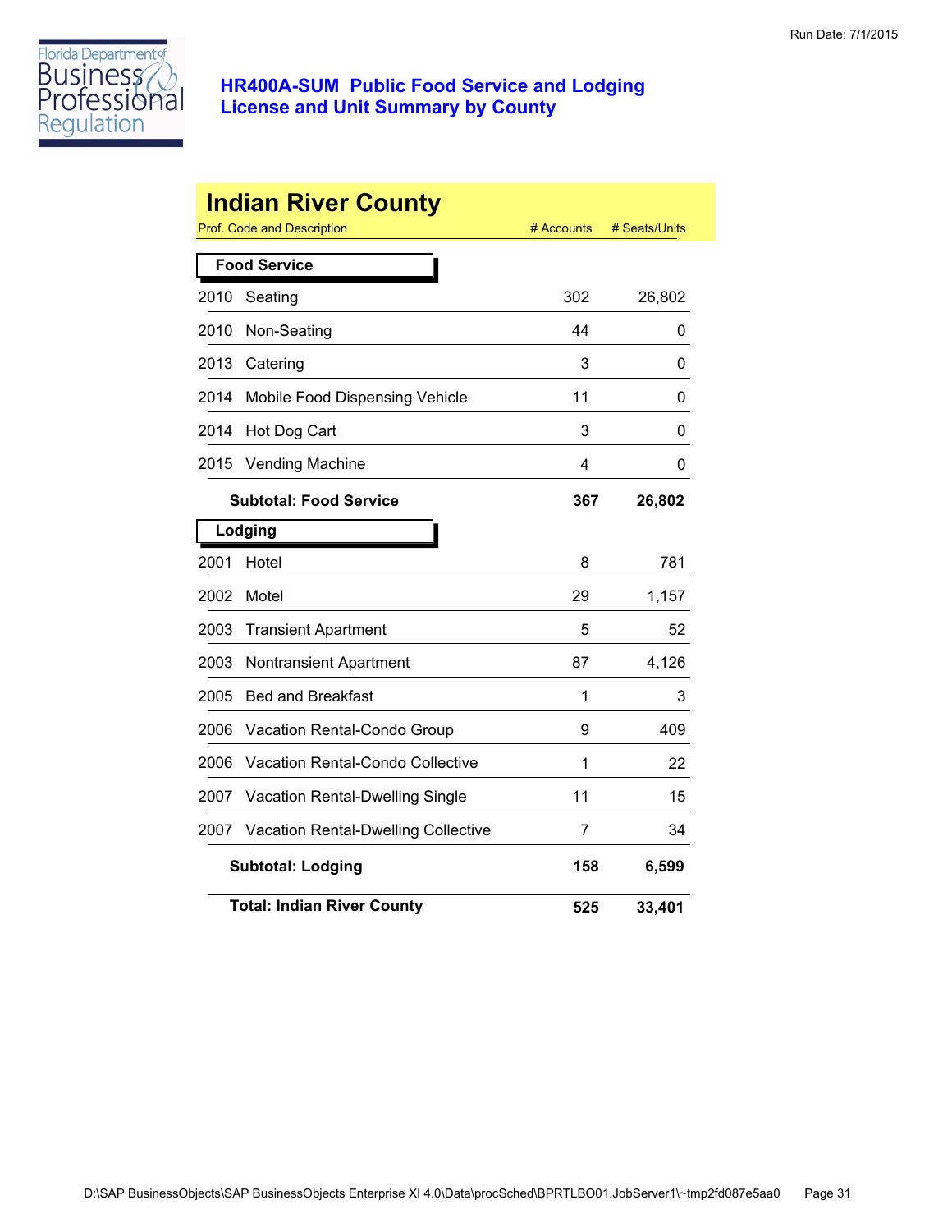# HR400A-SUM Public Food Service and Lodging License and Unit Summary by County

## Indian River County

| Prof. Code and Description | | # Accounts | # Seats/Units |
|---|---|---|---|
| **Food Service** | | | |
| 2010 | Seating | 302 | 26,802 |
| 2010 | Non-Seating | 44 | 0 |
| 2013 | Catering | 3 | 0 |
| 2014 | Mobile Food Dispensing Vehicle | 11 | 0 |
| 2014 | Hot Dog Cart | 3 | 0 |
| 2015 | Vending Machine | 4 | 0 |
| | **Subtotal: Food Service** | **367** | **26,802** |
| **Lodging** | | | |
| 2001 | Hotel | 8 | 781 |
| 2002 | Motel | 29 | 1,157 |
| 2003 | Transient Apartment | 5 | 52 |
| 2003 | Nontransient Apartment | 87 | 4,126 |
| 2005 | Bed and Breakfast | 1 | 3 |
| 2006 | Vacation Rental-Condo Group | 9 | 409 |
| 2006 | Vacation Rental-Condo Collective | 1 | 22 |
| 2007 | Vacation Rental-Dwelling Single | 11 | 15 |
| 2007 | Vacation Rental-Dwelling Collective | 7 | 34 |
| | **Subtotal: Lodging** | **158** | **6,599** |
| | **Total: Indian River County** | **525** | **33,401** |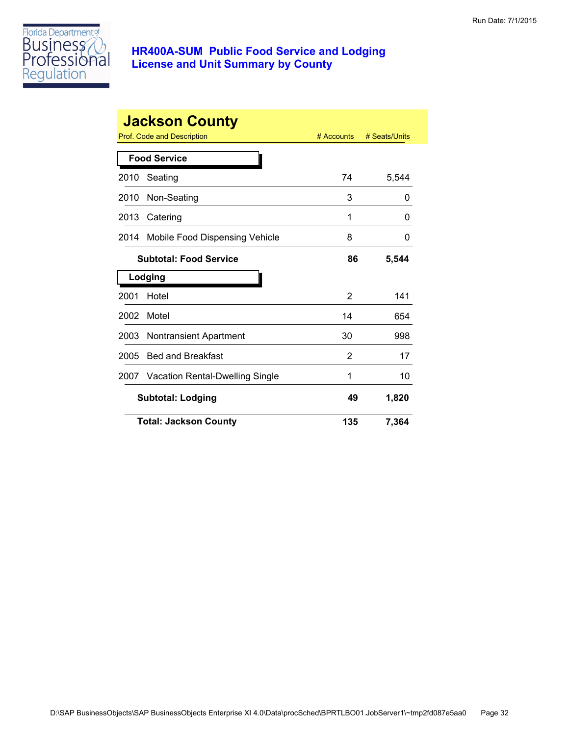# HR400A-SUM Public Food Service and Lodging License and Unit Summary by County

Run Date: 7/1/2015

## Jackson County

| Prof. Code and Description | | # Accounts | # Seats/Units |
|---|---|---|---|
| **Food Service** | | | |
| 2010 | Seating | 74 | 5,544 |
| 2010 | Non-Seating | 3 | 0 |
| 2013 | Catering | 1 | 0 |
| 2014 | Mobile Food Dispensing Vehicle | 8 | 0 |
| | **Subtotal: Food Service** | **86** | **5,544** |
| **Lodging** | | | |
| 2001 | Hotel | 2 | 141 |
| 2002 | Motel | 14 | 654 |
| 2003 | Nontransient Apartment | 30 | 998 |
| 2005 | Bed and Breakfast | 2 | 17 |
| 2007 | Vacation Rental-Dwelling Single | 1 | 10 |
| | **Subtotal: Lodging** | **49** | **1,820** |
| | **Total: Jackson County** | **135** | **7,364** |

D:\SAP BusinessObjects\SAP BusinessObjects Enterprise XI 4.0\Data\procSched\BPRTLBO01.JobServer1\~tmp2fd087e5aa0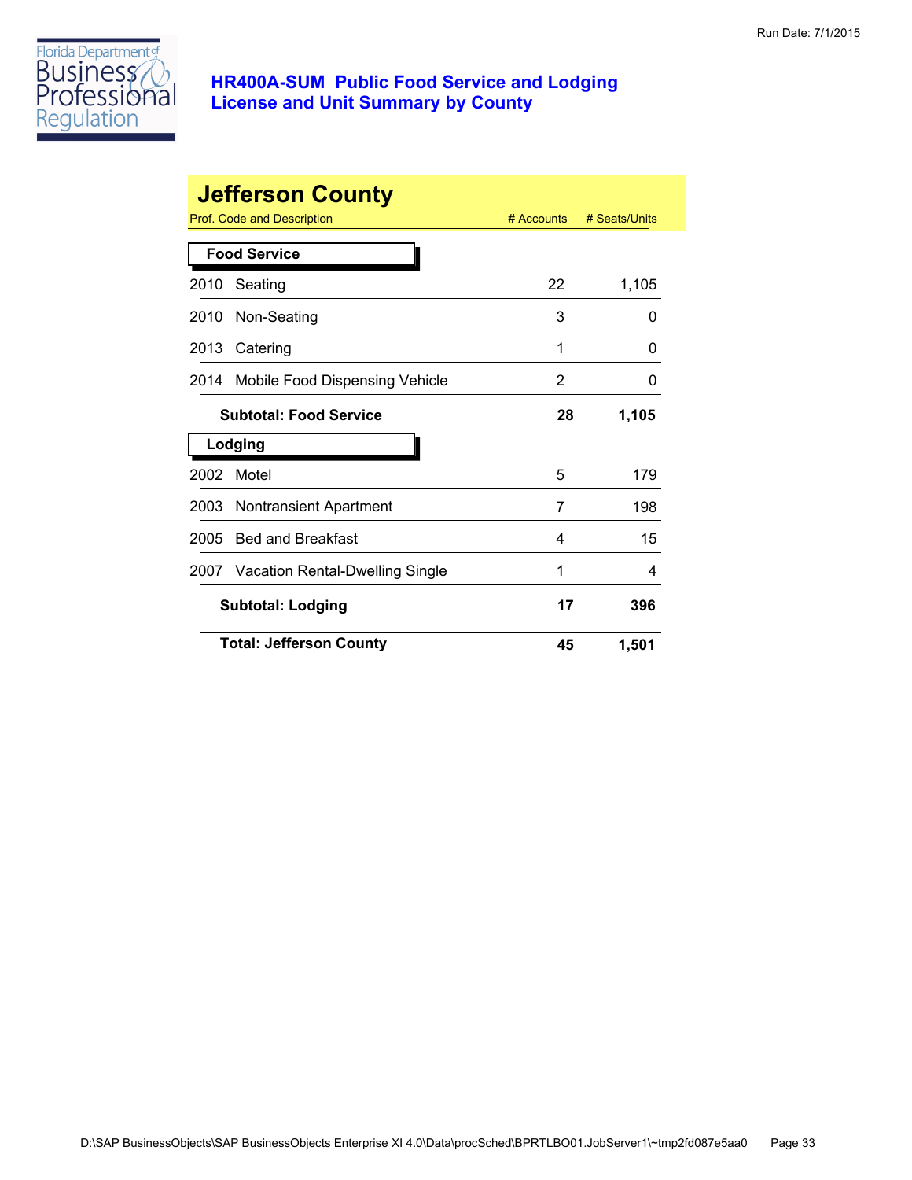# HR400A-SUM Public Food Service and Lodging License and Unit Summary by County

Run Date: 7/1/2015

## Jefferson County

| Prof. Code and Description | | # Accounts | # Seats/Units |
|---|---|---|---|
| **Food Service** | | | |
| 2010 | Seating | 22 | 1,105 |
| 2010 | Non-Seating | 3 | 0 |
| 2013 | Catering | 1 | 0 |
| 2014 | Mobile Food Dispensing Vehicle | 2 | 0 |
| | **Subtotal: Food Service** | **28** | **1,105** |
| **Lodging** | | | |
| 2002 | Motel | 5 | 179 |
| 2003 | Nontransient Apartment | 7 | 198 |
| 2005 | Bed and Breakfast | 4 | 15 |
| 2007 | Vacation Rental-Dwelling Single | 1 | 4 |
| | **Subtotal: Lodging** | **17** | **396** |
| | **Total: Jefferson County** | **45** | **1,501** |

D:\SAP BusinessObjects\SAP BusinessObjects Enterprise XI 4.0\Data\procSched\BPRTLBO01.JobServer1\~tmp2fd087e5aa0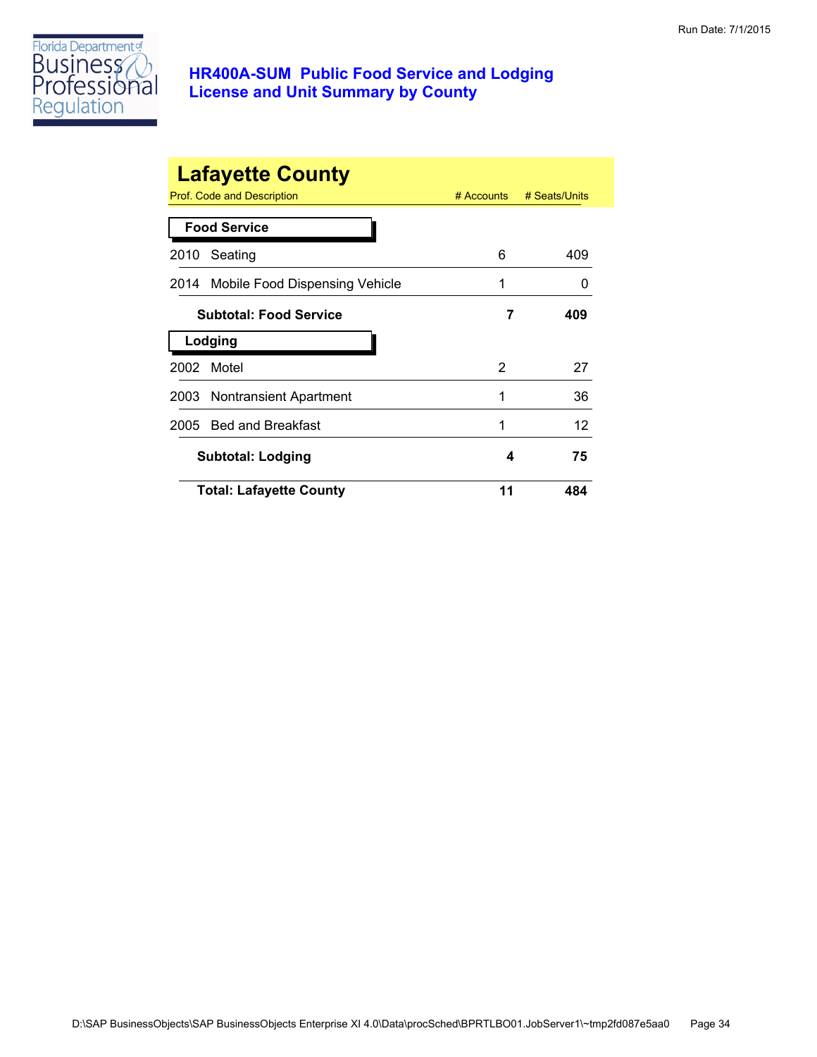# HR400A-SUM Public Food Service and Lodging License and Unit Summary by County

Run Date: 7/1/2015

## Lafayette County

| Prof. Code and Description | # Accounts | # Seats/Units |
|---|---|---|
| **Food Service** | | |
| 2010 Seating | 6 | 409 |
| 2014 Mobile Food Dispensing Vehicle | 1 | 0 |
| **Subtotal: Food Service** | **7** | **409** |
| **Lodging** | | |
| 2002 Motel | 2 | 27 |
| 2003 Nontransient Apartment | 1 | 36 |
| 2005 Bed and Breakfast | 1 | 12 |
| **Subtotal: Lodging** | **4** | **75** |
| **Total: Lafayette County** | **11** | **484** |

D:\SAP BusinessObjects\SAP BusinessObjects Enterprise XI 4.0\Data\procSched\BPRTLBO01.JobServer1\~tmp2fd087e5aa0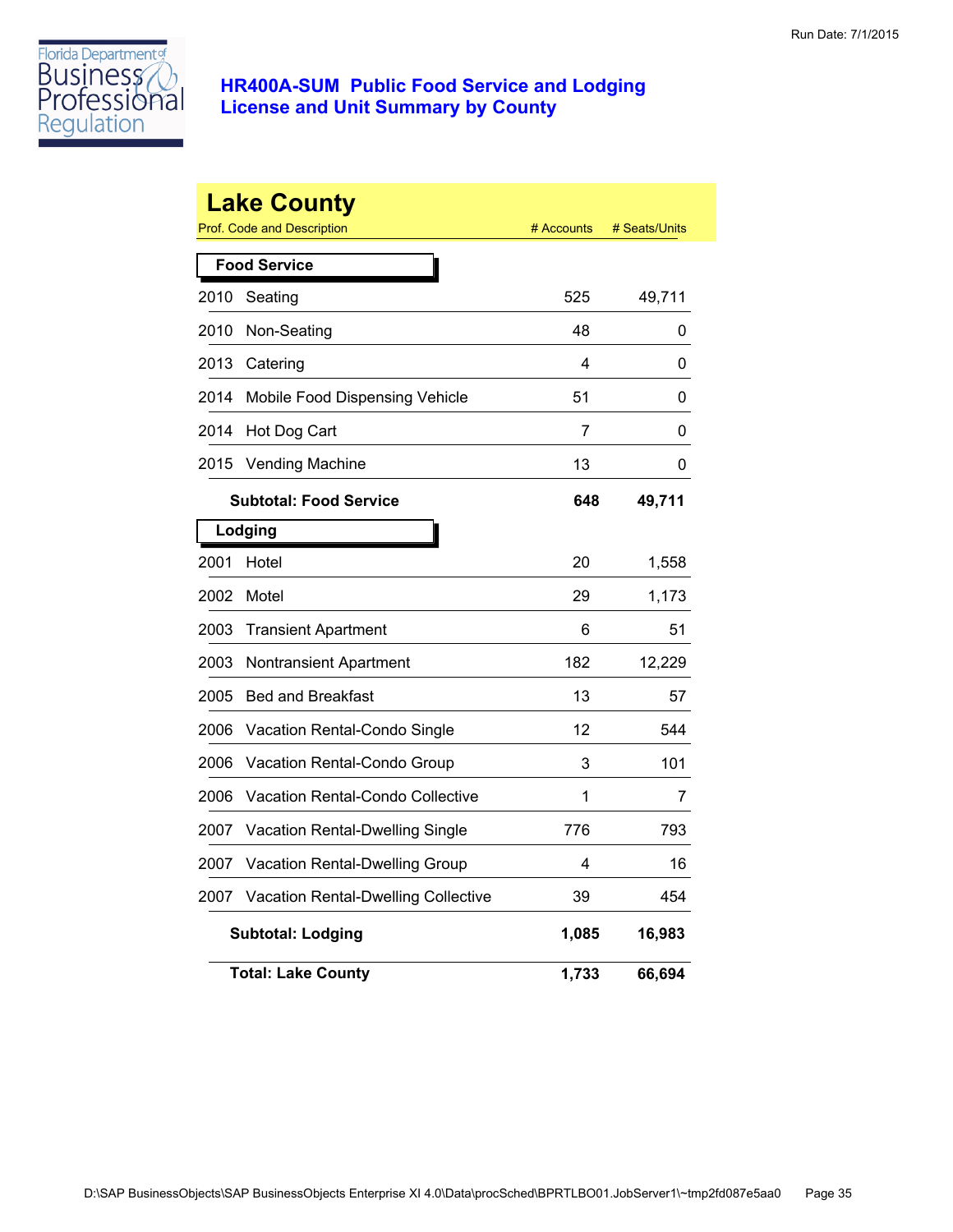# HR400A-SUM Public Food Service and Lodging License and Unit Summary by County

Run Date: 7/1/2015

## Lake County

| Prof. Code and Description | | # Accounts | # Seats/Units |
|---|---|---|---|
| **Food Service** | | | |
| 2010 | Seating | 525 | 49,711 |
| 2010 | Non-Seating | 48 | 0 |
| 2013 | Catering | 4 | 0 |
| 2014 | Mobile Food Dispensing Vehicle | 51 | 0 |
| 2014 | Hot Dog Cart | 7 | 0 |
| 2015 | Vending Machine | 13 | 0 |
| | **Subtotal: Food Service** | **648** | **49,711** |
| **Lodging** | | | |
| 2001 | Hotel | 20 | 1,558 |
| 2002 | Motel | 29 | 1,173 |
| 2003 | Transient Apartment | 6 | 51 |
| 2003 | Nontransient Apartment | 182 | 12,229 |
| 2005 | Bed and Breakfast | 13 | 57 |
| 2006 | Vacation Rental-Condo Single | 12 | 544 |
| 2006 | Vacation Rental-Condo Group | 3 | 101 |
| 2006 | Vacation Rental-Condo Collective | 1 | 7 |
| 2007 | Vacation Rental-Dwelling Single | 776 | 793 |
| 2007 | Vacation Rental-Dwelling Group | 4 | 16 |
| 2007 | Vacation Rental-Dwelling Collective | 39 | 454 |
| | **Subtotal: Lodging** | **1,085** | **16,983** |
| | **Total: Lake County** | **1,733** | **66,694** |

D:\SAP BusinessObjects\SAP BusinessObjects Enterprise XI 4.0\Data\procSched\BPRTLBO01.JobServer1\~tmp2fd087e5aa0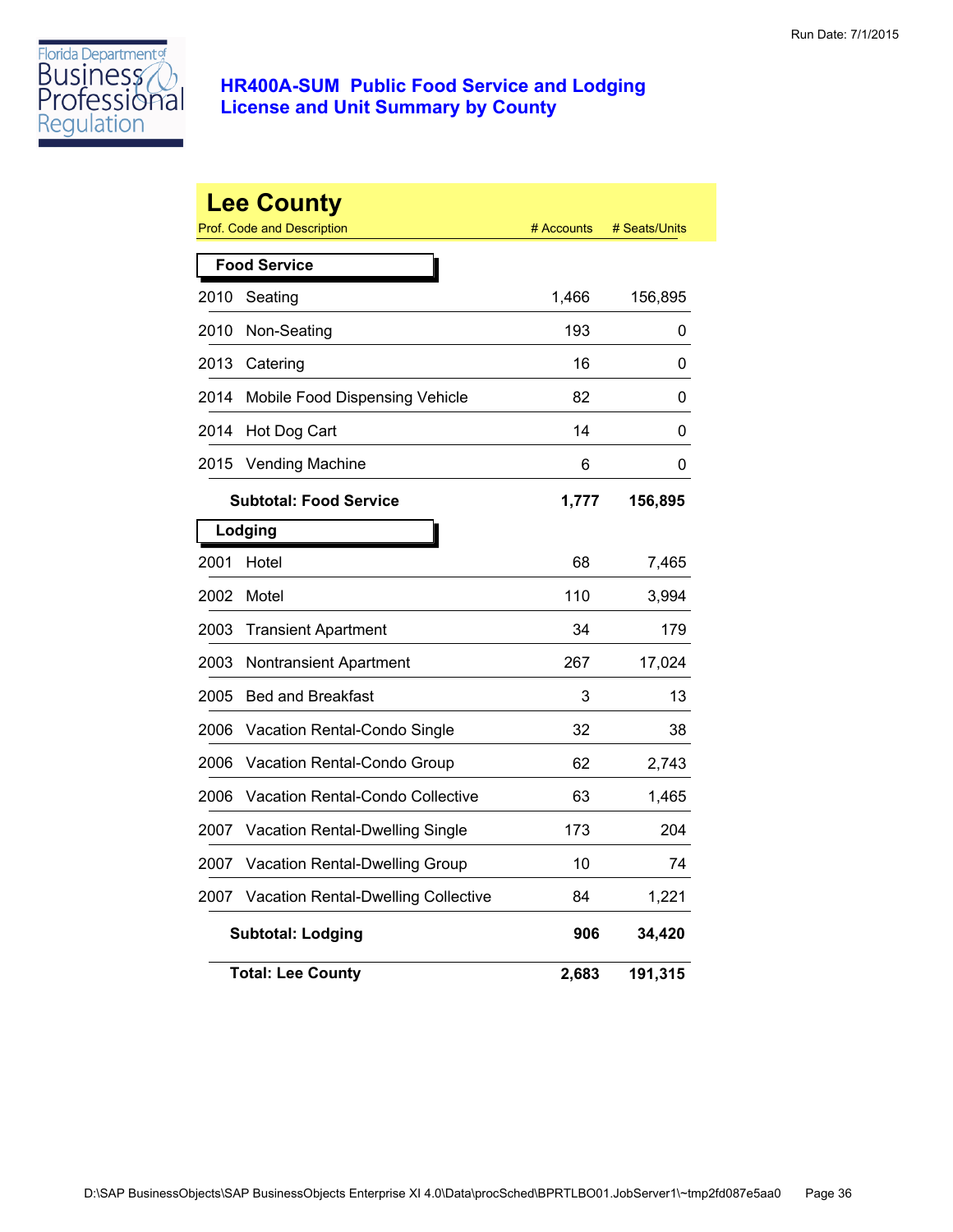Run Date: 7/1/2015

Florida Department of Business & Professional Regulation

## HR400A-SUM Public Food Service and Lodging License and Unit Summary by County

# Lee County

| Prof. Code and Description | | # Accounts | # Seats/Units |
|---|---|---|---|
| **Food Service** | | | |
| 2010 | Seating | 1,466 | 156,895 |
| 2010 | Non-Seating | 193 | 0 |
| 2013 | Catering | 16 | 0 |
| 2014 | Mobile Food Dispensing Vehicle | 82 | 0 |
| 2014 | Hot Dog Cart | 14 | 0 |
| 2015 | Vending Machine | 6 | 0 |
| | **Subtotal: Food Service** | **1,777** | **156,895** |
| **Lodging** | | | |
| 2001 | Hotel | 68 | 7,465 |
| 2002 | Motel | 110 | 3,994 |
| 2003 | Transient Apartment | 34 | 179 |
| 2003 | Nontransient Apartment | 267 | 17,024 |
| 2005 | Bed and Breakfast | 3 | 13 |
| 2006 | Vacation Rental-Condo Single | 32 | 38 |
| 2006 | Vacation Rental-Condo Group | 62 | 2,743 |
| 2006 | Vacation Rental-Condo Collective | 63 | 1,465 |
| 2007 | Vacation Rental-Dwelling Single | 173 | 204 |
| 2007 | Vacation Rental-Dwelling Group | 10 | 74 |
| 2007 | Vacation Rental-Dwelling Collective | 84 | 1,221 |
| | **Subtotal: Lodging** | **906** | **34,420** |
| | **Total: Lee County** | **2,683** | **191,315** |

D:\SAP BusinessObjects\SAP BusinessObjects Enterprise XI 4.0\Data\procSched\BPRTLBO01.JobServer1\~tmp2fd087e5aa0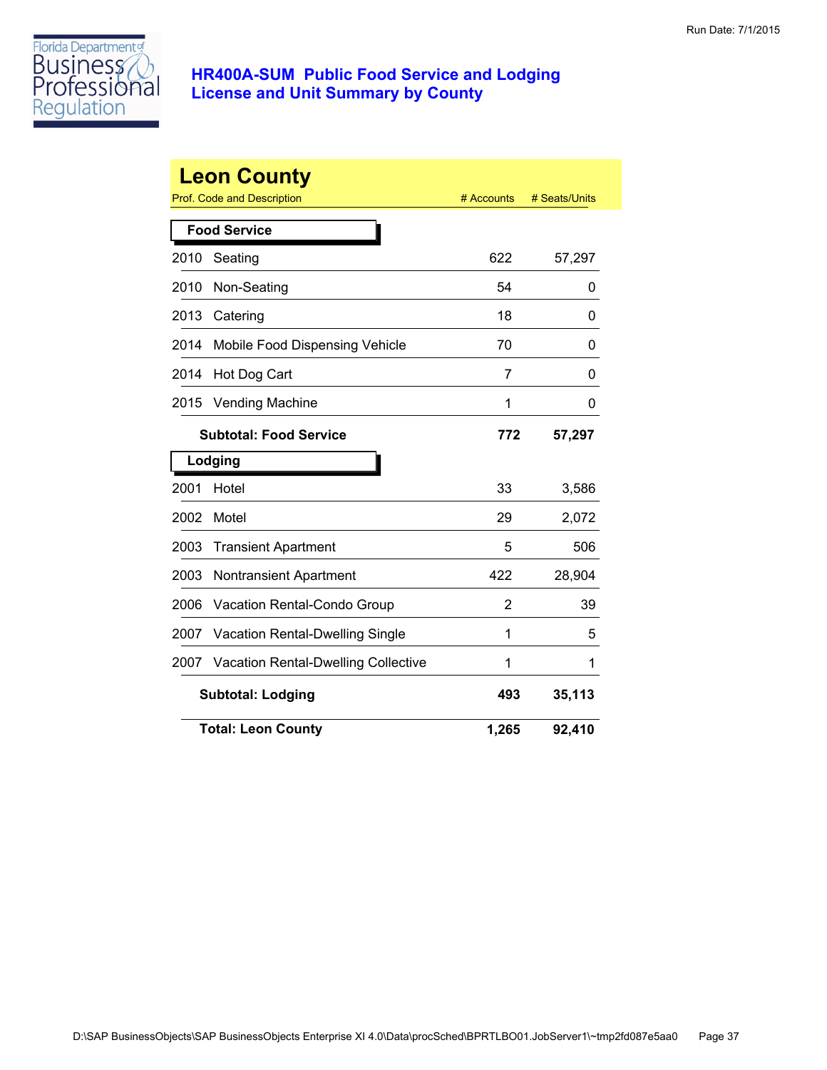# HR400A-SUM Public Food Service and Lodging License and Unit Summary by County

Run Date: 7/1/2015

## Leon County

| Prof. Code and Description | | # Accounts | # Seats/Units |
|---|---|---|---|
| **Food Service** | | | |
| 2010 | Seating | 622 | 57,297 |
| 2010 | Non-Seating | 54 | 0 |
| 2013 | Catering | 18 | 0 |
| 2014 | Mobile Food Dispensing Vehicle | 70 | 0 |
| 2014 | Hot Dog Cart | 7 | 0 |
| 2015 | Vending Machine | 1 | 0 |
| | **Subtotal: Food Service** | **772** | **57,297** |
| **Lodging** | | | |
| 2001 | Hotel | 33 | 3,586 |
| 2002 | Motel | 29 | 2,072 |
| 2003 | Transient Apartment | 5 | 506 |
| 2003 | Nontransient Apartment | 422 | 28,904 |
| 2006 | Vacation Rental-Condo Group | 2 | 39 |
| 2007 | Vacation Rental-Dwelling Single | 1 | 5 |
| 2007 | Vacation Rental-Dwelling Collective | 1 | 1 |
| | **Subtotal: Lodging** | **493** | **35,113** |
| | **Total: Leon County** | **1,265** | **92,410** |

D:\SAP BusinessObjects\SAP BusinessObjects Enterprise XI 4.0\Data\procSched\BPRTLBO01.JobServer1\~tmp2fd087e5aa0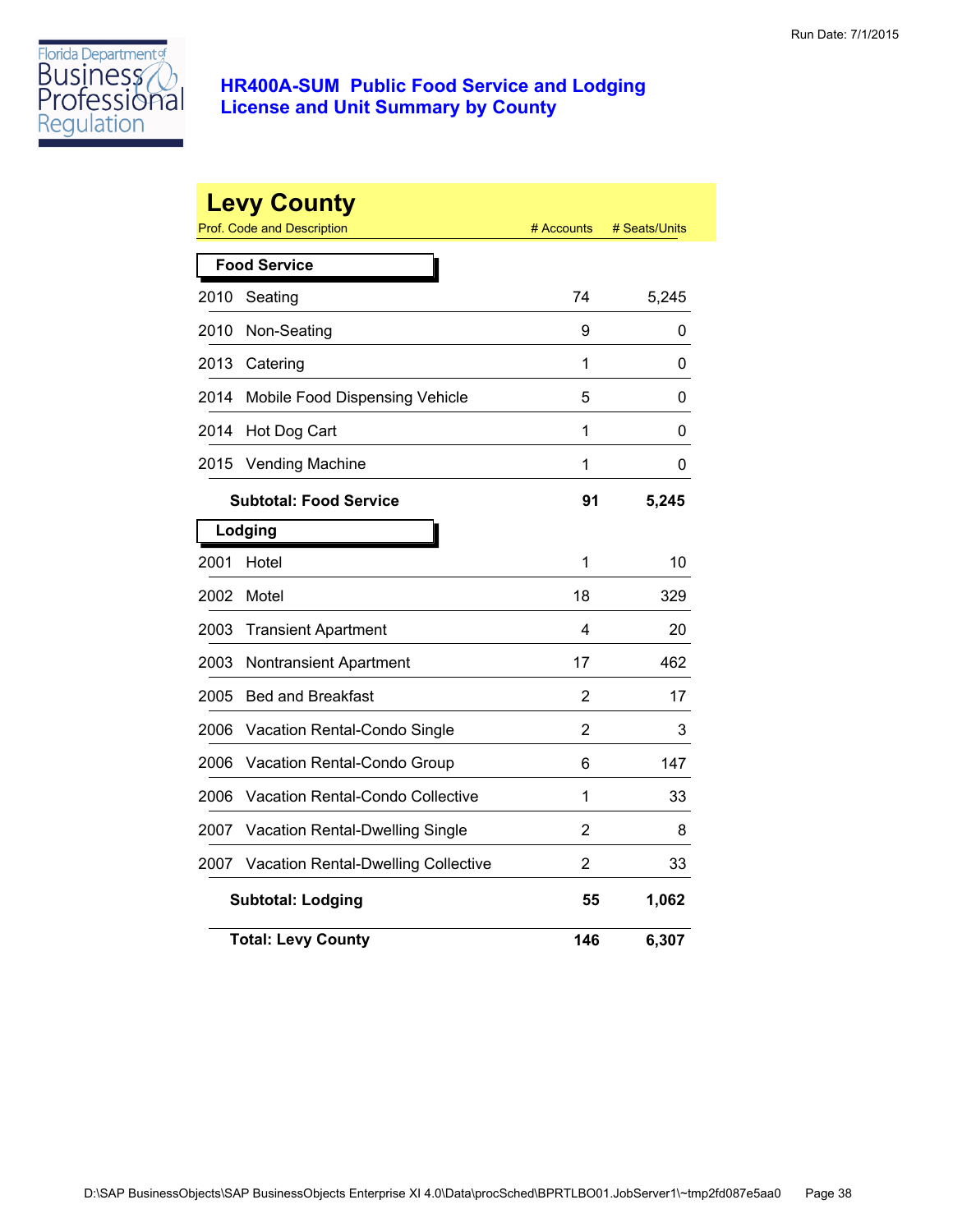Florida Department of Business & Professional Regulation

# HR400A-SUM Public Food Service and Lodging License and Unit Summary by County

Run Date: 7/1/2015

## Levy County

| Prof. Code and Description | | # Accounts | # Seats/Units |
|---|---|---|---|
| **Food Service** | | | |
| 2010 | Seating | 74 | 5,245 |
| 2010 | Non-Seating | 9 | 0 |
| 2013 | Catering | 1 | 0 |
| 2014 | Mobile Food Dispensing Vehicle | 5 | 0 |
| 2014 | Hot Dog Cart | 1 | 0 |
| 2015 | Vending Machine | 1 | 0 |
| | **Subtotal: Food Service** | **91** | **5,245** |
| **Lodging** | | | |
| 2001 | Hotel | 1 | 10 |
| 2002 | Motel | 18 | 329 |
| 2003 | Transient Apartment | 4 | 20 |
| 2003 | Nontransient Apartment | 17 | 462 |
| 2005 | Bed and Breakfast | 2 | 17 |
| 2006 | Vacation Rental-Condo Single | 2 | 3 |
| 2006 | Vacation Rental-Condo Group | 6 | 147 |
| 2006 | Vacation Rental-Condo Collective | 1 | 33 |
| 2007 | Vacation Rental-Dwelling Single | 2 | 8 |
| 2007 | Vacation Rental-Dwelling Collective | 2 | 33 |
| | **Subtotal: Lodging** | **55** | **1,062** |
| | **Total: Levy County** | **146** | **6,307** |

D:\SAP BusinessObjects\SAP BusinessObjects Enterprise XI 4.0\Data\procSched\BPRTLBO01.JobServer1\~tmp2fd087e5aa0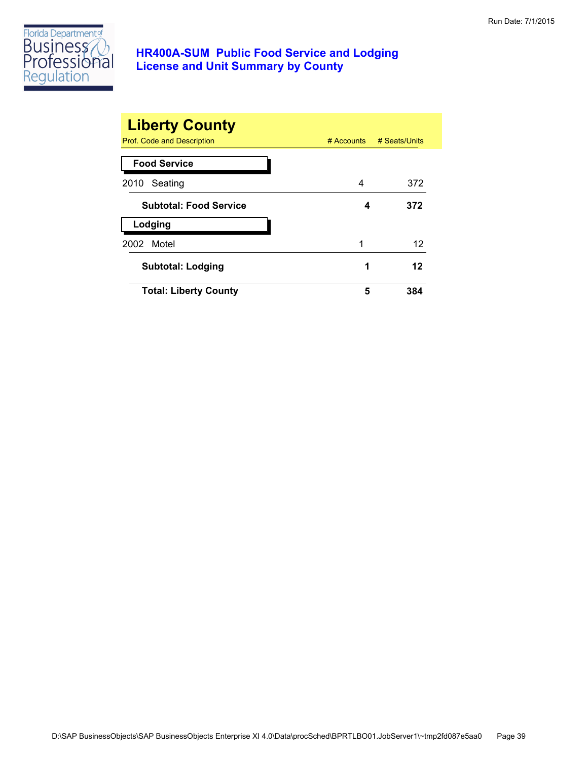Run Date: 7/1/2015

# HR400A-SUM Public Food Service and Lodging License and Unit Summary by County

## Liberty County

| Prof. Code and Description | # Accounts | # Seats/Units |
|---|---|---|
| **Food Service** | | |
| 2010 Seating | 4 | 372 |
| **Subtotal: Food Service** | **4** | **372** |
| **Lodging** | | |
| 2002 Motel | 1 | 12 |
| **Subtotal: Lodging** | **1** | **12** |
| **Total: Liberty County** | **5** | **384** |

D:\SAP BusinessObjects\SAP BusinessObjects Enterprise XI 4.0\Data\procSched\BPRTLBO01.JobServer1\~tmp2fd087e5aa0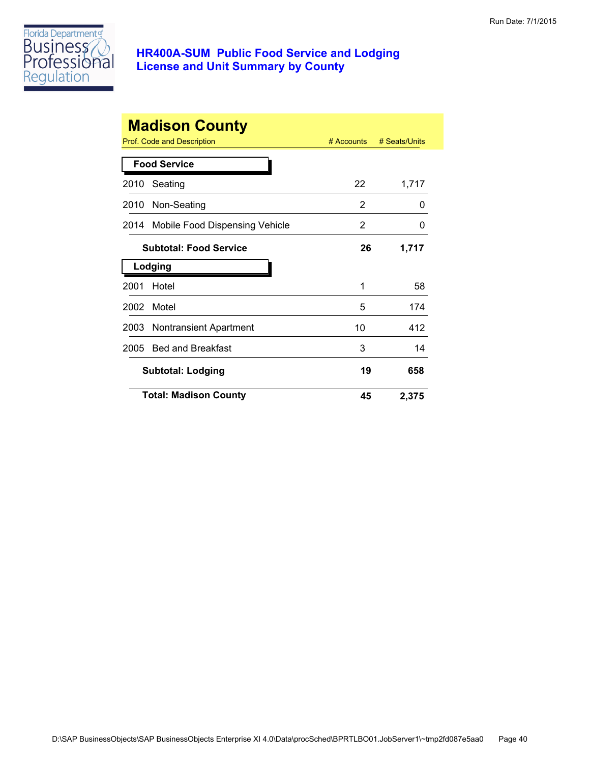Run Date: 7/1/2015

## HR400A-SUM Public Food Service and Lodging License and Unit Summary by County

# Madison County

| Prof. Code and Description | # Accounts | # Seats/Units |
|---|---|---|
| **Food Service** | | |
| 2010 Seating | 22 | 1,717 |
| 2010 Non-Seating | 2 | 0 |
| 2014 Mobile Food Dispensing Vehicle | 2 | 0 |
| **Subtotal: Food Service** | **26** | **1,717** |
| **Lodging** | | |
| 2001 Hotel | 1 | 58 |
| 2002 Motel | 5 | 174 |
| 2003 Nontransient Apartment | 10 | 412 |
| 2005 Bed and Breakfast | 3 | 14 |
| **Subtotal: Lodging** | **19** | **658** |
| **Total: Madison County** | **45** | **2,375** |

D:\SAP BusinessObjects\SAP BusinessObjects Enterprise XI 4.0\Data\procSched\BPRTLBO01.JobServer1\~tmp2fd087e5aa0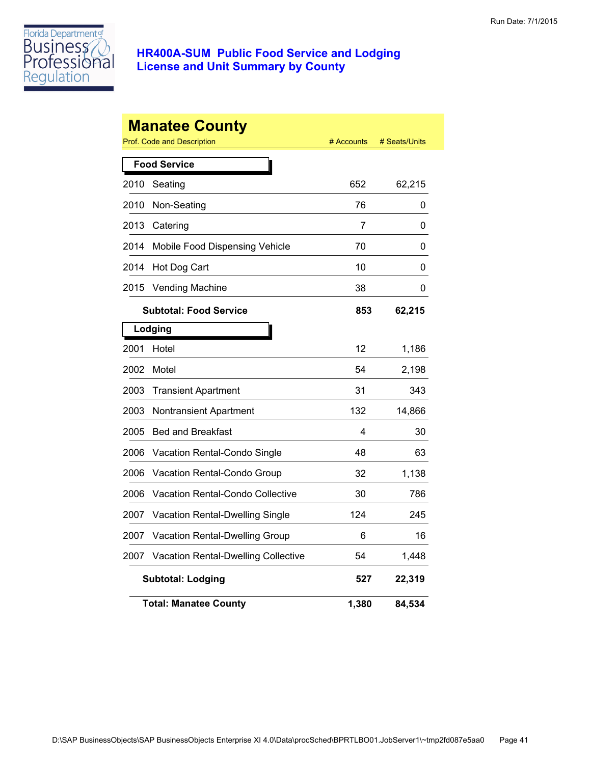# HR400A-SUM Public Food Service and Lodging License and Unit Summary by County

Run Date: 7/1/2015

## Manatee County

| Prof. Code and Description | | # Accounts | # Seats/Units |
|---|---|---|---|
| **Food Service** | | | |
| 2010 | Seating | 652 | 62,215 |
| 2010 | Non-Seating | 76 | 0 |
| 2013 | Catering | 7 | 0 |
| 2014 | Mobile Food Dispensing Vehicle | 70 | 0 |
| 2014 | Hot Dog Cart | 10 | 0 |
| 2015 | Vending Machine | 38 | 0 |
| | **Subtotal: Food Service** | **853** | **62,215** |
| **Lodging** | | | |
| 2001 | Hotel | 12 | 1,186 |
| 2002 | Motel | 54 | 2,198 |
| 2003 | Transient Apartment | 31 | 343 |
| 2003 | Nontransient Apartment | 132 | 14,866 |
| 2005 | Bed and Breakfast | 4 | 30 |
| 2006 | Vacation Rental-Condo Single | 48 | 63 |
| 2006 | Vacation Rental-Condo Group | 32 | 1,138 |
| 2006 | Vacation Rental-Condo Collective | 30 | 786 |
| 2007 | Vacation Rental-Dwelling Single | 124 | 245 |
| 2007 | Vacation Rental-Dwelling Group | 6 | 16 |
| 2007 | Vacation Rental-Dwelling Collective | 54 | 1,448 |
| | **Subtotal: Lodging** | **527** | **22,319** |
| | **Total: Manatee County** | **1,380** | **84,534** |

D:\SAP BusinessObjects\SAP BusinessObjects Enterprise XI 4.0\Data\procSched\BPRTLBO01.JobServer1\~tmp2fd087e5aa0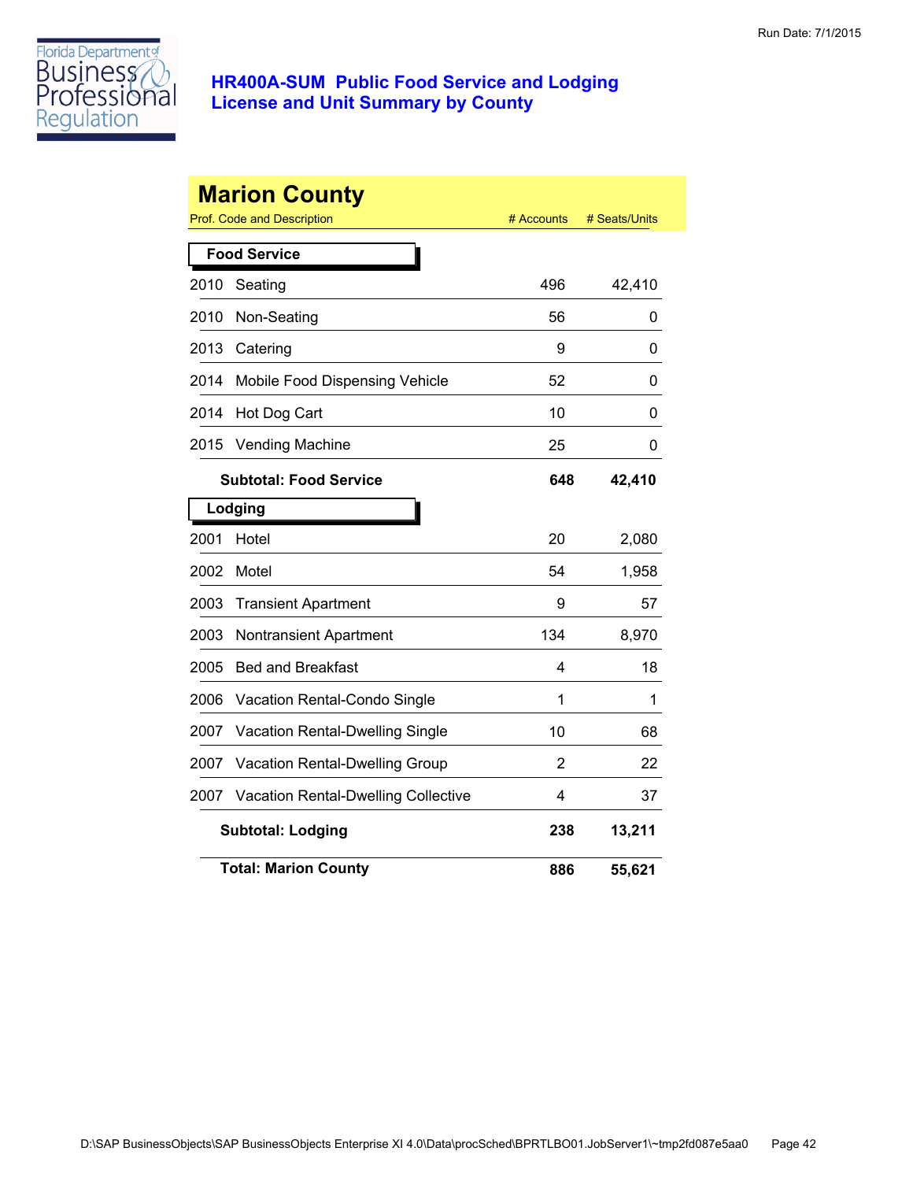# HR400A-SUM Public Food Service and Lodging License and Unit Summary by County

Run Date: 7/1/2015

## Marion County

| Prof. Code and Description | | # Accounts | # Seats/Units |
|---|---|---|---|
| **Food Service** | | | |
| 2010 | Seating | 496 | 42,410 |
| 2010 | Non-Seating | 56 | 0 |
| 2013 | Catering | 9 | 0 |
| 2014 | Mobile Food Dispensing Vehicle | 52 | 0 |
| 2014 | Hot Dog Cart | 10 | 0 |
| 2015 | Vending Machine | 25 | 0 |
| **Subtotal: Food Service** | | **648** | **42,410** |
| **Lodging** | | | |
| 2001 | Hotel | 20 | 2,080 |
| 2002 | Motel | 54 | 1,958 |
| 2003 | Transient Apartment | 9 | 57 |
| 2003 | Nontransient Apartment | 134 | 8,970 |
| 2005 | Bed and Breakfast | 4 | 18 |
| 2006 | Vacation Rental-Condo Single | 1 | 1 |
| 2007 | Vacation Rental-Dwelling Single | 10 | 68 |
| 2007 | Vacation Rental-Dwelling Group | 2 | 22 |
| 2007 | Vacation Rental-Dwelling Collective | 4 | 37 |
| **Subtotal: Lodging** | | **238** | **13,211** |
| **Total: Marion County** | | **886** | **55,621** |

D:\SAP BusinessObjects\SAP BusinessObjects Enterprise XI 4.0\Data\procSched\BPRTLBO01.JobServer1\~tmp2fd087e5aa0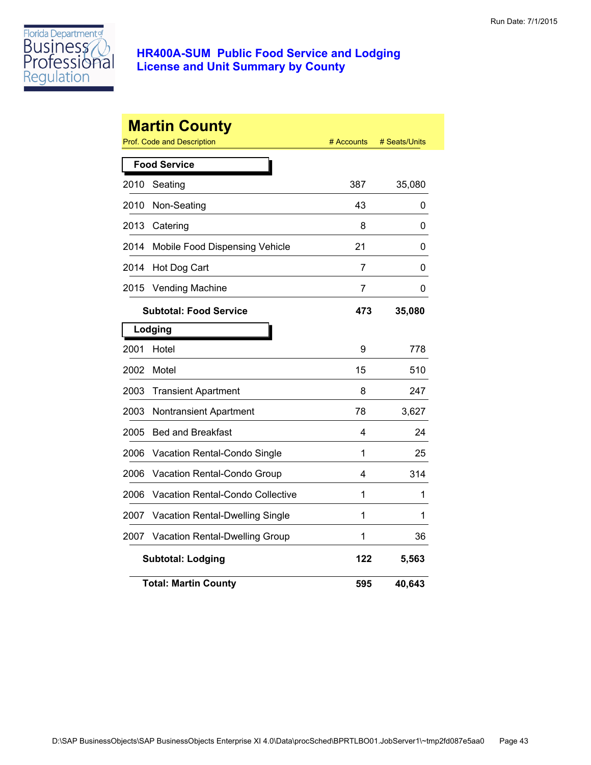# HR400A-SUM Public Food Service and Lodging License and Unit Summary by County

## Martin County

| Prof. Code and Description | | # Accounts | # Seats/Units |
|---|---|---|---|
| **Food Service** | | | |
| 2010 | Seating | 387 | 35,080 |
| 2010 | Non-Seating | 43 | 0 |
| 2013 | Catering | 8 | 0 |
| 2014 | Mobile Food Dispensing Vehicle | 21 | 0 |
| 2014 | Hot Dog Cart | 7 | 0 |
| 2015 | Vending Machine | 7 | 0 |
| | **Subtotal: Food Service** | **473** | **35,080** |
| **Lodging** | | | |
| 2001 | Hotel | 9 | 778 |
| 2002 | Motel | 15 | 510 |
| 2003 | Transient Apartment | 8 | 247 |
| 2003 | Nontransient Apartment | 78 | 3,627 |
| 2005 | Bed and Breakfast | 4 | 24 |
| 2006 | Vacation Rental-Condo Single | 1 | 25 |
| 2006 | Vacation Rental-Condo Group | 4 | 314 |
| 2006 | Vacation Rental-Condo Collective | 1 | 1 |
| 2007 | Vacation Rental-Dwelling Single | 1 | 1 |
| 2007 | Vacation Rental-Dwelling Group | 1 | 36 |
| | **Subtotal: Lodging** | **122** | **5,563** |
| | **Total: Martin County** | **595** | **40,643** |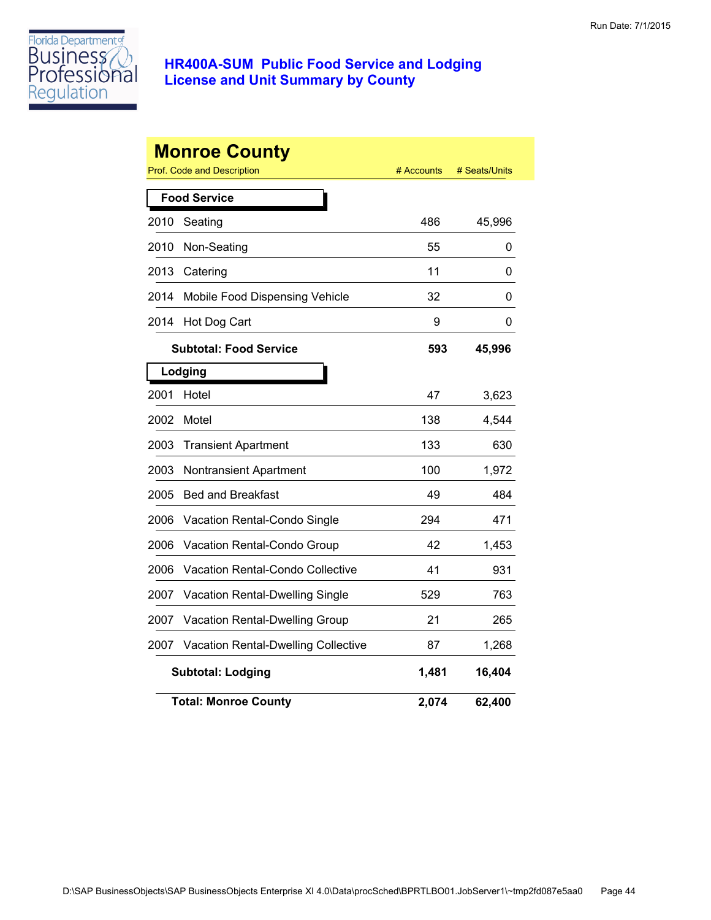# HR400A-SUM Public Food Service and Lodging License and Unit Summary by County

Run Date: 7/1/2015

## Monroe County

| Prof. Code and Description | | # Accounts | # Seats/Units |
|---|---|---|---|
| **Food Service** | | | |
| 2010 | Seating | 486 | 45,996 |
| 2010 | Non-Seating | 55 | 0 |
| 2013 | Catering | 11 | 0 |
| 2014 | Mobile Food Dispensing Vehicle | 32 | 0 |
| 2014 | Hot Dog Cart | 9 | 0 |
| | **Subtotal: Food Service** | **593** | **45,996** |
| **Lodging** | | | |
| 2001 | Hotel | 47 | 3,623 |
| 2002 | Motel | 138 | 4,544 |
| 2003 | Transient Apartment | 133 | 630 |
| 2003 | Nontransient Apartment | 100 | 1,972 |
| 2005 | Bed and Breakfast | 49 | 484 |
| 2006 | Vacation Rental-Condo Single | 294 | 471 |
| 2006 | Vacation Rental-Condo Group | 42 | 1,453 |
| 2006 | Vacation Rental-Condo Collective | 41 | 931 |
| 2007 | Vacation Rental-Dwelling Single | 529 | 763 |
| 2007 | Vacation Rental-Dwelling Group | 21 | 265 |
| 2007 | Vacation Rental-Dwelling Collective | 87 | 1,268 |
| | **Subtotal: Lodging** | **1,481** | **16,404** |
| | **Total: Monroe County** | **2,074** | **62,400** |

D:\SAP BusinessObjects\SAP BusinessObjects Enterprise XI 4.0\Data\procSched\BPRTLBO01.JobServer1\~tmp2fd087e5aa0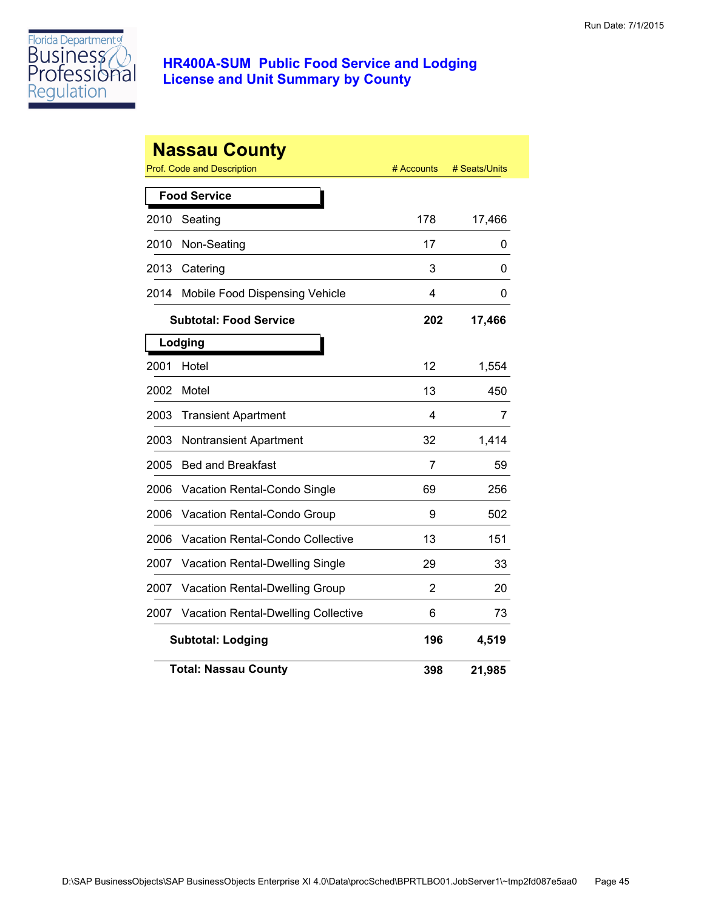## HR400A-SUM Public Food Service and Lodging License and Unit Summary by County

Run Date: 7/1/2015

### Nassau County

| Prof. Code and Description | | # Accounts | # Seats/Units |
|---|---|---|---|
| **Food Service** | | | |
| 2010 | Seating | 178 | 17,466 |
| 2010 | Non-Seating | 17 | 0 |
| 2013 | Catering | 3 | 0 |
| 2014 | Mobile Food Dispensing Vehicle | 4 | 0 |
| | **Subtotal: Food Service** | **202** | **17,466** |
| **Lodging** | | | |
| 2001 | Hotel | 12 | 1,554 |
| 2002 | Motel | 13 | 450 |
| 2003 | Transient Apartment | 4 | 7 |
| 2003 | Nontransient Apartment | 32 | 1,414 |
| 2005 | Bed and Breakfast | 7 | 59 |
| 2006 | Vacation Rental-Condo Single | 69 | 256 |
| 2006 | Vacation Rental-Condo Group | 9 | 502 |
| 2006 | Vacation Rental-Condo Collective | 13 | 151 |
| 2007 | Vacation Rental-Dwelling Single | 29 | 33 |
| 2007 | Vacation Rental-Dwelling Group | 2 | 20 |
| 2007 | Vacation Rental-Dwelling Collective | 6 | 73 |
| | **Subtotal: Lodging** | **196** | **4,519** |
| | **Total: Nassau County** | **398** | **21,985** |

D:\SAP BusinessObjects\SAP BusinessObjects Enterprise XI 4.0\Data\procSched\BPRTLBO01.JobServer1\~tmp2fd087e5aa0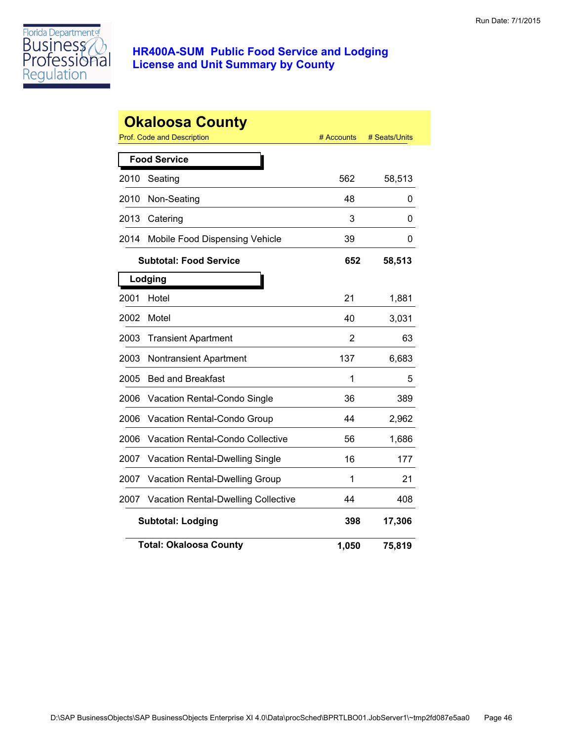# HR400A-SUM Public Food Service and Lodging License and Unit Summary by County

Run Date: 7/1/2015

## Okaloosa County

| Prof. Code and Description | | # Accounts | # Seats/Units |
|---|---|---|---|
| **Food Service** | | | |
| 2010 | Seating | 562 | 58,513 |
| 2010 | Non-Seating | 48 | 0 |
| 2013 | Catering | 3 | 0 |
| 2014 | Mobile Food Dispensing Vehicle | 39 | 0 |
| | **Subtotal: Food Service** | **652** | **58,513** |
| **Lodging** | | | |
| 2001 | Hotel | 21 | 1,881 |
| 2002 | Motel | 40 | 3,031 |
| 2003 | Transient Apartment | 2 | 63 |
| 2003 | Nontransient Apartment | 137 | 6,683 |
| 2005 | Bed and Breakfast | 1 | 5 |
| 2006 | Vacation Rental-Condo Single | 36 | 389 |
| 2006 | Vacation Rental-Condo Group | 44 | 2,962 |
| 2006 | Vacation Rental-Condo Collective | 56 | 1,686 |
| 2007 | Vacation Rental-Dwelling Single | 16 | 177 |
| 2007 | Vacation Rental-Dwelling Group | 1 | 21 |
| 2007 | Vacation Rental-Dwelling Collective | 44 | 408 |
| | **Subtotal: Lodging** | **398** | **17,306** |
| | **Total: Okaloosa County** | **1,050** | **75,819** |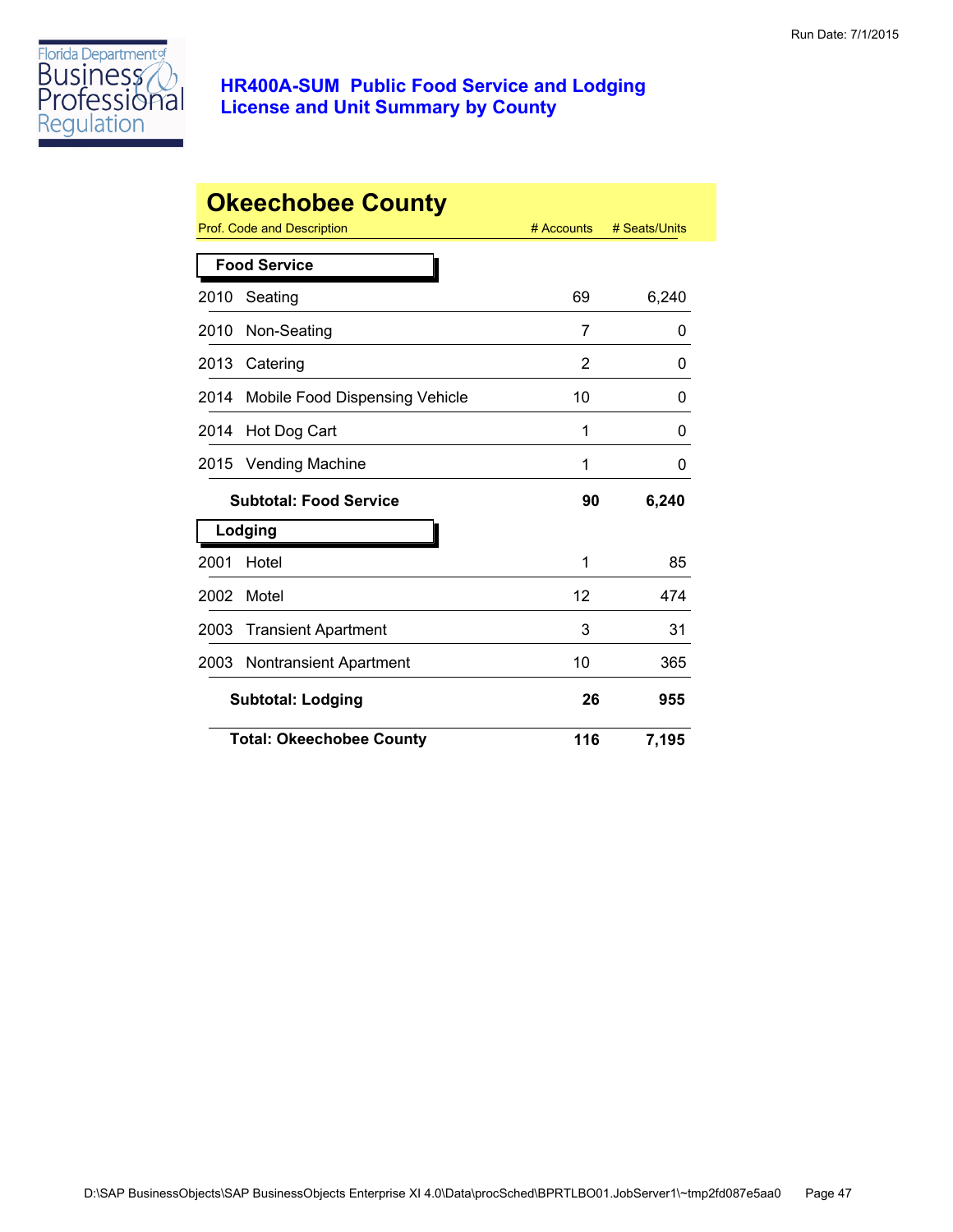# HR400A-SUM Public Food Service and Lodging License and Unit Summary by County

## Okeechobee County

| Prof. Code and Description | # Accounts | # Seats/Units |
|---|---|---|
| **Food Service** | | |
| 2010 Seating | 69 | 6,240 |
| 2010 Non-Seating | 7 | 0 |
| 2013 Catering | 2 | 0 |
| 2014 Mobile Food Dispensing Vehicle | 10 | 0 |
| 2014 Hot Dog Cart | 1 | 0 |
| 2015 Vending Machine | 1 | 0 |
| **Subtotal: Food Service** | **90** | **6,240** |
| **Lodging** | | |
| 2001 Hotel | 1 | 85 |
| 2002 Motel | 12 | 474 |
| 2003 Transient Apartment | 3 | 31 |
| 2003 Nontransient Apartment | 10 | 365 |
| **Subtotal: Lodging** | **26** | **955** |
| **Total: Okeechobee County** | **116** | **7,195** |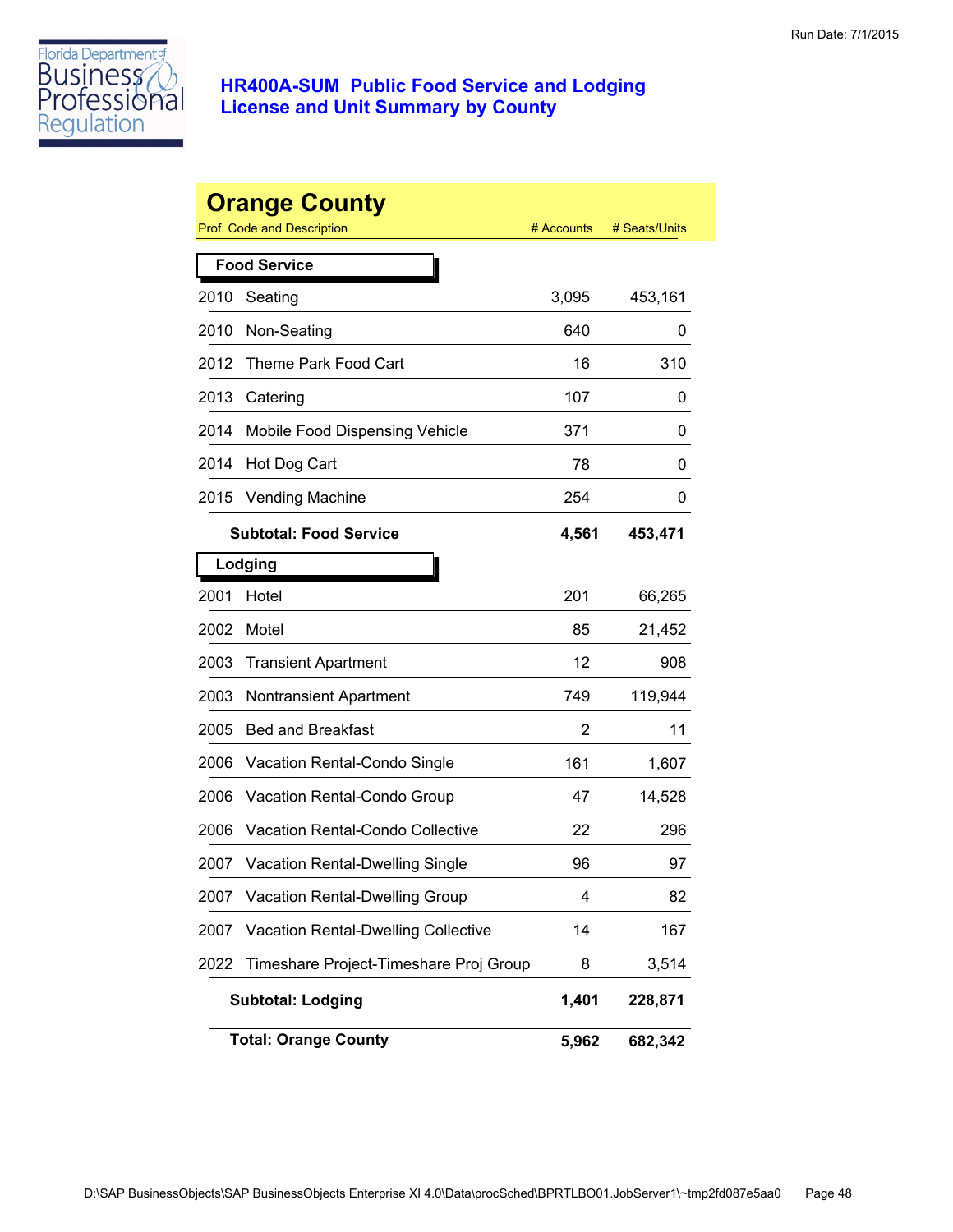# HR400A-SUM Public Food Service and Lodging License and Unit Summary by County

Run Date: 7/1/2015

## Orange County

| Prof. Code and Description | | # Accounts | # Seats/Units |
|---|---|---|---|
| **Food Service** | | | |
| 2010 | Seating | 3,095 | 453,161 |
| 2010 | Non-Seating | 640 | 0 |
| 2012 | Theme Park Food Cart | 16 | 310 |
| 2013 | Catering | 107 | 0 |
| 2014 | Mobile Food Dispensing Vehicle | 371 | 0 |
| 2014 | Hot Dog Cart | 78 | 0 |
| 2015 | Vending Machine | 254 | 0 |
| | **Subtotal: Food Service** | **4,561** | **453,471** |
| **Lodging** | | | |
| 2001 | Hotel | 201 | 66,265 |
| 2002 | Motel | 85 | 21,452 |
| 2003 | Transient Apartment | 12 | 908 |
| 2003 | Nontransient Apartment | 749 | 119,944 |
| 2005 | Bed and Breakfast | 2 | 11 |
| 2006 | Vacation Rental-Condo Single | 161 | 1,607 |
| 2006 | Vacation Rental-Condo Group | 47 | 14,528 |
| 2006 | Vacation Rental-Condo Collective | 22 | 296 |
| 2007 | Vacation Rental-Dwelling Single | 96 | 97 |
| 2007 | Vacation Rental-Dwelling Group | 4 | 82 |
| 2007 | Vacation Rental-Dwelling Collective | 14 | 167 |
| 2022 | Timeshare Project-Timeshare Proj Group | 8 | 3,514 |
| | **Subtotal: Lodging** | **1,401** | **228,871** |
| | **Total: Orange County** | **5,962** | **682,342** |

D:\SAP BusinessObjects\SAP BusinessObjects Enterprise XI 4.0\Data\procSched\BPRTLBO01.JobServer1\~tmp2fd087e5aa0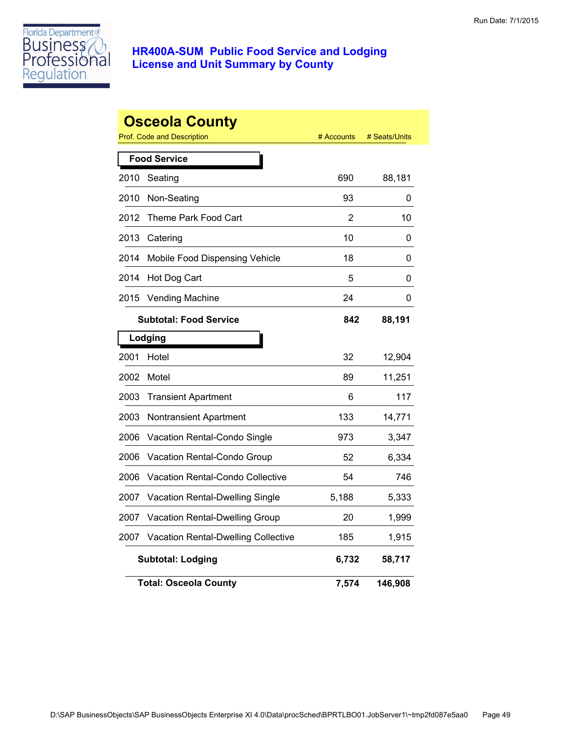# HR400A-SUM Public Food Service and Lodging License and Unit Summary by County

Run Date: 7/1/2015

## Osceola County

| Prof. Code and Description | | # Accounts | # Seats/Units |
|---|---|---|---|
| **Food Service** | | | |
| 2010 | Seating | 690 | 88,181 |
| 2010 | Non-Seating | 93 | 0 |
| 2012 | Theme Park Food Cart | 2 | 10 |
| 2013 | Catering | 10 | 0 |
| 2014 | Mobile Food Dispensing Vehicle | 18 | 0 |
| 2014 | Hot Dog Cart | 5 | 0 |
| 2015 | Vending Machine | 24 | 0 |
| | **Subtotal: Food Service** | **842** | **88,191** |
| **Lodging** | | | |
| 2001 | Hotel | 32 | 12,904 |
| 2002 | Motel | 89 | 11,251 |
| 2003 | Transient Apartment | 6 | 117 |
| 2003 | Nontransient Apartment | 133 | 14,771 |
| 2006 | Vacation Rental-Condo Single | 973 | 3,347 |
| 2006 | Vacation Rental-Condo Group | 52 | 6,334 |
| 2006 | Vacation Rental-Condo Collective | 54 | 746 |
| 2007 | Vacation Rental-Dwelling Single | 5,188 | 5,333 |
| 2007 | Vacation Rental-Dwelling Group | 20 | 1,999 |
| 2007 | Vacation Rental-Dwelling Collective | 185 | 1,915 |
| | **Subtotal: Lodging** | **6,732** | **58,717** |
| | **Total: Osceola County** | **7,574** | **146,908** |

D:\SAP BusinessObjects\SAP BusinessObjects Enterprise XI 4.0\Data\procSched\BPRTLBO01.JobServer1\~tmp2fd087e5aa0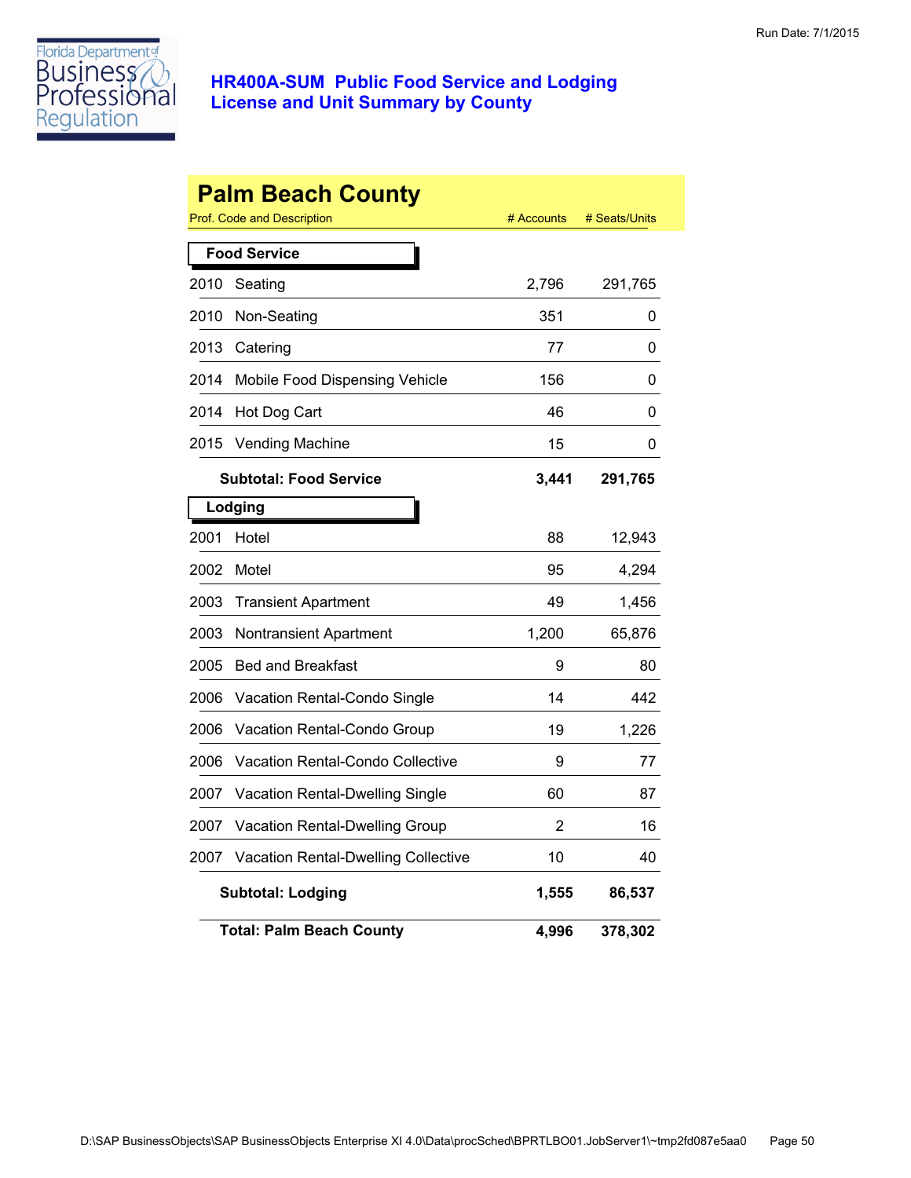# HR400A-SUM Public Food Service and Lodging License and Unit Summary by County

Run Date: 7/1/2015

## Palm Beach County

| Prof. Code and Description | | # Accounts | # Seats/Units |
|---|---|---|---|
| **Food Service** | | | |
| 2010 | Seating | 2,796 | 291,765 |
| 2010 | Non-Seating | 351 | 0 |
| 2013 | Catering | 77 | 0 |
| 2014 | Mobile Food Dispensing Vehicle | 156 | 0 |
| 2014 | Hot Dog Cart | 46 | 0 |
| 2015 | Vending Machine | 15 | 0 |
| **Subtotal: Food Service** | | **3,441** | **291,765** |
| **Lodging** | | | |
| 2001 | Hotel | 88 | 12,943 |
| 2002 | Motel | 95 | 4,294 |
| 2003 | Transient Apartment | 49 | 1,456 |
| 2003 | Nontransient Apartment | 1,200 | 65,876 |
| 2005 | Bed and Breakfast | 9 | 80 |
| 2006 | Vacation Rental-Condo Single | 14 | 442 |
| 2006 | Vacation Rental-Condo Group | 19 | 1,226 |
| 2006 | Vacation Rental-Condo Collective | 9 | 77 |
| 2007 | Vacation Rental-Dwelling Single | 60 | 87 |
| 2007 | Vacation Rental-Dwelling Group | 2 | 16 |
| 2007 | Vacation Rental-Dwelling Collective | 10 | 40 |
| **Subtotal: Lodging** | | **1,555** | **86,537** |
| **Total: Palm Beach County** | | **4,996** | **378,302** |

D:\SAP BusinessObjects\SAP BusinessObjects Enterprise XI 4.0\Data\procSched\BPRTLBO01.JobServer1\~tmp2fd087e5aa0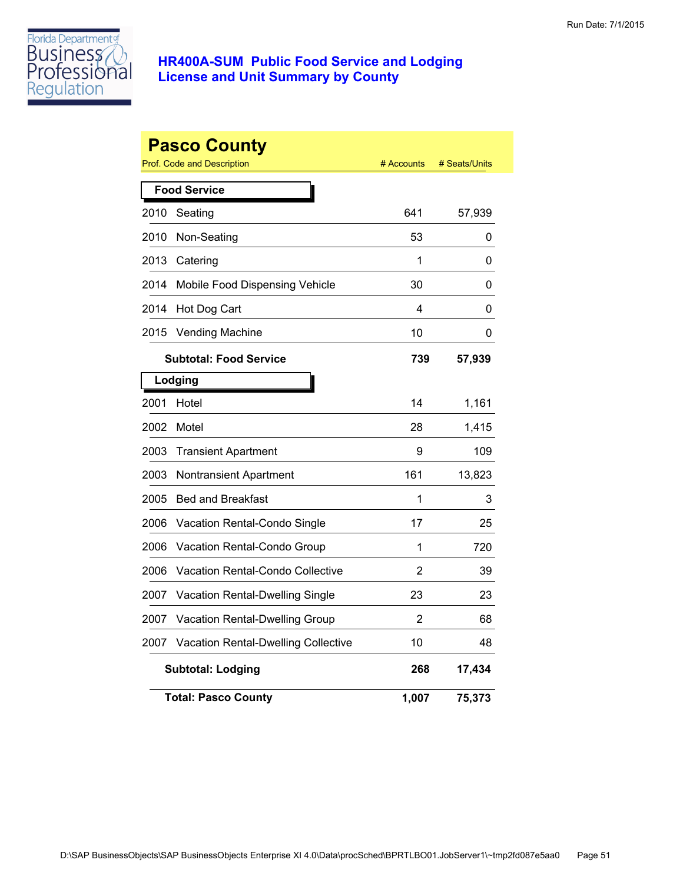# HR400A-SUM Public Food Service and Lodging License and Unit Summary by County

Run Date: 7/1/2015

## Pasco County

| Prof. Code and Description | | # Accounts | # Seats/Units |
|---|---|---|---|
| **Food Service** | | | |
| 2010 | Seating | 641 | 57,939 |
| 2010 | Non-Seating | 53 | 0 |
| 2013 | Catering | 1 | 0 |
| 2014 | Mobile Food Dispensing Vehicle | 30 | 0 |
| 2014 | Hot Dog Cart | 4 | 0 |
| 2015 | Vending Machine | 10 | 0 |
| **Subtotal: Food Service** | | **739** | **57,939** |
| **Lodging** | | | |
| 2001 | Hotel | 14 | 1,161 |
| 2002 | Motel | 28 | 1,415 |
| 2003 | Transient Apartment | 9 | 109 |
| 2003 | Nontransient Apartment | 161 | 13,823 |
| 2005 | Bed and Breakfast | 1 | 3 |
| 2006 | Vacation Rental-Condo Single | 17 | 25 |
| 2006 | Vacation Rental-Condo Group | 1 | 720 |
| 2006 | Vacation Rental-Condo Collective | 2 | 39 |
| 2007 | Vacation Rental-Dwelling Single | 23 | 23 |
| 2007 | Vacation Rental-Dwelling Group | 2 | 68 |
| 2007 | Vacation Rental-Dwelling Collective | 10 | 48 |
| **Subtotal: Lodging** | | **268** | **17,434** |
| **Total: Pasco County** | | **1,007** | **75,373** |

D:\SAP BusinessObjects\SAP BusinessObjects Enterprise XI 4.0\Data\procSched\BPRTLBO01.JobServer1\~tmp2fd087e5aa0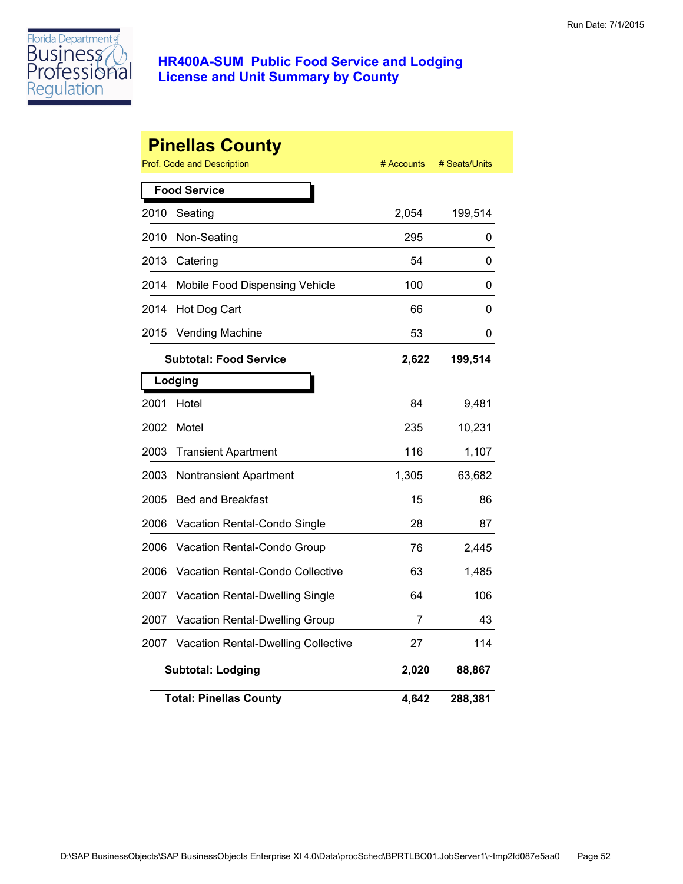# HR400A-SUM Public Food Service and Lodging License and Unit Summary by County

## Pinellas County

| Prof. Code and Description | # Accounts | # Seats/Units |
|---|---|---|
| **Food Service** | | |
| 2010 Seating | 2,054 | 199,514 |
| 2010 Non-Seating | 295 | 0 |
| 2013 Catering | 54 | 0 |
| 2014 Mobile Food Dispensing Vehicle | 100 | 0 |
| 2014 Hot Dog Cart | 66 | 0 |
| 2015 Vending Machine | 53 | 0 |
| **Subtotal: Food Service** | **2,622** | **199,514** |
| **Lodging** | | |
| 2001 Hotel | 84 | 9,481 |
| 2002 Motel | 235 | 10,231 |
| 2003 Transient Apartment | 116 | 1,107 |
| 2003 Nontransient Apartment | 1,305 | 63,682 |
| 2005 Bed and Breakfast | 15 | 86 |
| 2006 Vacation Rental-Condo Single | 28 | 87 |
| 2006 Vacation Rental-Condo Group | 76 | 2,445 |
| 2006 Vacation Rental-Condo Collective | 63 | 1,485 |
| 2007 Vacation Rental-Dwelling Single | 64 | 106 |
| 2007 Vacation Rental-Dwelling Group | 7 | 43 |
| 2007 Vacation Rental-Dwelling Collective | 27 | 114 |
| **Subtotal: Lodging** | **2,020** | **88,867** |
| **Total: Pinellas County** | **4,642** | **288,381** |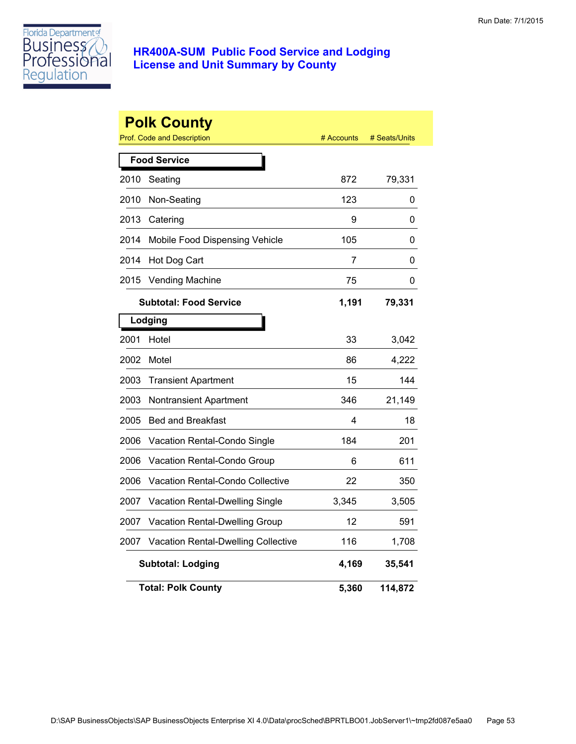# HR400A-SUM Public Food Service and Lodging License and Unit Summary by County

## Polk County

| Prof. Code and Description | | # Accounts | # Seats/Units |
|---|---|---|---|
| **Food Service** | | | |
| 2010 | Seating | 872 | 79,331 |
| 2010 | Non-Seating | 123 | 0 |
| 2013 | Catering | 9 | 0 |
| 2014 | Mobile Food Dispensing Vehicle | 105 | 0 |
| 2014 | Hot Dog Cart | 7 | 0 |
| 2015 | Vending Machine | 75 | 0 |
| | **Subtotal: Food Service** | **1,191** | **79,331** |
| **Lodging** | | | |
| 2001 | Hotel | 33 | 3,042 |
| 2002 | Motel | 86 | 4,222 |
| 2003 | Transient Apartment | 15 | 144 |
| 2003 | Nontransient Apartment | 346 | 21,149 |
| 2005 | Bed and Breakfast | 4 | 18 |
| 2006 | Vacation Rental-Condo Single | 184 | 201 |
| 2006 | Vacation Rental-Condo Group | 6 | 611 |
| 2006 | Vacation Rental-Condo Collective | 22 | 350 |
| 2007 | Vacation Rental-Dwelling Single | 3,345 | 3,505 |
| 2007 | Vacation Rental-Dwelling Group | 12 | 591 |
| 2007 | Vacation Rental-Dwelling Collective | 116 | 1,708 |
| | **Subtotal: Lodging** | **4,169** | **35,541** |
| | **Total: Polk County** | **5,360** | **114,872** |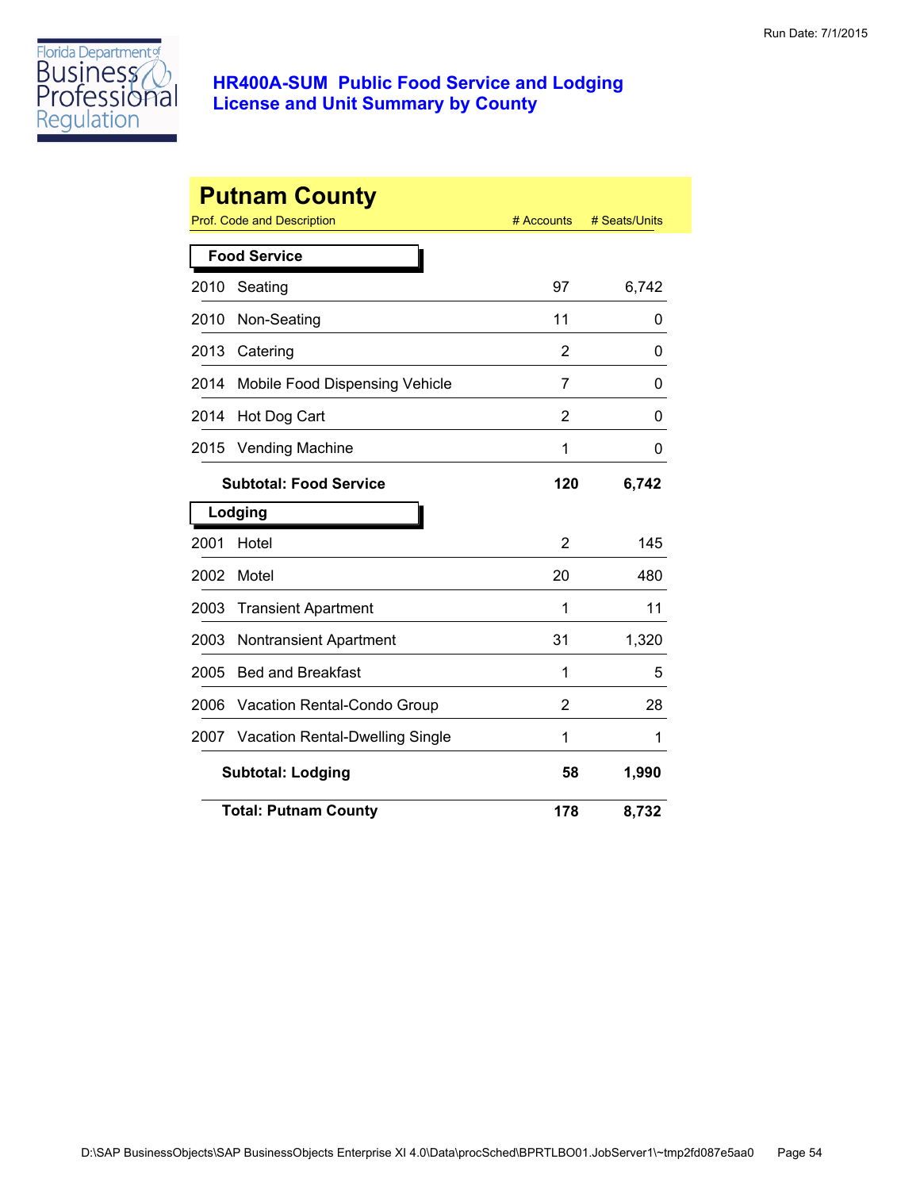Run Date: 7/1/2015

# HR400A-SUM Public Food Service and Lodging License and Unit Summary by County

## Putnam County

| Prof. Code and Description | | # Accounts | # Seats/Units |
|---|---|---|---|
| **Food Service** | | | |
| 2010 | Seating | 97 | 6,742 |
| 2010 | Non-Seating | 11 | 0 |
| 2013 | Catering | 2 | 0 |
| 2014 | Mobile Food Dispensing Vehicle | 7 | 0 |
| 2014 | Hot Dog Cart | 2 | 0 |
| 2015 | Vending Machine | 1 | 0 |
| | **Subtotal: Food Service** | **120** | **6,742** |
| **Lodging** | | | |
| 2001 | Hotel | 2 | 145 |
| 2002 | Motel | 20 | 480 |
| 2003 | Transient Apartment | 1 | 11 |
| 2003 | Nontransient Apartment | 31 | 1,320 |
| 2005 | Bed and Breakfast | 1 | 5 |
| 2006 | Vacation Rental-Condo Group | 2 | 28 |
| 2007 | Vacation Rental-Dwelling Single | 1 | 1 |
| | **Subtotal: Lodging** | **58** | **1,990** |
| | **Total: Putnam County** | **178** | **8,732** |

D:\SAP BusinessObjects\SAP BusinessObjects Enterprise XI 4.0\Data\procSched\BPRTLBO01.JobServer1\~tmp2fd087e5aa0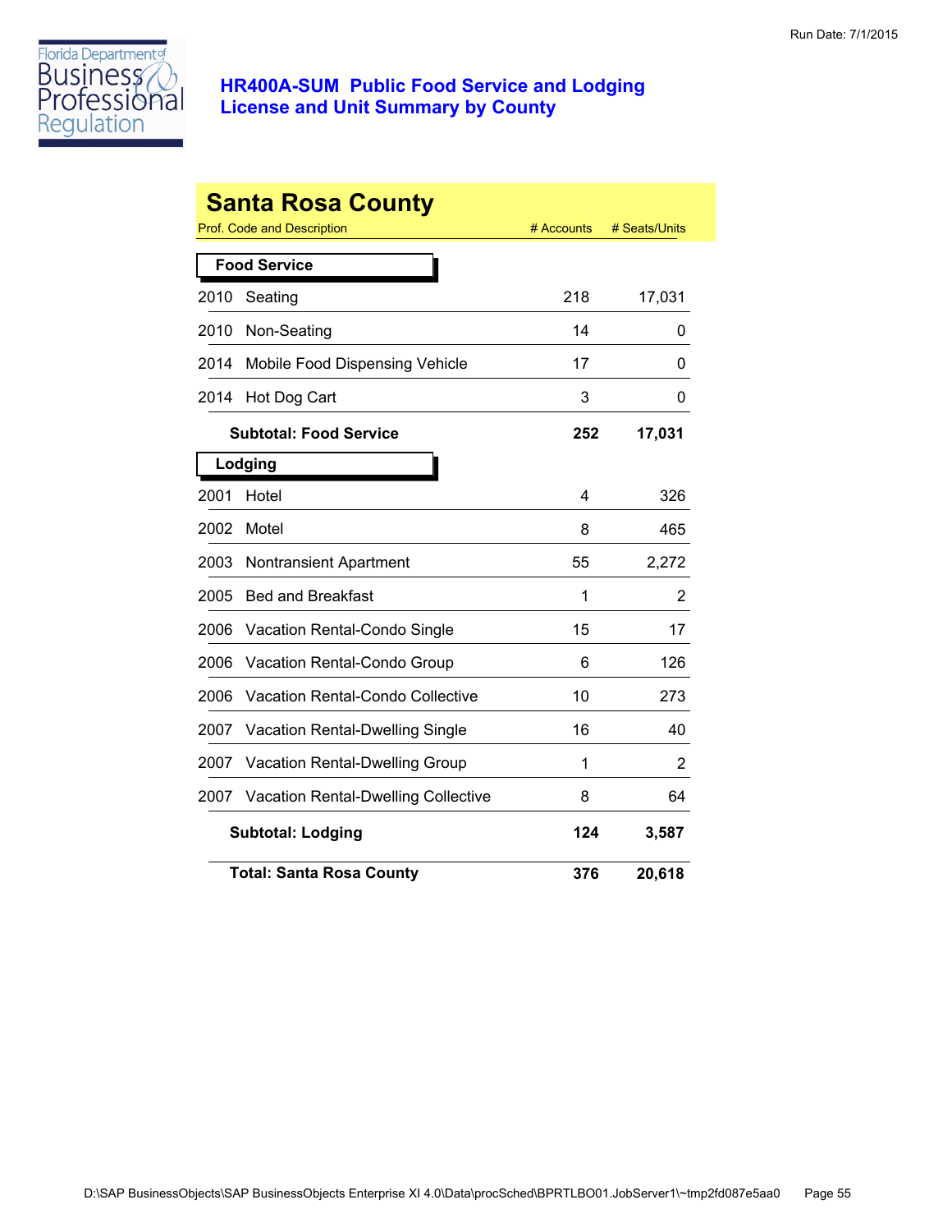# HR400A-SUM Public Food Service and Lodging License and Unit Summary by County

Run Date: 7/1/2015

## Santa Rosa County

| Prof. Code and Description | | # Accounts | # Seats/Units |
|---|---|---|---|
| **Food Service** | | | |
| 2010 | Seating | 218 | 17,031 |
| 2010 | Non-Seating | 14 | 0 |
| 2014 | Mobile Food Dispensing Vehicle | 17 | 0 |
| 2014 | Hot Dog Cart | 3 | 0 |
| | **Subtotal: Food Service** | **252** | **17,031** |
| **Lodging** | | | |
| 2001 | Hotel | 4 | 326 |
| 2002 | Motel | 8 | 465 |
| 2003 | Nontransient Apartment | 55 | 2,272 |
| 2005 | Bed and Breakfast | 1 | 2 |
| 2006 | Vacation Rental-Condo Single | 15 | 17 |
| 2006 | Vacation Rental-Condo Group | 6 | 126 |
| 2006 | Vacation Rental-Condo Collective | 10 | 273 |
| 2007 | Vacation Rental-Dwelling Single | 16 | 40 |
| 2007 | Vacation Rental-Dwelling Group | 1 | 2 |
| 2007 | Vacation Rental-Dwelling Collective | 8 | 64 |
| | **Subtotal: Lodging** | **124** | **3,587** |
| | **Total: Santa Rosa County** | **376** | **20,618** |

D:\SAP BusinessObjects\SAP BusinessObjects Enterprise XI 4.0\Data\procSched\BPRTLBO01.JobServer1\~tmp2fd087e5aa0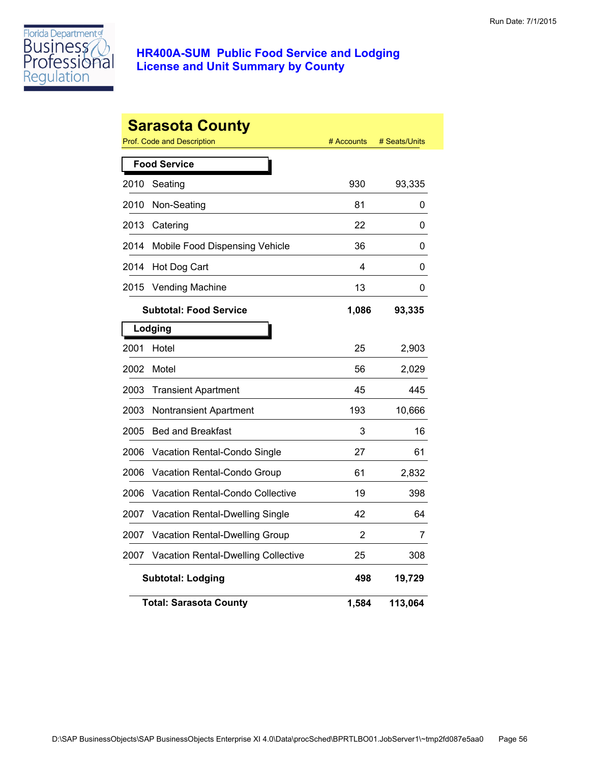Run Date: 7/1/2015

# HR400A-SUM Public Food Service and Lodging License and Unit Summary by County

## Sarasota County

| Prof. Code and Description | # Accounts | # Seats/Units |
|---|---|---|
| **Food Service** | | |
| 2010 Seating | 930 | 93,335 |
| 2010 Non-Seating | 81 | 0 |
| 2013 Catering | 22 | 0 |
| 2014 Mobile Food Dispensing Vehicle | 36 | 0 |
| 2014 Hot Dog Cart | 4 | 0 |
| 2015 Vending Machine | 13 | 0 |
| **Subtotal: Food Service** | **1,086** | **93,335** |
| **Lodging** | | |
| 2001 Hotel | 25 | 2,903 |
| 2002 Motel | 56 | 2,029 |
| 2003 Transient Apartment | 45 | 445 |
| 2003 Nontransient Apartment | 193 | 10,666 |
| 2005 Bed and Breakfast | 3 | 16 |
| 2006 Vacation Rental-Condo Single | 27 | 61 |
| 2006 Vacation Rental-Condo Group | 61 | 2,832 |
| 2006 Vacation Rental-Condo Collective | 19 | 398 |
| 2007 Vacation Rental-Dwelling Single | 42 | 64 |
| 2007 Vacation Rental-Dwelling Group | 2 | 7 |
| 2007 Vacation Rental-Dwelling Collective | 25 | 308 |
| **Subtotal: Lodging** | **498** | **19,729** |
| **Total: Sarasota County** | **1,584** | **113,064** |

D:\SAP BusinessObjects\SAP BusinessObjects Enterprise XI 4.0\Data\procSched\BPRTLBO01.JobServer1\~tmp2fd087e5aa0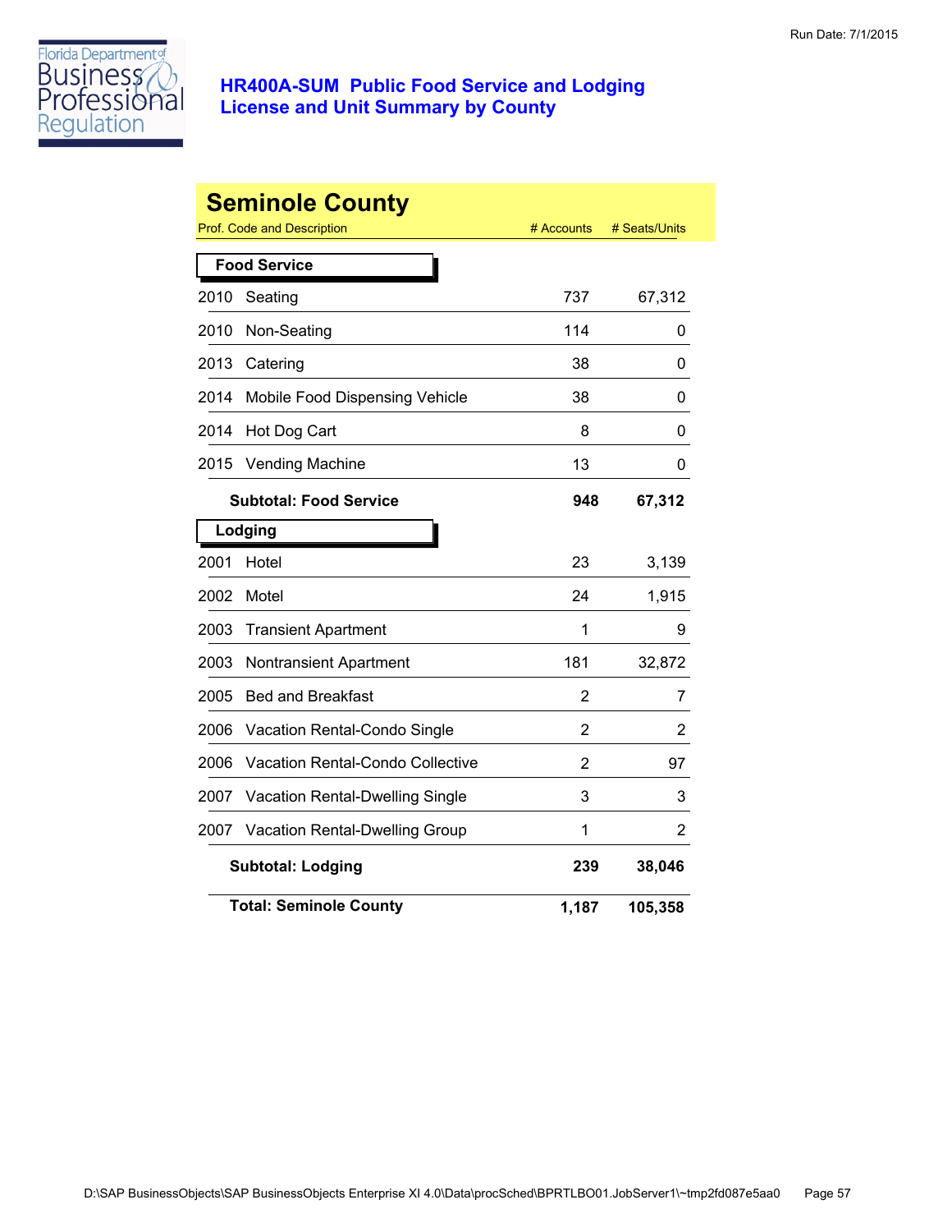Run Date: 7/1/2015

# HR400A-SUM Public Food Service and Lodging License and Unit Summary by County

## Seminole County

| Prof. Code and Description | | # Accounts | # Seats/Units |
|---|---|---|---|
| **Food Service** | | | |
| 2010 | Seating | 737 | 67,312 |
| 2010 | Non-Seating | 114 | 0 |
| 2013 | Catering | 38 | 0 |
| 2014 | Mobile Food Dispensing Vehicle | 38 | 0 |
| 2014 | Hot Dog Cart | 8 | 0 |
| 2015 | Vending Machine | 13 | 0 |
| | **Subtotal: Food Service** | **948** | **67,312** |
| **Lodging** | | | |
| 2001 | Hotel | 23 | 3,139 |
| 2002 | Motel | 24 | 1,915 |
| 2003 | Transient Apartment | 1 | 9 |
| 2003 | Nontransient Apartment | 181 | 32,872 |
| 2005 | Bed and Breakfast | 2 | 7 |
| 2006 | Vacation Rental-Condo Single | 2 | 2 |
| 2006 | Vacation Rental-Condo Collective | 2 | 97 |
| 2007 | Vacation Rental-Dwelling Single | 3 | 3 |
| 2007 | Vacation Rental-Dwelling Group | 1 | 2 |
| | **Subtotal: Lodging** | **239** | **38,046** |
| | **Total: Seminole County** | **1,187** | **105,358** |

D:\SAP BusinessObjects\SAP BusinessObjects Enterprise XI 4.0\Data\procSched\BPRTLBO01.JobServer1\~tmp2fd087e5aa0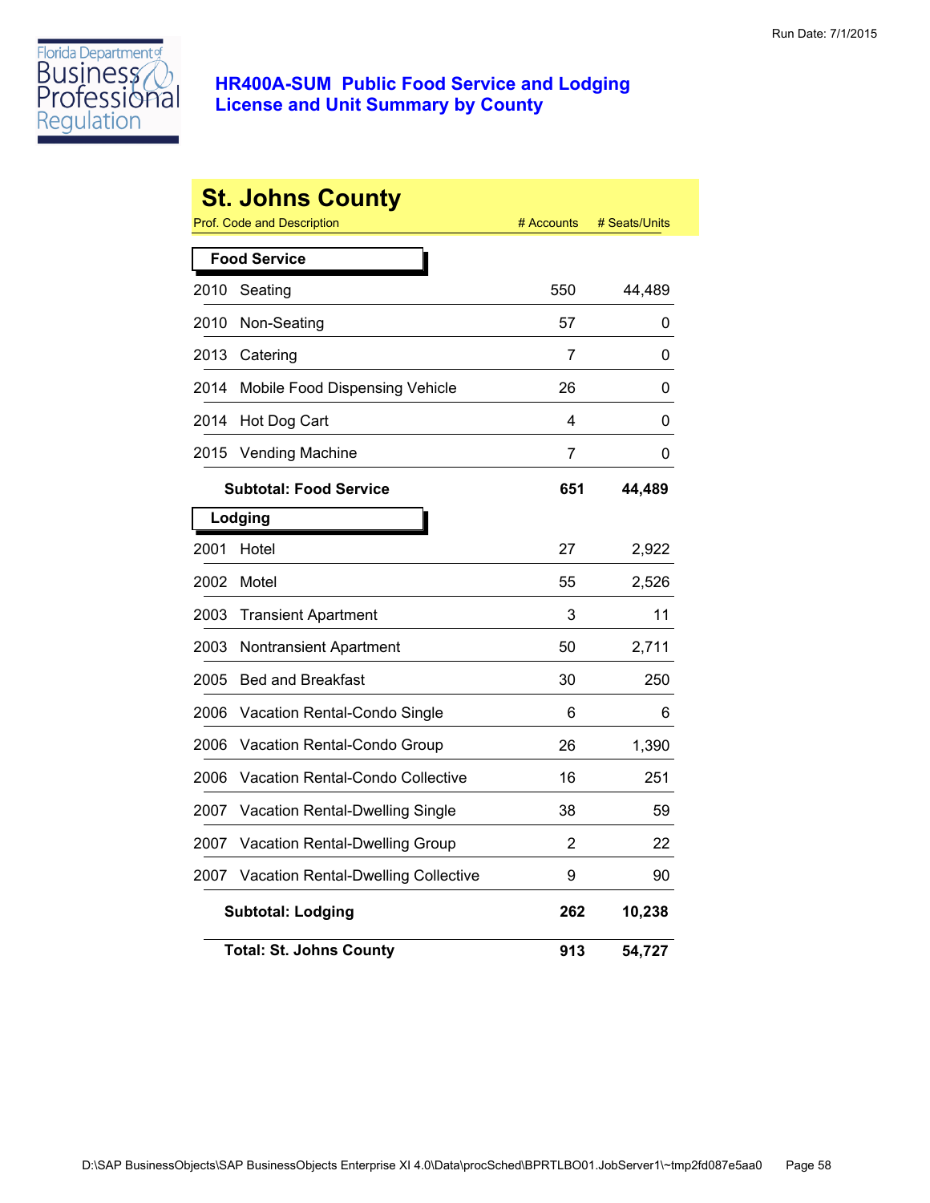Run Date: 7/1/2015

# HR400A-SUM Public Food Service and Lodging License and Unit Summary by County

## St. Johns County

| Prof. Code and Description | | # Accounts | # Seats/Units |
|---|---|---|---|
| **Food Service** | | | |
| 2010 | Seating | 550 | 44,489 |
| 2010 | Non-Seating | 57 | 0 |
| 2013 | Catering | 7 | 0 |
| 2014 | Mobile Food Dispensing Vehicle | 26 | 0 |
| 2014 | Hot Dog Cart | 4 | 0 |
| 2015 | Vending Machine | 7 | 0 |
| | **Subtotal: Food Service** | **651** | **44,489** |
| **Lodging** | | | |
| 2001 | Hotel | 27 | 2,922 |
| 2002 | Motel | 55 | 2,526 |
| 2003 | Transient Apartment | 3 | 11 |
| 2003 | Nontransient Apartment | 50 | 2,711 |
| 2005 | Bed and Breakfast | 30 | 250 |
| 2006 | Vacation Rental-Condo Single | 6 | 6 |
| 2006 | Vacation Rental-Condo Group | 26 | 1,390 |
| 2006 | Vacation Rental-Condo Collective | 16 | 251 |
| 2007 | Vacation Rental-Dwelling Single | 38 | 59 |
| 2007 | Vacation Rental-Dwelling Group | 2 | 22 |
| 2007 | Vacation Rental-Dwelling Collective | 9 | 90 |
| | **Subtotal: Lodging** | **262** | **10,238** |
| | **Total: St. Johns County** | **913** | **54,727** |

D:\SAP BusinessObjects\SAP BusinessObjects Enterprise XI 4.0\Data\procSched\BPRTLBO01.JobServer1\~tmp2fd087e5aa0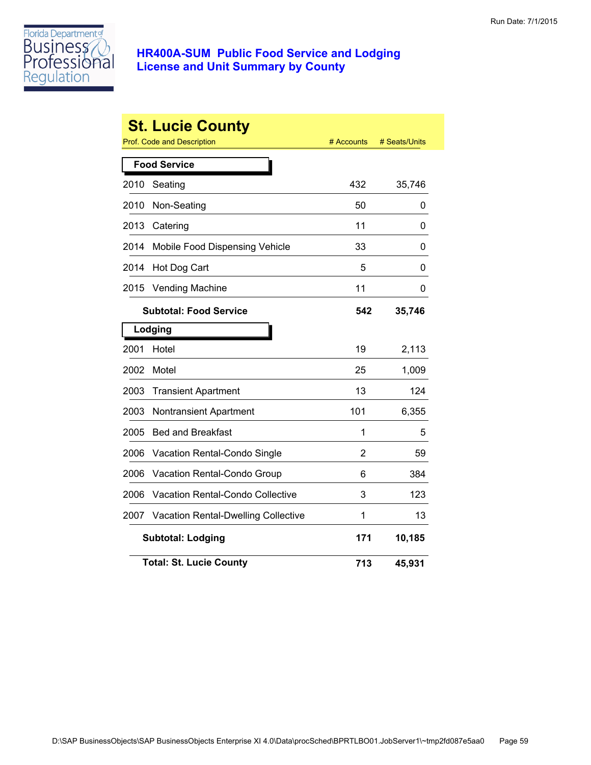# HR400A-SUM Public Food Service and Lodging License and Unit Summary by County

Run Date: 7/1/2015

## St. Lucie County

| Prof. Code and Description | | # Accounts | # Seats/Units |
|---|---|---|---|
| **Food Service** | | | |
| 2010 | Seating | 432 | 35,746 |
| 2010 | Non-Seating | 50 | 0 |
| 2013 | Catering | 11 | 0 |
| 2014 | Mobile Food Dispensing Vehicle | 33 | 0 |
| 2014 | Hot Dog Cart | 5 | 0 |
| 2015 | Vending Machine | 11 | 0 |
| | **Subtotal: Food Service** | **542** | **35,746** |
| **Lodging** | | | |
| 2001 | Hotel | 19 | 2,113 |
| 2002 | Motel | 25 | 1,009 |
| 2003 | Transient Apartment | 13 | 124 |
| 2003 | Nontransient Apartment | 101 | 6,355 |
| 2005 | Bed and Breakfast | 1 | 5 |
| 2006 | Vacation Rental-Condo Single | 2 | 59 |
| 2006 | Vacation Rental-Condo Group | 6 | 384 |
| 2006 | Vacation Rental-Condo Collective | 3 | 123 |
| 2007 | Vacation Rental-Dwelling Collective | 1 | 13 |
| | **Subtotal: Lodging** | **171** | **10,185** |
| | **Total: St. Lucie County** | **713** | **45,931** |

D:\SAP BusinessObjects\SAP BusinessObjects Enterprise XI 4.0\Data\procSched\BPRTLBO01.JobServer1\~tmp2fd087e5aa0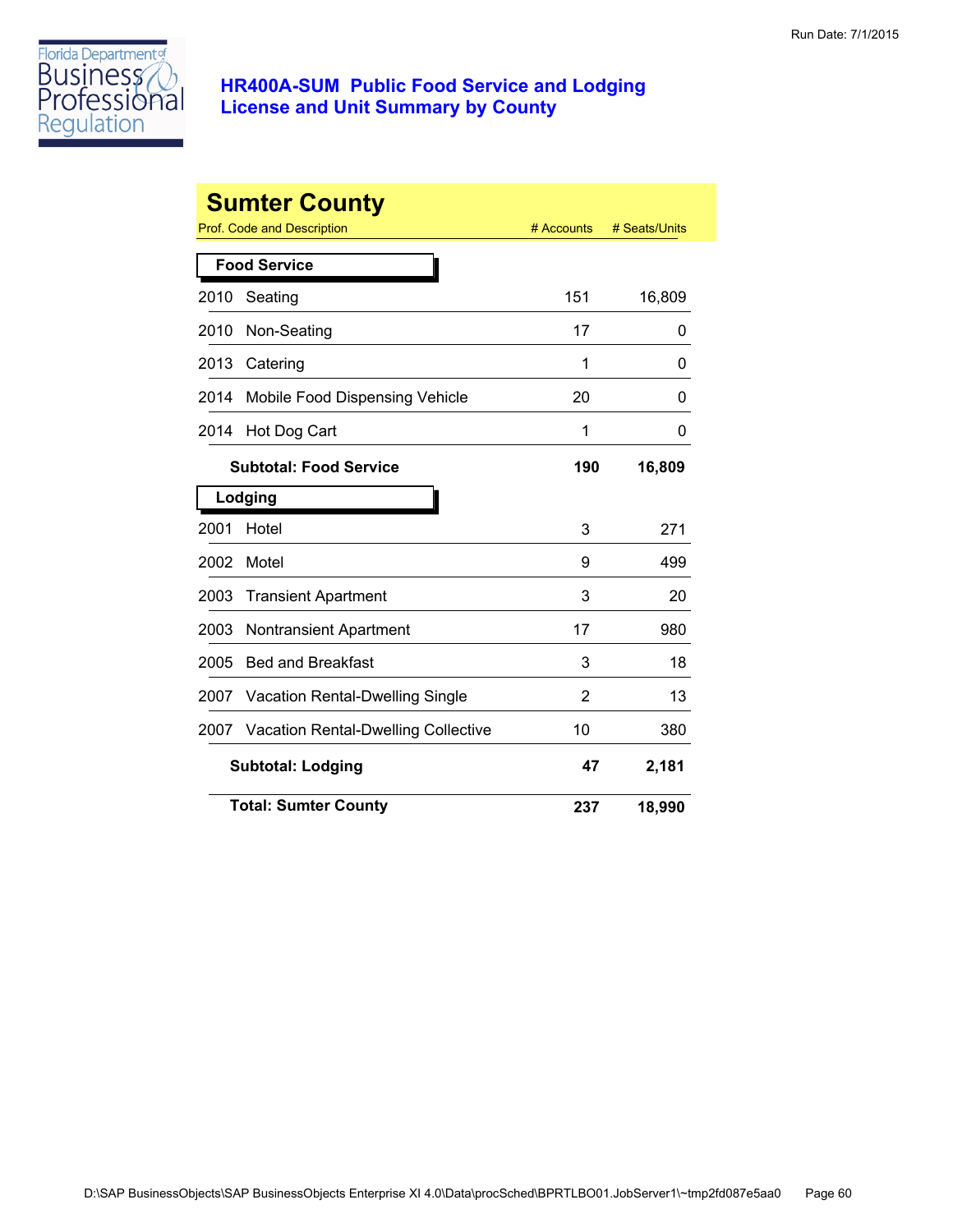Florida Department of Business & Professional Regulation

# HR400A-SUM Public Food Service and Lodging License and Unit Summary by County

## Sumter County

| Prof. Code and Description | | # Accounts | # Seats/Units |
|---|---|---|---|
| **Food Service** | | | |
| 2010 | Seating | 151 | 16,809 |
| 2010 | Non-Seating | 17 | 0 |
| 2013 | Catering | 1 | 0 |
| 2014 | Mobile Food Dispensing Vehicle | 20 | 0 |
| 2014 | Hot Dog Cart | 1 | 0 |
| | **Subtotal: Food Service** | **190** | **16,809** |
| **Lodging** | | | |
| 2001 | Hotel | 3 | 271 |
| 2002 | Motel | 9 | 499 |
| 2003 | Transient Apartment | 3 | 20 |
| 2003 | Nontransient Apartment | 17 | 980 |
| 2005 | Bed and Breakfast | 3 | 18 |
| 2007 | Vacation Rental-Dwelling Single | 2 | 13 |
| 2007 | Vacation Rental-Dwelling Collective | 10 | 380 |
| | **Subtotal: Lodging** | **47** | **2,181** |
| | **Total: Sumter County** | **237** | **18,990** |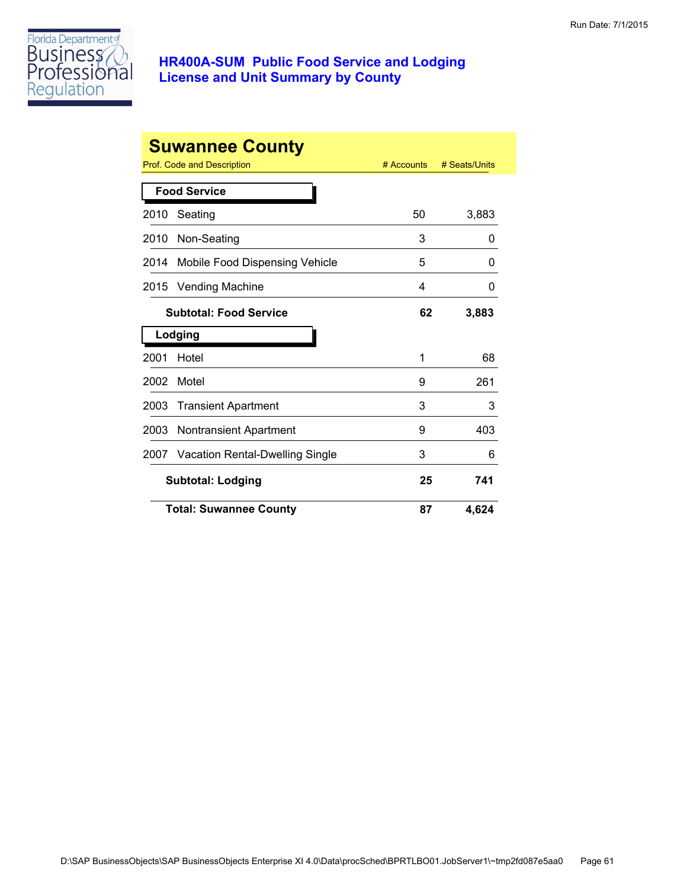# HR400A-SUM Public Food Service and Lodging License and Unit Summary by County

## Suwannee County

| Prof. Code and Description | | # Accounts | # Seats/Units |
|---|---|---|---|
| **Food Service** | | | |
| 2010 | Seating | 50 | 3,883 |
| 2010 | Non-Seating | 3 | 0 |
| 2014 | Mobile Food Dispensing Vehicle | 5 | 0 |
| 2015 | Vending Machine | 4 | 0 |
| | **Subtotal: Food Service** | **62** | **3,883** |
| **Lodging** | | | |
| 2001 | Hotel | 1 | 68 |
| 2002 | Motel | 9 | 261 |
| 2003 | Transient Apartment | 3 | 3 |
| 2003 | Nontransient Apartment | 9 | 403 |
| 2007 | Vacation Rental-Dwelling Single | 3 | 6 |
| | **Subtotal: Lodging** | **25** | **741** |
| | **Total: Suwannee County** | **87** | **4,624** |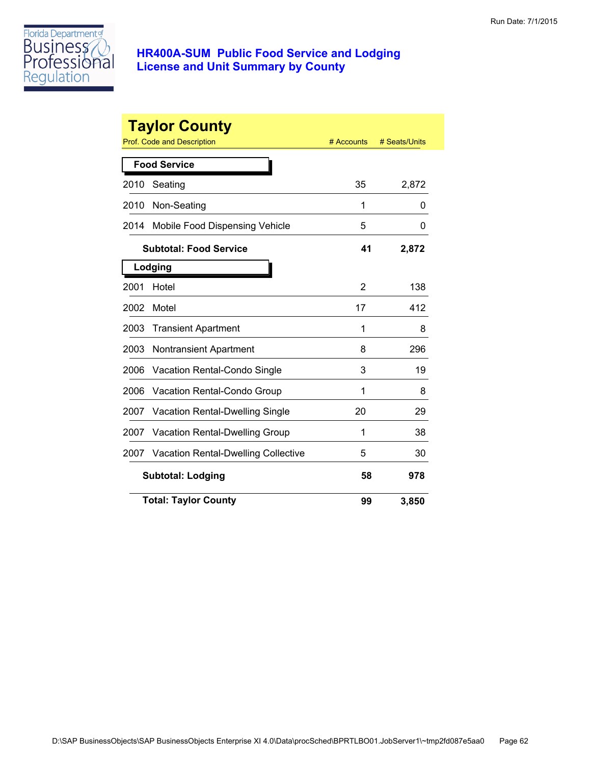# HR400A-SUM Public Food Service and Lodging License and Unit Summary by County

Run Date: 7/1/2015

## Taylor County

| Prof. Code and Description | | # Accounts | # Seats/Units |
|---|---|---|---|
| **Food Service** | | | |
| 2010 | Seating | 35 | 2,872 |
| 2010 | Non-Seating | 1 | 0 |
| 2014 | Mobile Food Dispensing Vehicle | 5 | 0 |
| | **Subtotal: Food Service** | **41** | **2,872** |
| **Lodging** | | | |
| 2001 | Hotel | 2 | 138 |
| 2002 | Motel | 17 | 412 |
| 2003 | Transient Apartment | 1 | 8 |
| 2003 | Nontransient Apartment | 8 | 296 |
| 2006 | Vacation Rental-Condo Single | 3 | 19 |
| 2006 | Vacation Rental-Condo Group | 1 | 8 |
| 2007 | Vacation Rental-Dwelling Single | 20 | 29 |
| 2007 | Vacation Rental-Dwelling Group | 1 | 38 |
| 2007 | Vacation Rental-Dwelling Collective | 5 | 30 |
| | **Subtotal: Lodging** | **58** | **978** |
| | **Total: Taylor County** | **99** | **3,850** |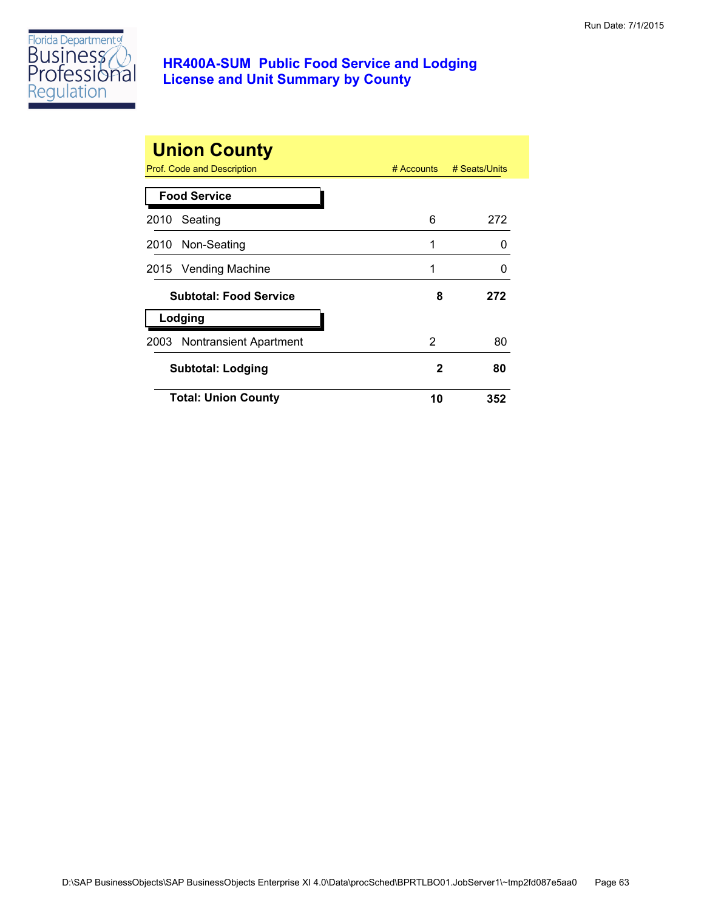# HR400A-SUM Public Food Service and Lodging License and Unit Summary by County

Run Date: 7/1/2015

## Union County

| Prof. Code and Description | # Accounts | # Seats/Units |
|---|---|---|
| **Food Service** | | |
| 2010 Seating | 6 | 272 |
| 2010 Non-Seating | 1 | 0 |
| 2015 Vending Machine | 1 | 0 |
| **Subtotal: Food Service** | **8** | **272** |
| **Lodging** | | |
| 2003 Nontransient Apartment | 2 | 80 |
| **Subtotal: Lodging** | **2** | **80** |
| **Total: Union County** | **10** | **352** |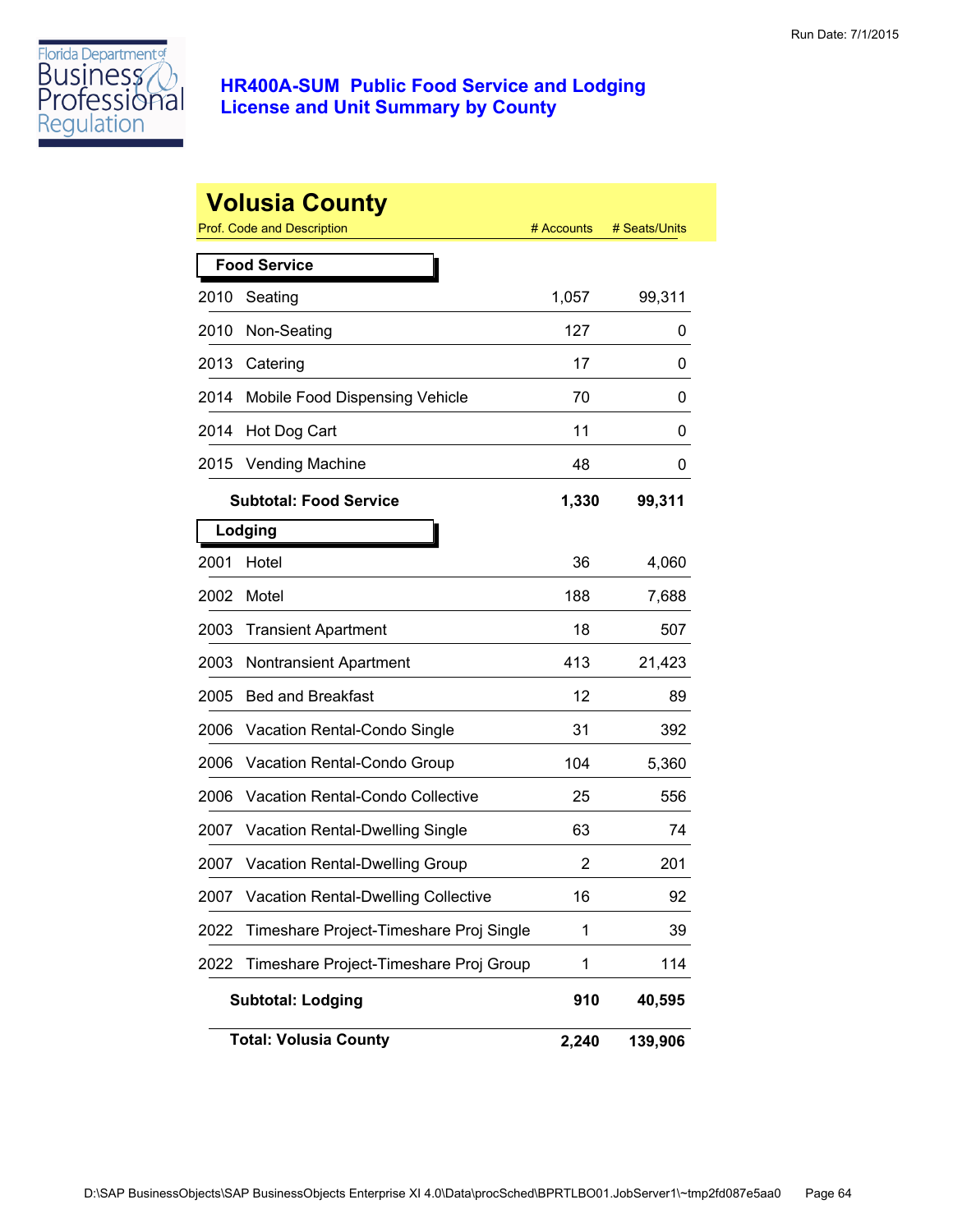# HR400A-SUM Public Food Service and Lodging License and Unit Summary by County

Run Date: 7/1/2015

## Volusia County

| Prof. Code and Description | | # Accounts | # Seats/Units |
|---|---|---|---|
| **Food Service** | | | |
| 2010 | Seating | 1,057 | 99,311 |
| 2010 | Non-Seating | 127 | 0 |
| 2013 | Catering | 17 | 0 |
| 2014 | Mobile Food Dispensing Vehicle | 70 | 0 |
| 2014 | Hot Dog Cart | 11 | 0 |
| 2015 | Vending Machine | 48 | 0 |
| | **Subtotal: Food Service** | **1,330** | **99,311** |
| **Lodging** | | | |
| 2001 | Hotel | 36 | 4,060 |
| 2002 | Motel | 188 | 7,688 |
| 2003 | Transient Apartment | 18 | 507 |
| 2003 | Nontransient Apartment | 413 | 21,423 |
| 2005 | Bed and Breakfast | 12 | 89 |
| 2006 | Vacation Rental-Condo Single | 31 | 392 |
| 2006 | Vacation Rental-Condo Group | 104 | 5,360 |
| 2006 | Vacation Rental-Condo Collective | 25 | 556 |
| 2007 | Vacation Rental-Dwelling Single | 63 | 74 |
| 2007 | Vacation Rental-Dwelling Group | 2 | 201 |
| 2007 | Vacation Rental-Dwelling Collective | 16 | 92 |
| 2022 | Timeshare Project-Timeshare Proj Single | 1 | 39 |
| 2022 | Timeshare Project-Timeshare Proj Group | 1 | 114 |
| | **Subtotal: Lodging** | **910** | **40,595** |
| | **Total: Volusia County** | **2,240** | **139,906** |

D:\SAP BusinessObjects\SAP BusinessObjects Enterprise XI 4.0\Data\procSched\BPRTLBO01.JobServer1\~tmp2fd087e5aa0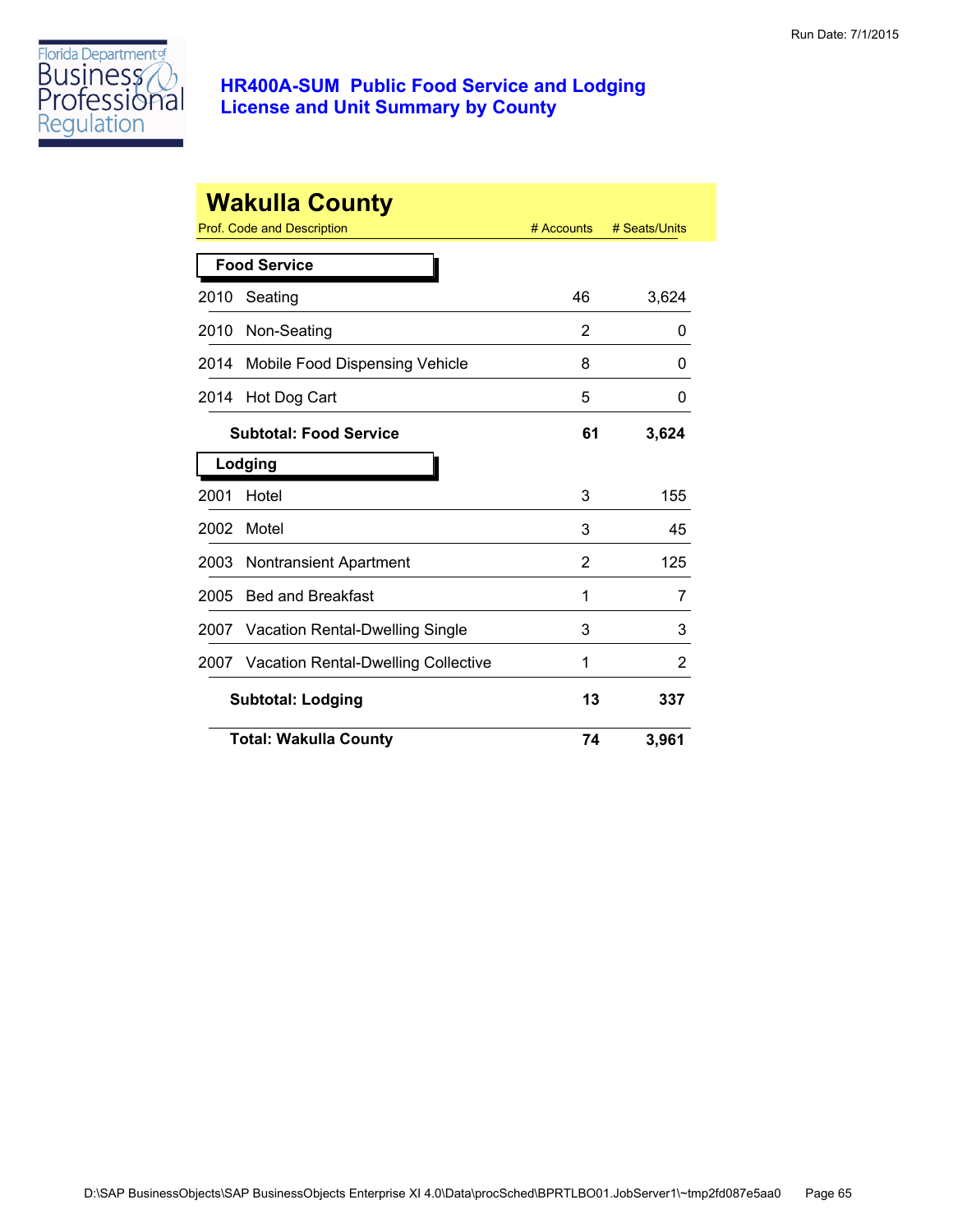# HR400A-SUM Public Food Service and Lodging License and Unit Summary by County

Run Date: 7/1/2015

## Wakulla County

| Prof. Code and Description | # Accounts | # Seats/Units |
|---|---|---|
| **Food Service** | | |
| 2010 Seating | 46 | 3,624 |
| 2010 Non-Seating | 2 | 0 |
| 2014 Mobile Food Dispensing Vehicle | 8 | 0 |
| 2014 Hot Dog Cart | 5 | 0 |
| **Subtotal: Food Service** | **61** | **3,624** |
| **Lodging** | | |
| 2001 Hotel | 3 | 155 |
| 2002 Motel | 3 | 45 |
| 2003 Nontransient Apartment | 2 | 125 |
| 2005 Bed and Breakfast | 1 | 7 |
| 2007 Vacation Rental-Dwelling Single | 3 | 3 |
| 2007 Vacation Rental-Dwelling Collective | 1 | 2 |
| **Subtotal: Lodging** | **13** | **337** |
| **Total: Wakulla County** | **74** | **3,961** |

D:\SAP BusinessObjects\SAP BusinessObjects Enterprise XI 4.0\Data\procSched\BPRTLBO01.JobServer1\~tmp2fd087e5aa0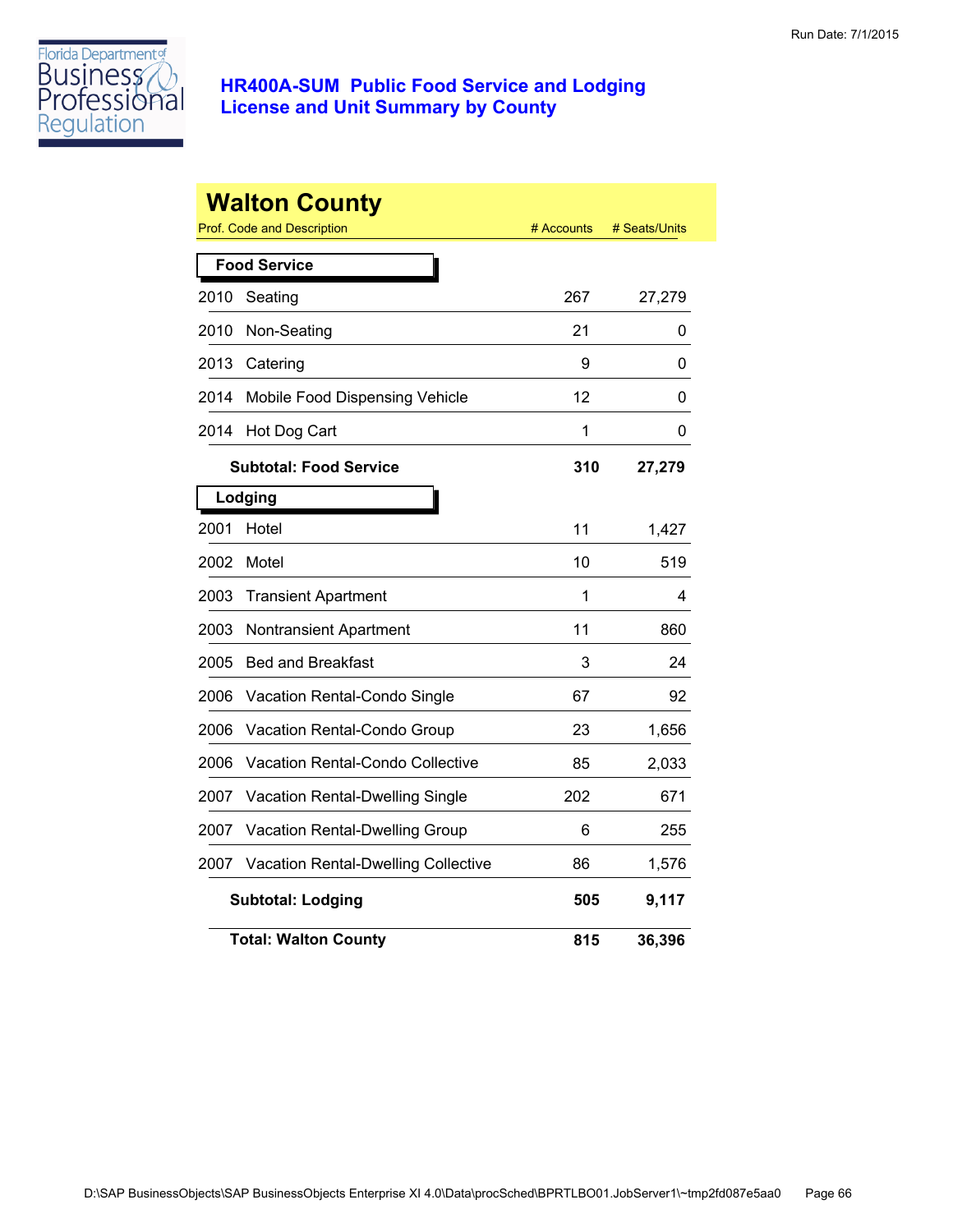# HR400A-SUM Public Food Service and Lodging License and Unit Summary by County

Run Date: 7/1/2015

## Walton County

| Prof. Code and Description | | # Accounts | # Seats/Units |
|---|---|---|---|
| **Food Service** | | | |
| 2010 | Seating | 267 | 27,279 |
| 2010 | Non-Seating | 21 | 0 |
| 2013 | Catering | 9 | 0 |
| 2014 | Mobile Food Dispensing Vehicle | 12 | 0 |
| 2014 | Hot Dog Cart | 1 | 0 |
| | **Subtotal: Food Service** | **310** | **27,279** |
| **Lodging** | | | |
| 2001 | Hotel | 11 | 1,427 |
| 2002 | Motel | 10 | 519 |
| 2003 | Transient Apartment | 1 | 4 |
| 2003 | Nontransient Apartment | 11 | 860 |
| 2005 | Bed and Breakfast | 3 | 24 |
| 2006 | Vacation Rental-Condo Single | 67 | 92 |
| 2006 | Vacation Rental-Condo Group | 23 | 1,656 |
| 2006 | Vacation Rental-Condo Collective | 85 | 2,033 |
| 2007 | Vacation Rental-Dwelling Single | 202 | 671 |
| 2007 | Vacation Rental-Dwelling Group | 6 | 255 |
| 2007 | Vacation Rental-Dwelling Collective | 86 | 1,576 |
| | **Subtotal: Lodging** | **505** | **9,117** |
| | **Total: Walton County** | **815** | **36,396** |

D:\SAP BusinessObjects\SAP BusinessObjects Enterprise XI 4.0\Data\procSched\BPRTLBO01.JobServer1\~tmp2fd087e5aa0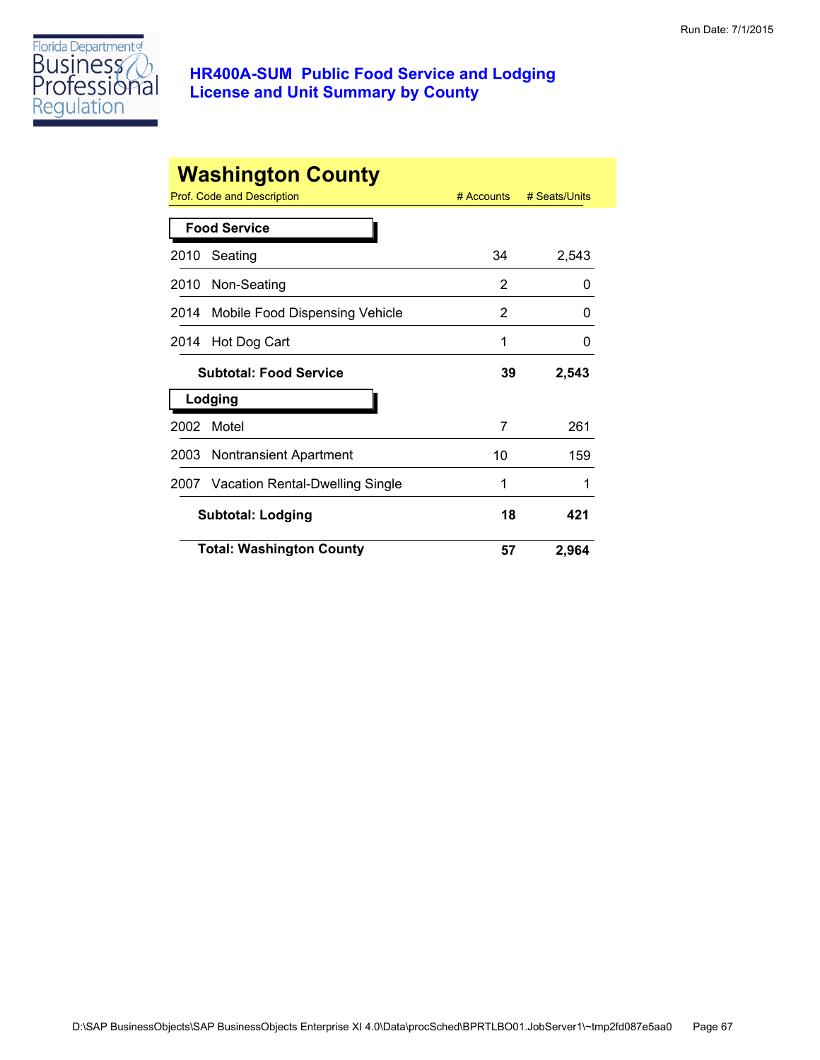# HR400A-SUM Public Food Service and Lodging License and Unit Summary by County

## Washington County

| Prof. Code and Description | # Accounts | # Seats/Units |
|---|---|---|
| **Food Service** | | |
| 2010 Seating | 34 | 2,543 |
| 2010 Non-Seating | 2 | 0 |
| 2014 Mobile Food Dispensing Vehicle | 2 | 0 |
| 2014 Hot Dog Cart | 1 | 0 |
| **Subtotal: Food Service** | **39** | **2,543** |
| **Lodging** | | |
| 2002 Motel | 7 | 261 |
| 2003 Nontransient Apartment | 10 | 159 |
| 2007 Vacation Rental-Dwelling Single | 1 | 1 |
| **Subtotal: Lodging** | **18** | **421** |
| **Total: Washington County** | **57** | **2,964** |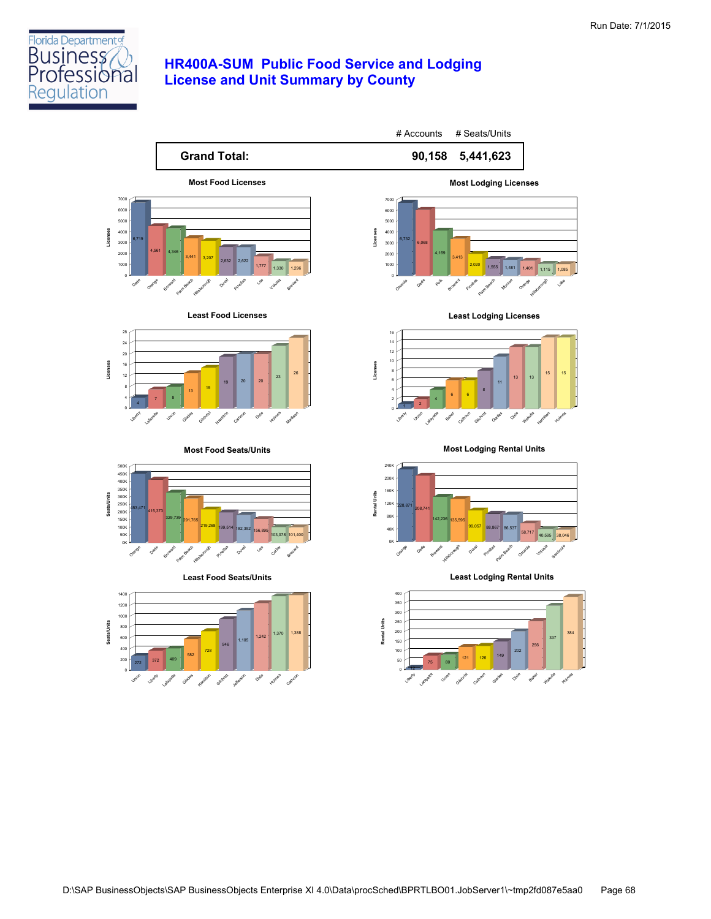Run Date: 7/1/2015

Florida Department of Business & Professional Regulation

# HR400A-SUM Public Food Service and Lodging License and Unit Summary by County

| | # Accounts | # Seats/Units |
|---|---|---|
| **Grand Total:** | **90,158** | **5,441,623** |

**Most Food Licenses**

Licenses

7000 6000 5000 4000 3000 2000 1000 0

6,719 4,561 4,346 3,441 3,207 2,632 2,622 1,777 1,330 1,296

Dade Orange Broward Palm Beach Hillsborough Duval Pinellas Lee Volusia Brevard

**Most Lodging Licenses**

Licenses

7000 6000 5000 4000 3000 2000 1000 0

6,732 6,068 4,169 3,413 2,020 1,555 1,481 1,401 1,115 1,085

Okaloosa Dade Polk Broward Pinellas Palm Beach Monroe Orange Hillsborough Lake

**Least Food Licenses**

Licenses

28 24 20 16 12 8 4 0

4 7 8 13 15 19 20 20 23 26

Liberty Lafayette Union Glades Gilchrist Hamilton Calhoun Dixie Holmes Madison

**Least Lodging Licenses**

Licenses

16 14 12 10 8 6 4 2 0

1 2 4 6 6 8 11 13 13 15 15

Liberty Union Lafayette Baker Calhoun Gilchrist Glades Dixie Wakulla Hamilton Holmes

**Most Food Seats/Units**

Seats/Units

500K 450K 400K 350K 300K 250K 200K 150K 100K 50K 0K

453,471 415,373 329,739 291,765 219,268 199,514 182,352 156,895 103,078 101,400

Orange Dade Broward Palm Beach Hillsborough Pinellas Duval Lee Collier Brevard

**Most Lodging Rental Units**

Rental Units

240K 200K 160K 120K 80K 40K 0K

228,871 208,741 142,236 135,595 99,057 88,867 86,537 58,717 40,595 38,046

Orange Dade Broward Hillsborough Duval Pinellas Palm Beach Okaloosa Volusia Seminole

**Least Food Seats/Units**

Seats/Units

1400 1200 1000 800 600 400 200 0

272 372 409 582 728 946 1,105 1,242 1,370 1,388

Union Liberty Lafayette Glades Hamilton Gilchrist Jefferson Dixie Holmes Calhoun

**Least Lodging Rental Units**

Rental Units

400 350 300 250 200 150 100 50 0

12 75 80 121 126 149 202 256 337 384

Liberty Lafayette Union Gilchrist Calhoun Glades Dixie Baker Wakulla Holmes

D:\SAP BusinessObjects\SAP BusinessObjects Enterprise XI 4.0\Data\procSched\BPRTLBO01.JobServer1\~tmp2fd087e5aa0